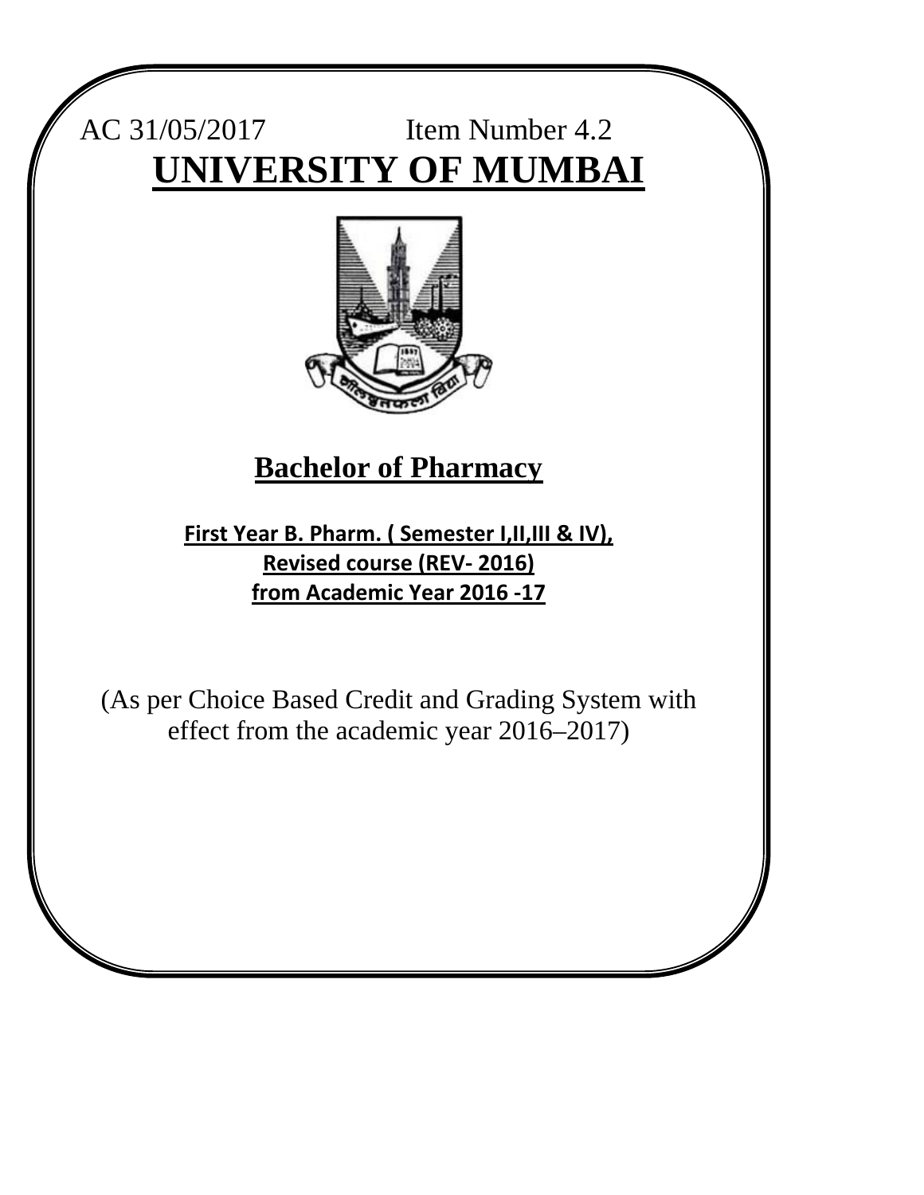AC 31/05/2017 Item Number 4.2

# UNIVERSITY OF MUMBAI

## Bachelor of Pharmacy

**First Year B. Pharm. ( Semester I,II,III & IV),**
**Revised course (REV- 2016)**
**from Academic Year 2016 -17**

(As per Choice Based Credit and Grading System with effect from the academic year 2016–2017)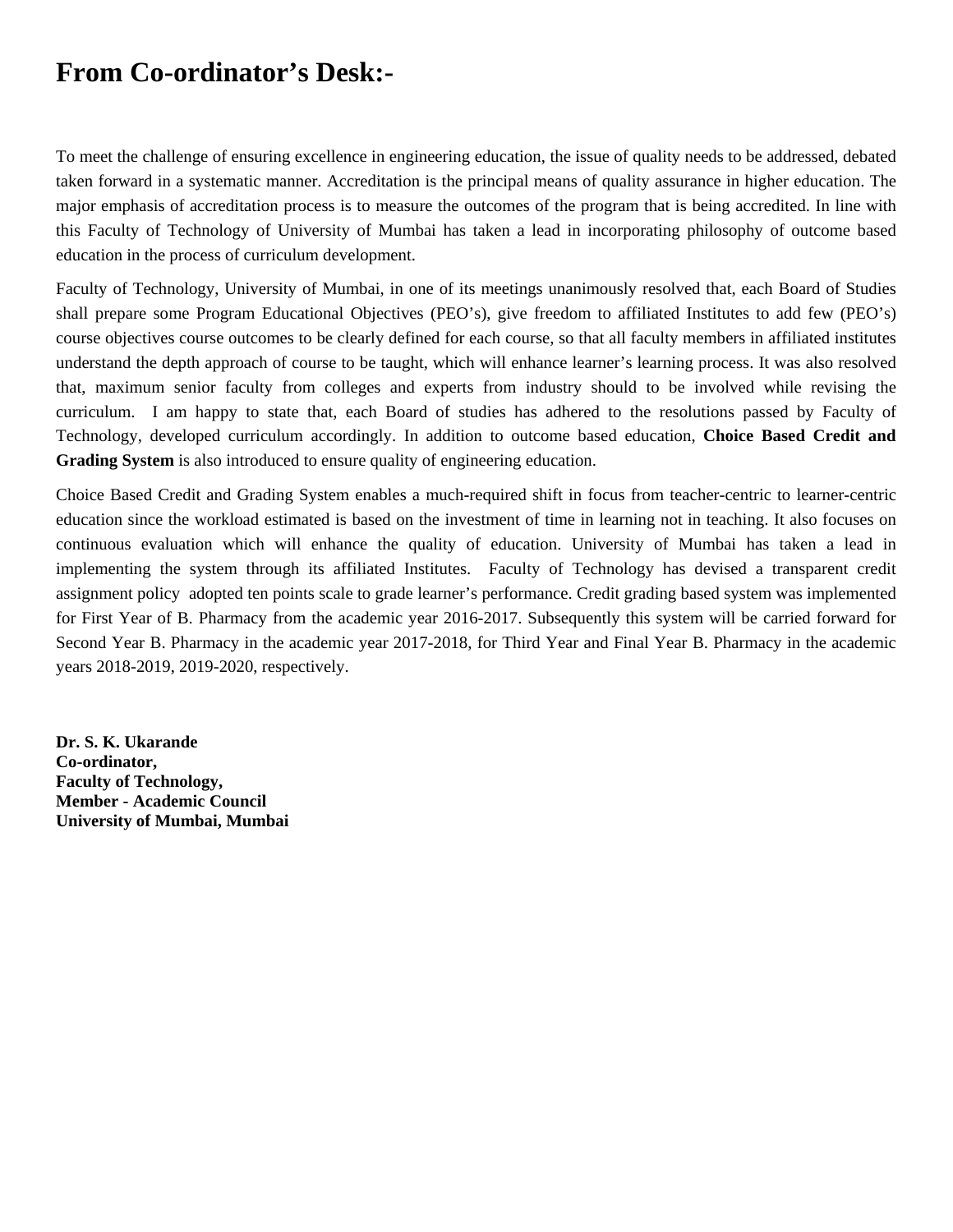# From Co-ordinator's Desk:-

To meet the challenge of ensuring excellence in engineering education, the issue of quality needs to be addressed, debated taken forward in a systematic manner. Accreditation is the principal means of quality assurance in higher education. The major emphasis of accreditation process is to measure the outcomes of the program that is being accredited. In line with this Faculty of Technology of University of Mumbai has taken a lead in incorporating philosophy of outcome based education in the process of curriculum development.

Faculty of Technology, University of Mumbai, in one of its meetings unanimously resolved that, each Board of Studies shall prepare some Program Educational Objectives (PEO's), give freedom to affiliated Institutes to add few (PEO's) course objectives course outcomes to be clearly defined for each course, so that all faculty members in affiliated institutes understand the depth approach of course to be taught, which will enhance learner's learning process. It was also resolved that, maximum senior faculty from colleges and experts from industry should to be involved while revising the curriculum. I am happy to state that, each Board of studies has adhered to the resolutions passed by Faculty of Technology, developed curriculum accordingly. In addition to outcome based education, **Choice Based Credit and Grading System** is also introduced to ensure quality of engineering education.

Choice Based Credit and Grading System enables a much-required shift in focus from teacher-centric to learner-centric education since the workload estimated is based on the investment of time in learning not in teaching. It also focuses on continuous evaluation which will enhance the quality of education. University of Mumbai has taken a lead in implementing the system through its affiliated Institutes. Faculty of Technology has devised a transparent credit assignment policy adopted ten points scale to grade learner's performance. Credit grading based system was implemented for First Year of B. Pharmacy from the academic year 2016-2017. Subsequently this system will be carried forward for Second Year B. Pharmacy in the academic year 2017-2018, for Third Year and Final Year B. Pharmacy in the academic years 2018-2019, 2019-2020, respectively.

**Dr. S. K. Ukarande**
**Co-ordinator,**
**Faculty of Technology,**
**Member - Academic Council**
**University of Mumbai, Mumbai**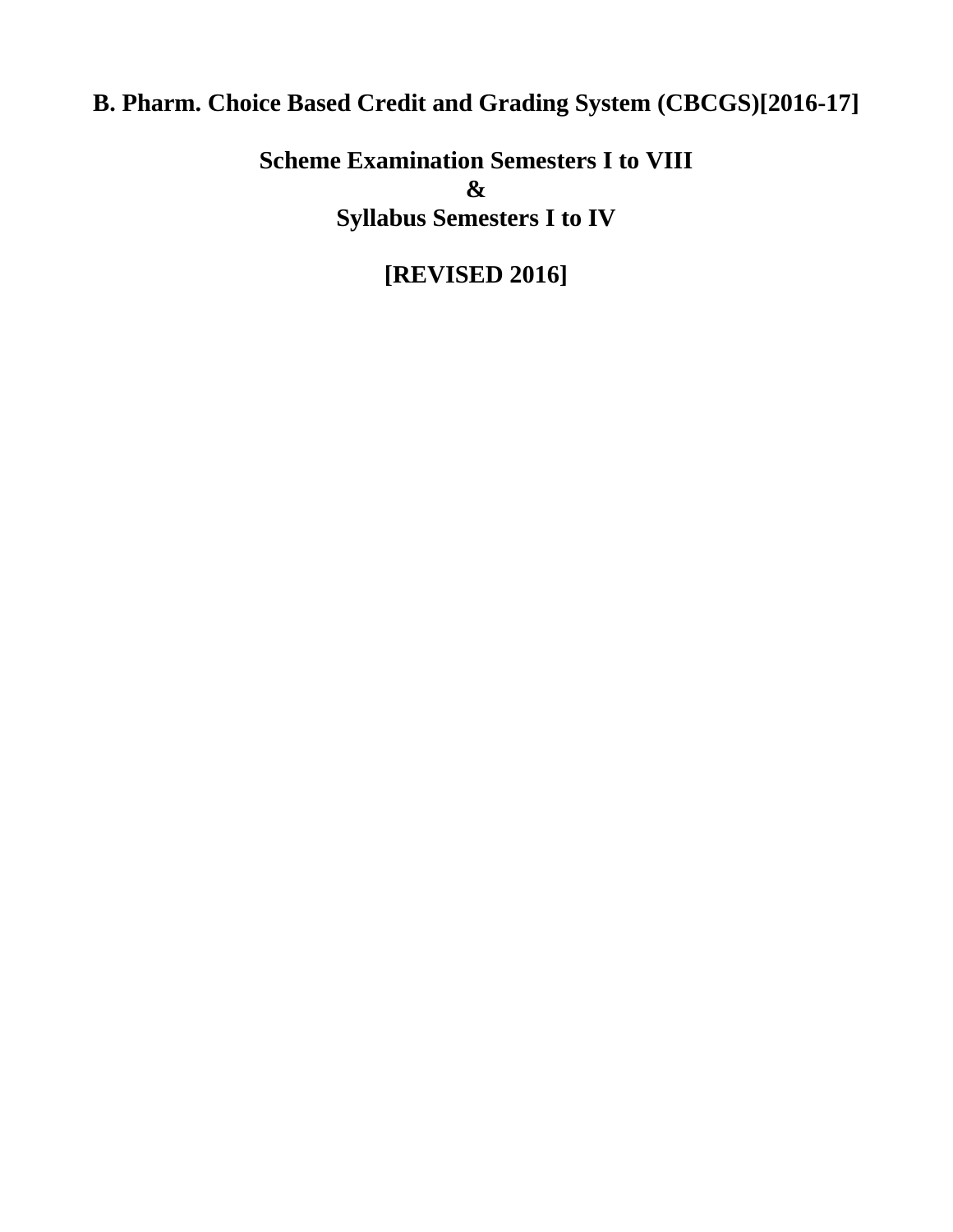# B. Pharm. Choice Based Credit and Grading System (CBCGS)[2016-17]

## Scheme Examination Semesters I to VIII
## &
## Syllabus Semesters I to IV

## [REVISED 2016]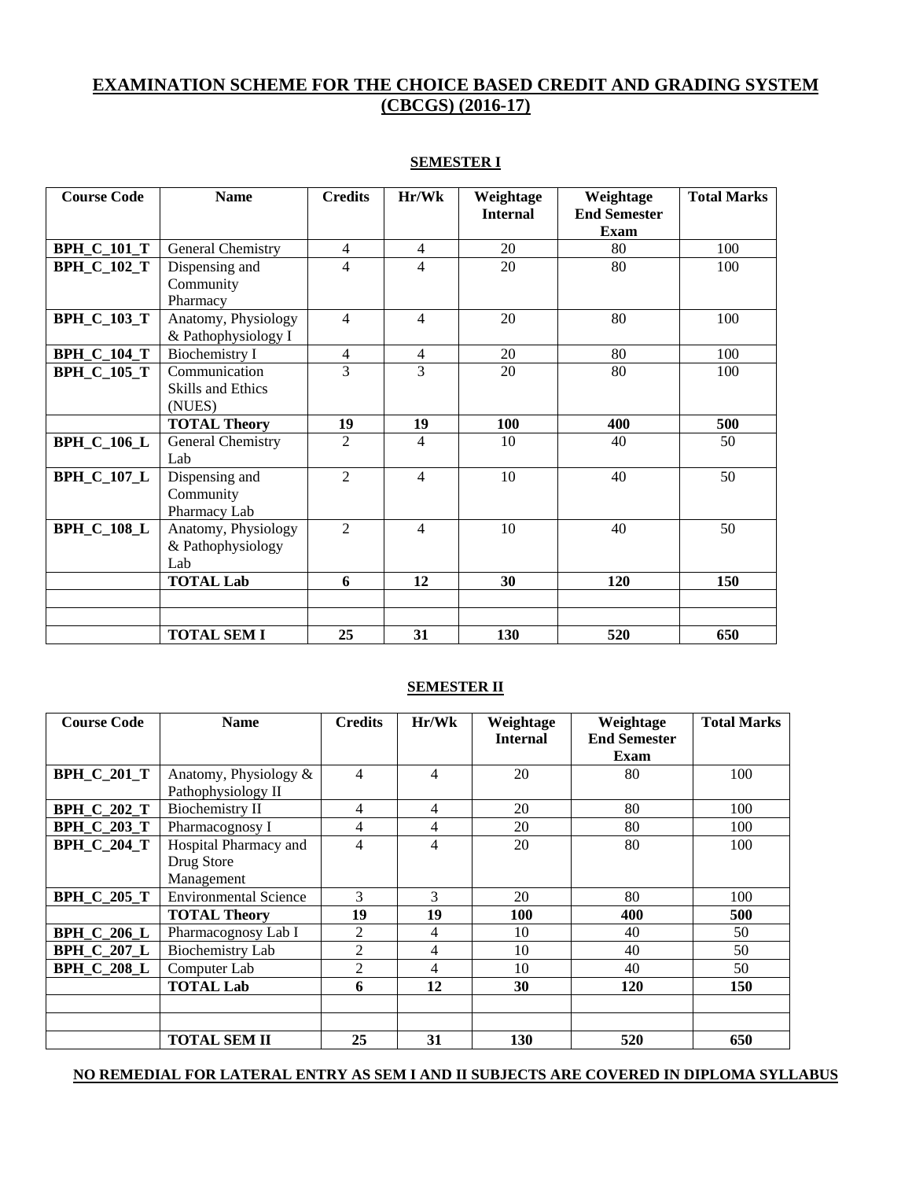# EXAMINATION SCHEME FOR THE CHOICE BASED CREDIT AND GRADING SYSTEM (CBCGS) (2016-17)

## SEMESTER I

| Course Code | Name | Credits | Hr/Wk | Weightage Internal | Weightage End Semester Exam | Total Marks |
|---|---|---|---|---|---|---|
| **BPH_C_101_T** | General Chemistry | 4 | 4 | 20 | 80 | 100 |
| **BPH_C_102_T** | Dispensing and Community Pharmacy | 4 | 4 | 20 | 80 | 100 |
| **BPH_C_103_T** | Anatomy, Physiology & Pathophysiology I | 4 | 4 | 20 | 80 | 100 |
| **BPH_C_104_T** | Biochemistry I | 4 | 4 | 20 | 80 | 100 |
| **BPH_C_105_T** | Communication Skills and Ethics (NUES) | 3 | 3 | 20 | 80 | 100 |
| | **TOTAL Theory** | **19** | **19** | **100** | **400** | **500** |
| **BPH_C_106_L** | General Chemistry Lab | 2 | 4 | 10 | 40 | 50 |
| **BPH_C_107_L** | Dispensing and Community Pharmacy Lab | 2 | 4 | 10 | 40 | 50 |
| **BPH_C_108_L** | Anatomy, Physiology & Pathophysiology Lab | 2 | 4 | 10 | 40 | 50 |
| | **TOTAL Lab** | **6** | **12** | **30** | **120** | **150** |
| | | | | | | |
| | | | | | | |
| | **TOTAL SEM I** | **25** | **31** | **130** | **520** | **650** |

## SEMESTER II

| Course Code | Name | Credits | Hr/Wk | Weightage Internal | Weightage End Semester Exam | Total Marks |
|---|---|---|---|---|---|---|
| **BPH_C_201_T** | Anatomy, Physiology & Pathophysiology II | 4 | 4 | 20 | 80 | 100 |
| **BPH_C_202_T** | Biochemistry II | 4 | 4 | 20 | 80 | 100 |
| **BPH_C_203_T** | Pharmacognosy I | 4 | 4 | 20 | 80 | 100 |
| **BPH_C_204_T** | Hospital Pharmacy and Drug Store Management | 4 | 4 | 20 | 80 | 100 |
| **BPH_C_205_T** | Environmental Science | 3 | 3 | 20 | 80 | 100 |
| | **TOTAL Theory** | **19** | **19** | **100** | **400** | **500** |
| **BPH_C_206_L** | Pharmacognosy Lab I | 2 | 4 | 10 | 40 | 50 |
| **BPH_C_207_L** | Biochemistry Lab | 2 | 4 | 10 | 40 | 50 |
| **BPH_C_208_L** | Computer Lab | 2 | 4 | 10 | 40 | 50 |
| | **TOTAL Lab** | **6** | **12** | **30** | **120** | **150** |
| | | | | | | |
| | | | | | | |
| | **TOTAL SEM II** | **25** | **31** | **130** | **520** | **650** |

**NO REMEDIAL FOR LATERAL ENTRY AS SEM I AND II SUBJECTS ARE COVERED IN DIPLOMA SYLLABUS**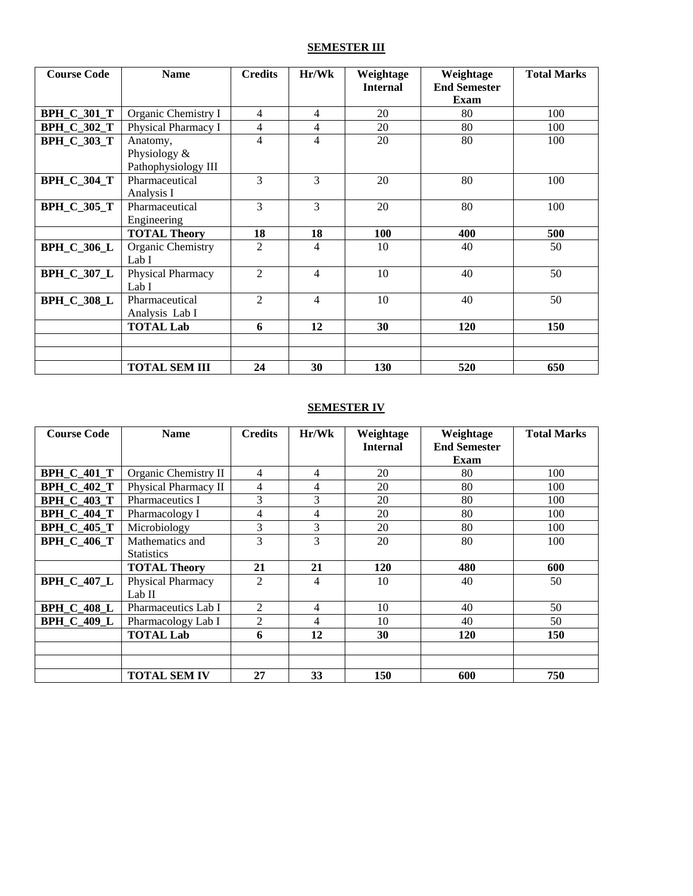## SEMESTER III

| Course Code | Name | Credits | Hr/Wk | Weightage Internal | Weightage End Semester Exam | Total Marks |
|---|---|---|---|---|---|---|
| **BPH_C_301_T** | Organic Chemistry I | 4 | 4 | 20 | 80 | 100 |
| **BPH_C_302_T** | Physical Pharmacy I | 4 | 4 | 20 | 80 | 100 |
| **BPH_C_303_T** | Anatomy, Physiology & Pathophysiology III | 4 | 4 | 20 | 80 | 100 |
| **BPH_C_304_T** | Pharmaceutical Analysis I | 3 | 3 | 20 | 80 | 100 |
| **BPH_C_305_T** | Pharmaceutical Engineering | 3 | 3 | 20 | 80 | 100 |
| | **TOTAL Theory** | **18** | **18** | **100** | **400** | **500** |
| **BPH_C_306_L** | Organic Chemistry Lab I | 2 | 4 | 10 | 40 | 50 |
| **BPH_C_307_L** | Physical Pharmacy Lab I | 2 | 4 | 10 | 40 | 50 |
| **BPH_C_308_L** | Pharmaceutical Analysis Lab I | 2 | 4 | 10 | 40 | 50 |
| | **TOTAL Lab** | **6** | **12** | **30** | **120** | **150** |
| | | | | | | |
| | | | | | | |
| | **TOTAL SEM III** | **24** | **30** | **130** | **520** | **650** |

## SEMESTER IV

| Course Code | Name | Credits | Hr/Wk | Weightage Internal | Weightage End Semester Exam | Total Marks |
|---|---|---|---|---|---|---|
| **BPH_C_401_T** | Organic Chemistry II | 4 | 4 | 20 | 80 | 100 |
| **BPH_C_402_T** | Physical Pharmacy II | 4 | 4 | 20 | 80 | 100 |
| **BPH_C_403_T** | Pharmaceutics I | 3 | 3 | 20 | 80 | 100 |
| **BPH_C_404_T** | Pharmacology I | 4 | 4 | 20 | 80 | 100 |
| **BPH_C_405_T** | Microbiology | 3 | 3 | 20 | 80 | 100 |
| **BPH_C_406_T** | Mathematics and Statistics | 3 | 3 | 20 | 80 | 100 |
| | **TOTAL Theory** | **21** | **21** | **120** | **480** | **600** |
| **BPH_C_407_L** | Physical Pharmacy Lab II | 2 | 4 | 10 | 40 | 50 |
| **BPH_C_408_L** | Pharmaceutics Lab I | 2 | 4 | 10 | 40 | 50 |
| **BPH_C_409_L** | Pharmacology Lab I | 2 | 4 | 10 | 40 | 50 |
| | **TOTAL Lab** | **6** | **12** | **30** | **120** | **150** |
| | | | | | | |
| | | | | | | |
| | **TOTAL SEM IV** | **27** | **33** | **150** | **600** | **750** |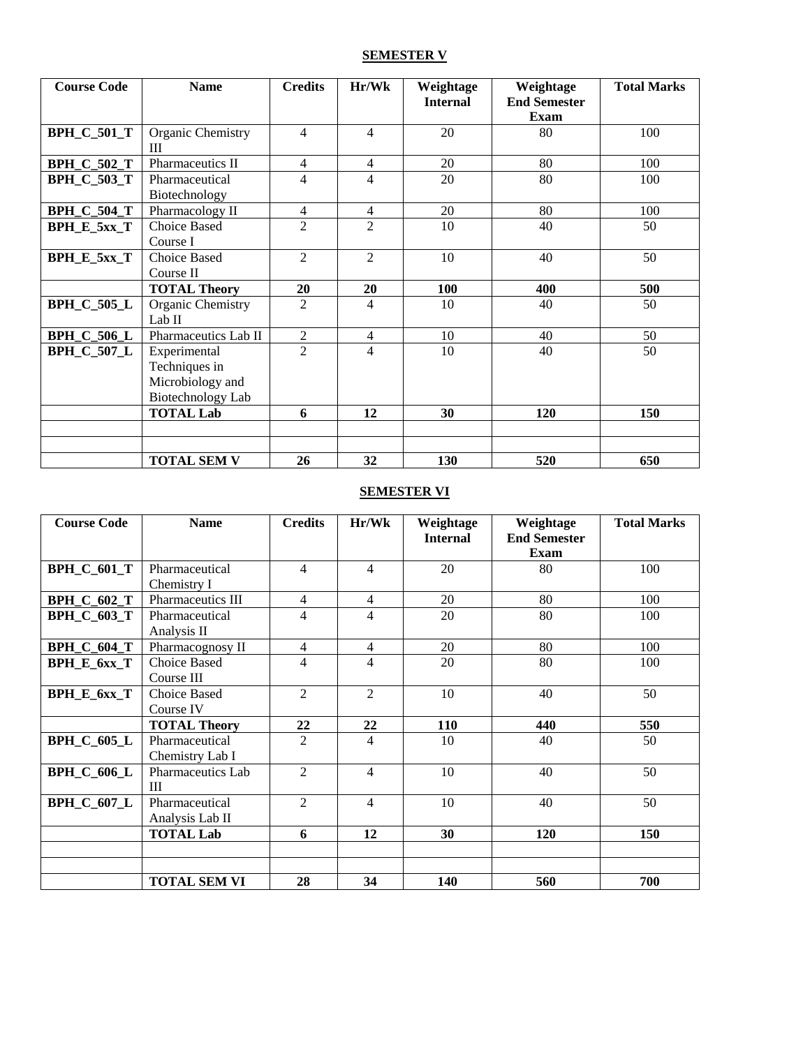## SEMESTER V

| Course Code | Name | Credits | Hr/Wk | Weightage Internal | Weightage End Semester Exam | Total Marks |
|---|---|---|---|---|---|---|
| **BPH_C_501_T** | Organic Chemistry III | 4 | 4 | 20 | 80 | 100 |
| **BPH_C_502_T** | Pharmaceutics II | 4 | 4 | 20 | 80 | 100 |
| **BPH_C_503_T** | Pharmaceutical Biotechnology | 4 | 4 | 20 | 80 | 100 |
| **BPH_C_504_T** | Pharmacology II | 4 | 4 | 20 | 80 | 100 |
| **BPH_E_5xx_T** | Choice Based Course I | 2 | 2 | 10 | 40 | 50 |
| **BPH_E_5xx_T** | Choice Based Course II | 2 | 2 | 10 | 40 | 50 |
| | **TOTAL Theory** | **20** | **20** | **100** | **400** | **500** |
| **BPH_C_505_L** | Organic Chemistry Lab II | 2 | 4 | 10 | 40 | 50 |
| **BPH_C_506_L** | Pharmaceutics Lab II | 2 | 4 | 10 | 40 | 50 |
| **BPH_C_507_L** | Experimental Techniques in Microbiology and Biotechnology Lab | 2 | 4 | 10 | 40 | 50 |
| | **TOTAL Lab** | **6** | **12** | **30** | **120** | **150** |
| | | | | | | |
| | | | | | | |
| | **TOTAL SEM V** | **26** | **32** | **130** | **520** | **650** |

## SEMESTER VI

| Course Code | Name | Credits | Hr/Wk | Weightage Internal | Weightage End Semester Exam | Total Marks |
|---|---|---|---|---|---|---|
| **BPH_C_601_T** | Pharmaceutical Chemistry I | 4 | 4 | 20 | 80 | 100 |
| **BPH_C_602_T** | Pharmaceutics III | 4 | 4 | 20 | 80 | 100 |
| **BPH_C_603_T** | Pharmaceutical Analysis II | 4 | 4 | 20 | 80 | 100 |
| **BPH_C_604_T** | Pharmacognosy II | 4 | 4 | 20 | 80 | 100 |
| **BPH_E_6xx_T** | Choice Based Course III | 4 | 4 | 20 | 80 | 100 |
| **BPH_E_6xx_T** | Choice Based Course IV | 2 | 2 | 10 | 40 | 50 |
| | **TOTAL Theory** | **22** | **22** | **110** | **440** | **550** |
| **BPH_C_605_L** | Pharmaceutical Chemistry Lab I | 2 | 4 | 10 | 40 | 50 |
| **BPH_C_606_L** | Pharmaceutics Lab III | 2 | 4 | 10 | 40 | 50 |
| **BPH_C_607_L** | Pharmaceutical Analysis Lab II | 2 | 4 | 10 | 40 | 50 |
| | **TOTAL Lab** | **6** | **12** | **30** | **120** | **150** |
| | | | | | | |
| | | | | | | |
| | **TOTAL SEM VI** | **28** | **34** | **140** | **560** | **700** |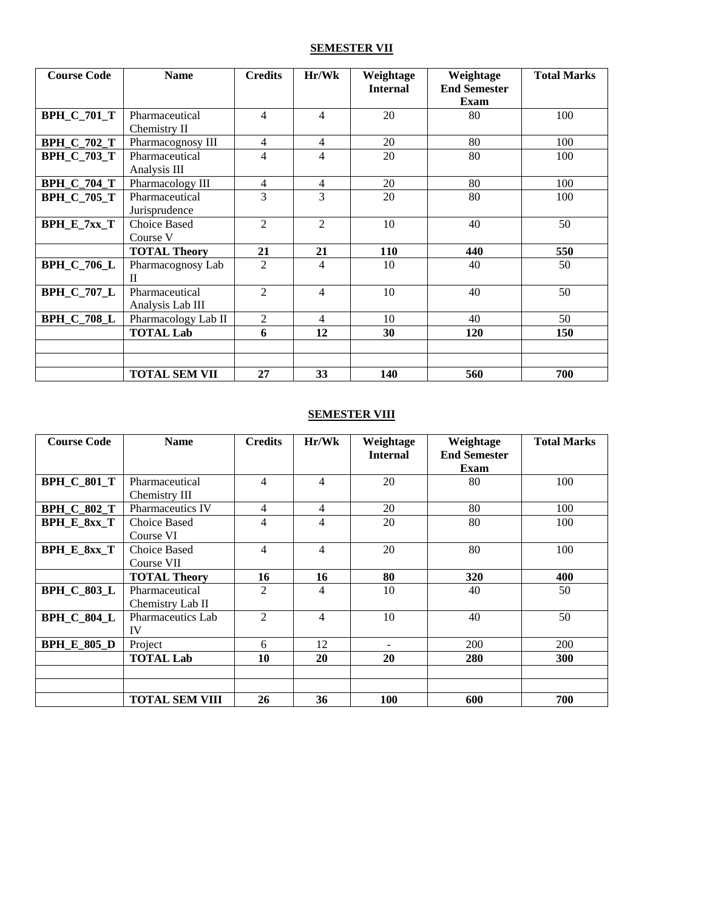**SEMESTER VII**

| Course Code | Name | Credits | Hr/Wk | Weightage Internal | Weightage End Semester Exam | Total Marks |
|---|---|---|---|---|---|---|
| **BPH_C_701_T** | Pharmaceutical Chemistry II | 4 | 4 | 20 | 80 | 100 |
| **BPH_C_702_T** | Pharmacognosy III | 4 | 4 | 20 | 80 | 100 |
| **BPH_C_703_T** | Pharmaceutical Analysis III | 4 | 4 | 20 | 80 | 100 |
| **BPH_C_704_T** | Pharmacology III | 4 | 4 | 20 | 80 | 100 |
| **BPH_C_705_T** | Pharmaceutical Jurisprudence | 3 | 3 | 20 | 80 | 100 |
| **BPH_E_7xx_T** | Choice Based Course V | 2 | 2 | 10 | 40 | 50 |
| | **TOTAL Theory** | **21** | **21** | **110** | **440** | **550** |
| **BPH_C_706_L** | Pharmacognosy Lab II | 2 | 4 | 10 | 40 | 50 |
| **BPH_C_707_L** | Pharmaceutical Analysis Lab III | 2 | 4 | 10 | 40 | 50 |
| **BPH_C_708_L** | Pharmacology Lab II | 2 | 4 | 10 | 40 | 50 |
| | **TOTAL Lab** | **6** | **12** | **30** | **120** | **150** |
| | | | | | | |
| | | | | | | |
| | **TOTAL SEM VII** | **27** | **33** | **140** | **560** | **700** |

**SEMESTER VIII**

| Course Code | Name | Credits | Hr/Wk | Weightage Internal | Weightage End Semester Exam | Total Marks |
|---|---|---|---|---|---|---|
| **BPH_C_801_T** | Pharmaceutical Chemistry III | 4 | 4 | 20 | 80 | 100 |
| **BPH_C_802_T** | Pharmaceutics IV | 4 | 4 | 20 | 80 | 100 |
| **BPH_E_8xx_T** | Choice Based Course VI | 4 | 4 | 20 | 80 | 100 |
| **BPH_E_8xx_T** | Choice Based Course VII | 4 | 4 | 20 | 80 | 100 |
| | **TOTAL Theory** | **16** | **16** | **80** | **320** | **400** |
| **BPH_C_803_L** | Pharmaceutical Chemistry Lab II | 2 | 4 | 10 | 40 | 50 |
| **BPH_C_804_L** | Pharmaceutics Lab IV | 2 | 4 | 10 | 40 | 50 |
| **BPH_E_805_D** | Project | 6 | 12 | - | 200 | 200 |
| | **TOTAL Lab** | **10** | **20** | **20** | **280** | **300** |
| | | | | | | |
| | | | | | | |
| | **TOTAL SEM VIII** | **26** | **36** | **100** | **600** | **700** |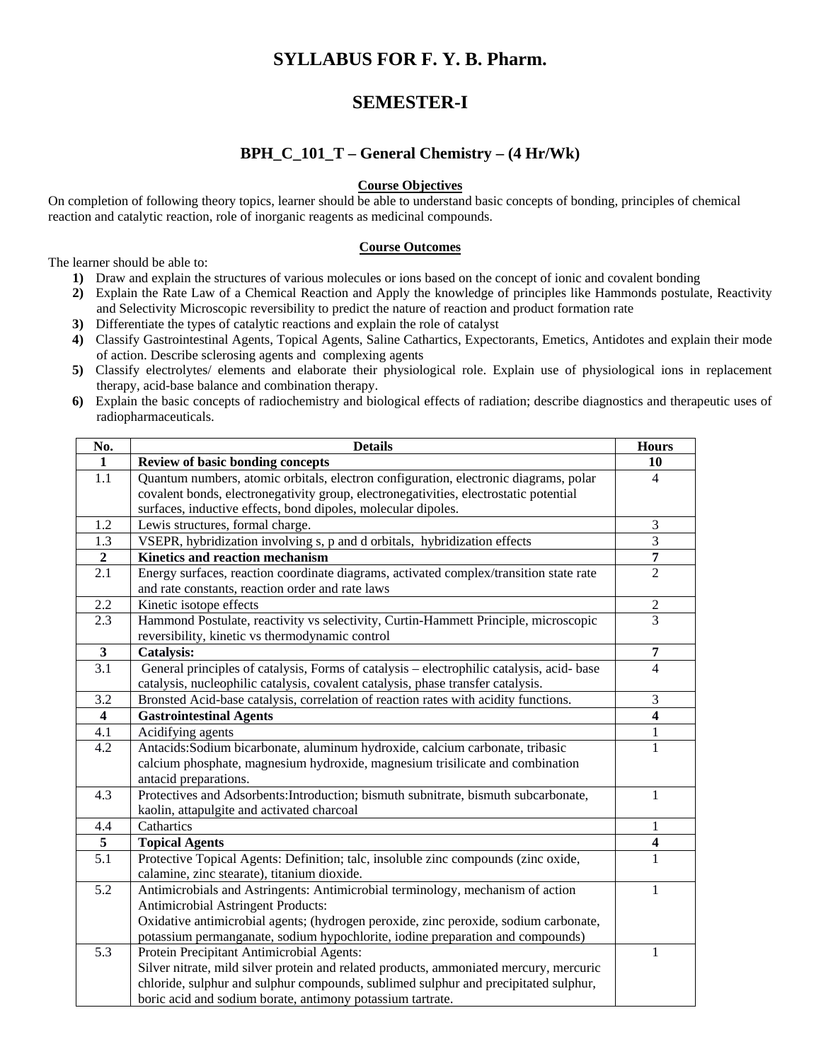# SYLLABUS FOR F. Y. B. Pharm.

## SEMESTER-I

### BPH_C_101_T – General Chemistry – (4 Hr/Wk)

**Course Objectives**

On completion of following theory topics, learner should be able to understand basic concepts of bonding, principles of chemical reaction and catalytic reaction, role of inorganic reagents as medicinal compounds.

**Course Outcomes**

The learner should be able to:

1) Draw and explain the structures of various molecules or ions based on the concept of ionic and covalent bonding
2) Explain the Rate Law of a Chemical Reaction and Apply the knowledge of principles like Hammonds postulate, Reactivity and Selectivity Microscopic reversibility to predict the nature of reaction and product formation rate
3) Differentiate the types of catalytic reactions and explain the role of catalyst
4) Classify Gastrointestinal Agents, Topical Agents, Saline Cathartics, Expectorants, Emetics, Antidotes and explain their mode of action. Describe sclerosing agents and complexing agents
5) Classify electrolytes/ elements and elaborate their physiological role. Explain use of physiological ions in replacement therapy, acid-base balance and combination therapy.
6) Explain the basic concepts of radiochemistry and biological effects of radiation; describe diagnostics and therapeutic uses of radiopharmaceuticals.

| No. | Details | Hours |
|---|---|---|
| **1** | **Review of basic bonding concepts** | **10** |
| 1.1 | Quantum numbers, atomic orbitals, electron configuration, electronic diagrams, polar covalent bonds, electronegativity group, electronegativities, electrostatic potential surfaces, inductive effects, bond dipoles, molecular dipoles. | 4 |
| 1.2 | Lewis structures, formal charge. | 3 |
| 1.3 | VSEPR, hybridization involving s, p and d orbitals, hybridization effects | 3 |
| **2** | **Kinetics and reaction mechanism** | **7** |
| 2.1 | Energy surfaces, reaction coordinate diagrams, activated complex/transition state rate and rate constants, reaction order and rate laws | 2 |
| 2.2 | Kinetic isotope effects | 2 |
| 2.3 | Hammond Postulate, reactivity vs selectivity, Curtin-Hammett Principle, microscopic reversibility, kinetic vs thermodynamic control | 3 |
| **3** | **Catalysis:** | **7** |
| 3.1 | General principles of catalysis, Forms of catalysis – electrophilic catalysis, acid- base catalysis, nucleophilic catalysis, covalent catalysis, phase transfer catalysis. | 4 |
| 3.2 | Bronsted Acid-base catalysis, correlation of reaction rates with acidity functions. | 3 |
| **4** | **Gastrointestinal Agents** | **4** |
| 4.1 | Acidifying agents | 1 |
| 4.2 | Antacids:Sodium bicarbonate, aluminum hydroxide, calcium carbonate, tribasic calcium phosphate, magnesium hydroxide, magnesium trisilicate and combination antacid preparations. | 1 |
| 4.3 | Protectives and Adsorbents:Introduction; bismuth subnitrate, bismuth subcarbonate, kaolin, attapulgite and activated charcoal | 1 |
| 4.4 | Cathartics | 1 |
| **5** | **Topical Agents** | **4** |
| 5.1 | Protective Topical Agents: Definition; talc, insoluble zinc compounds (zinc oxide, calamine, zinc stearate), titanium dioxide. | 1 |
| 5.2 | Antimicrobials and Astringents: Antimicrobial terminology, mechanism of action Antimicrobial Astringent Products: Oxidative antimicrobial agents; (hydrogen peroxide, zinc peroxide, sodium carbonate, potassium permanganate, sodium hypochlorite, iodine preparation and compounds) | 1 |
| 5.3 | Protein Precipitant Antimicrobial Agents: Silver nitrate, mild silver protein and related products, ammoniated mercury, mercuric chloride, sulphur and sulphur compounds, sublimed sulphur and precipitated sulphur, boric acid and sodium borate, antimony potassium tartrate. | 1 |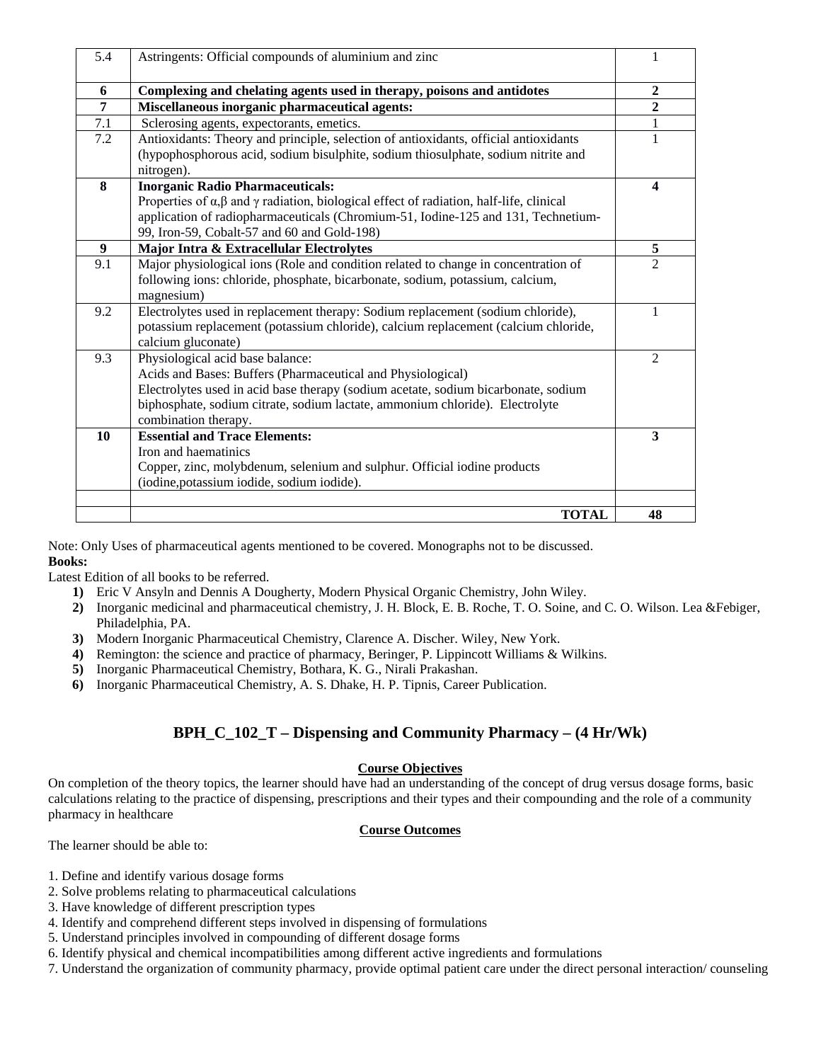| 5.4 | Astringents: Official compounds of aluminium and zinc | 1 |
|---|---|---|
| **6** | **Complexing and chelating agents used in therapy, poisons and antidotes** | **2** |
| **7** | **Miscellaneous inorganic pharmaceutical agents:** | **2** |
| 7.1 | Sclerosing agents, expectorants, emetics. | 1 |
| 7.2 | Antioxidants: Theory and principle, selection of antioxidants, official antioxidants (hypophosphorous acid, sodium bisulphite, sodium thiosulphate, sodium nitrite and nitrogen). | 1 |
| **8** | **Inorganic Radio Pharmaceuticals:** Properties of α,β and γ radiation, biological effect of radiation, half-life, clinical application of radiopharmaceuticals (Chromium-51, Iodine-125 and 131, Technetium-99, Iron-59, Cobalt-57 and 60 and Gold-198) | **4** |
| **9** | **Major Intra & Extracellular Electrolytes** | **5** |
| 9.1 | Major physiological ions (Role and condition related to change in concentration of following ions: chloride, phosphate, bicarbonate, sodium, potassium, calcium, magnesium) | 2 |
| 9.2 | Electrolytes used in replacement therapy: Sodium replacement (sodium chloride), potassium replacement (potassium chloride), calcium replacement (calcium chloride, calcium gluconate) | 1 |
| 9.3 | Physiological acid base balance: Acids and Bases: Buffers (Pharmaceutical and Physiological) Electrolytes used in acid base therapy (sodium acetate, sodium bicarbonate, sodium biphosphate, sodium citrate, sodium lactate, ammonium chloride). Electrolyte combination therapy. | 2 |
| **10** | **Essential and Trace Elements:** Iron and haematinics Copper, zinc, molybdenum, selenium and sulphur. Official iodine products (iodine,potassium iodide, sodium iodide). | **3** |
| | | |
| | **TOTAL** | **48** |

Note: Only Uses of pharmaceutical agents mentioned to be covered. Monographs not to be discussed.

**Books:**

Latest Edition of all books to be referred.

1) Eric V Ansyln and Dennis A Dougherty, Modern Physical Organic Chemistry, John Wiley.
2) Inorganic medicinal and pharmaceutical chemistry, J. H. Block, E. B. Roche, T. O. Soine, and C. O. Wilson. Lea &Febiger, Philadelphia, PA.
3) Modern Inorganic Pharmaceutical Chemistry, Clarence A. Discher. Wiley, New York.
4) Remington: the science and practice of pharmacy, Beringer, P. Lippincott Williams & Wilkins.
5) Inorganic Pharmaceutical Chemistry, Bothara, K. G., Nirali Prakashan.
6) Inorganic Pharmaceutical Chemistry, A. S. Dhake, H. P. Tipnis, Career Publication.

## BPH_C_102_T – Dispensing and Community Pharmacy – (4 Hr/Wk)

**Course Objectives**

On completion of the theory topics, the learner should have had an understanding of the concept of drug versus dosage forms, basic calculations relating to the practice of dispensing, prescriptions and their types and their compounding and the role of a community pharmacy in healthcare

**Course Outcomes**

The learner should be able to:

1. Define and identify various dosage forms
2. Solve problems relating to pharmaceutical calculations
3. Have knowledge of different prescription types
4. Identify and comprehend different steps involved in dispensing of formulations
5. Understand principles involved in compounding of different dosage forms
6. Identify physical and chemical incompatibilities among different active ingredients and formulations
7. Understand the organization of community pharmacy, provide optimal patient care under the direct personal interaction/ counseling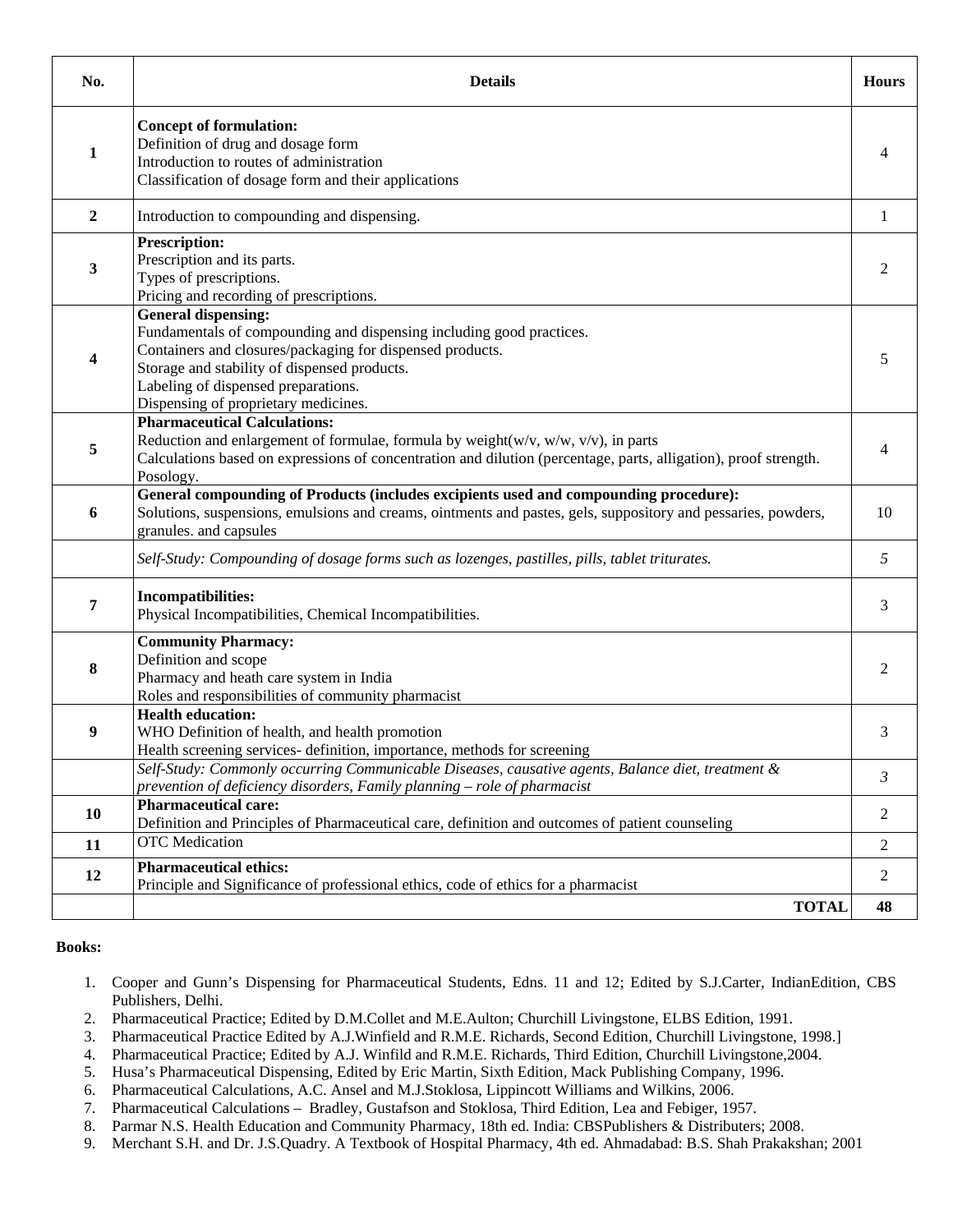| No. | Details | Hours |
|---|---|---|
| **1** | **Concept of formulation:**<br>Definition of drug and dosage form<br>Introduction to routes of administration<br>Classification of dosage form and their applications | 4 |
| **2** | Introduction to compounding and dispensing. | 1 |
| **3** | **Prescription:**<br>Prescription and its parts.<br>Types of prescriptions.<br>Pricing and recording of prescriptions. | 2 |
| **4** | **General dispensing:**<br>Fundamentals of compounding and dispensing including good practices.<br>Containers and closures/packaging for dispensed products.<br>Storage and stability of dispensed products.<br>Labeling of dispensed preparations.<br>Dispensing of proprietary medicines. | 5 |
| **5** | **Pharmaceutical Calculations:**<br>Reduction and enlargement of formulae, formula by weight(w/v, w/w, v/v), in parts<br>Calculations based on expressions of concentration and dilution (percentage, parts, alligation), proof strength.<br>Posology. | 4 |
| **6** | **General compounding of Products (includes excipients used and compounding procedure):**<br>Solutions, suspensions, emulsions and creams, ointments and pastes, gels, suppository and pessaries, powders, granules. and capsules | 10 |
| | *Self-Study: Compounding of dosage forms such as lozenges, pastilles, pills, tablet triturates.* | *5* |
| **7** | **Incompatibilities:**<br>Physical Incompatibilities, Chemical Incompatibilities. | 3 |
| **8** | **Community Pharmacy:**<br>Definition and scope<br>Pharmacy and heath care system in India<br>Roles and responsibilities of community pharmacist | 2 |
| **9** | **Health education:**<br>WHO Definition of health, and health promotion<br>Health screening services- definition, importance, methods for screening | 3 |
| | *Self-Study: Commonly occurring Communicable Diseases, causative agents, Balance diet, treatment & prevention of deficiency disorders, Family planning – role of pharmacist* | *3* |
| **10** | **Pharmaceutical care:**<br>Definition and Principles of Pharmaceutical care, definition and outcomes of patient counseling | 2 |
| **11** | OTC Medication | 2 |
| **12** | **Pharmaceutical ethics:**<br>Principle and Significance of professional ethics, code of ethics for a pharmacist | 2 |
| | **TOTAL** | **48** |

**Books:**

1. Cooper and Gunn's Dispensing for Pharmaceutical Students, Edns. 11 and 12; Edited by S.J.Carter, IndianEdition, CBS Publishers, Delhi.
2. Pharmaceutical Practice; Edited by D.M.Collet and M.E.Aulton; Churchill Livingstone, ELBS Edition, 1991.
3. Pharmaceutical Practice Edited by A.J.Winfield and R.M.E. Richards, Second Edition, Churchill Livingstone, 1998.]
4. Pharmaceutical Practice; Edited by A.J. Winfild and R.M.E. Richards, Third Edition, Churchill Livingstone,2004.
5. Husa's Pharmaceutical Dispensing, Edited by Eric Martin, Sixth Edition, Mack Publishing Company, 1996.
6. Pharmaceutical Calculations, A.C. Ansel and M.J.Stoklosa, Lippincott Williams and Wilkins, 2006.
7. Pharmaceutical Calculations – Bradley, Gustafson and Stoklosa, Third Edition, Lea and Febiger, 1957.
8. Parmar N.S. Health Education and Community Pharmacy, 18th ed. India: CBSPublishers & Distributers; 2008.
9. Merchant S.H. and Dr. J.S.Quadry. A Textbook of Hospital Pharmacy, 4th ed. Ahmadabad: B.S. Shah Prakakshan; 2001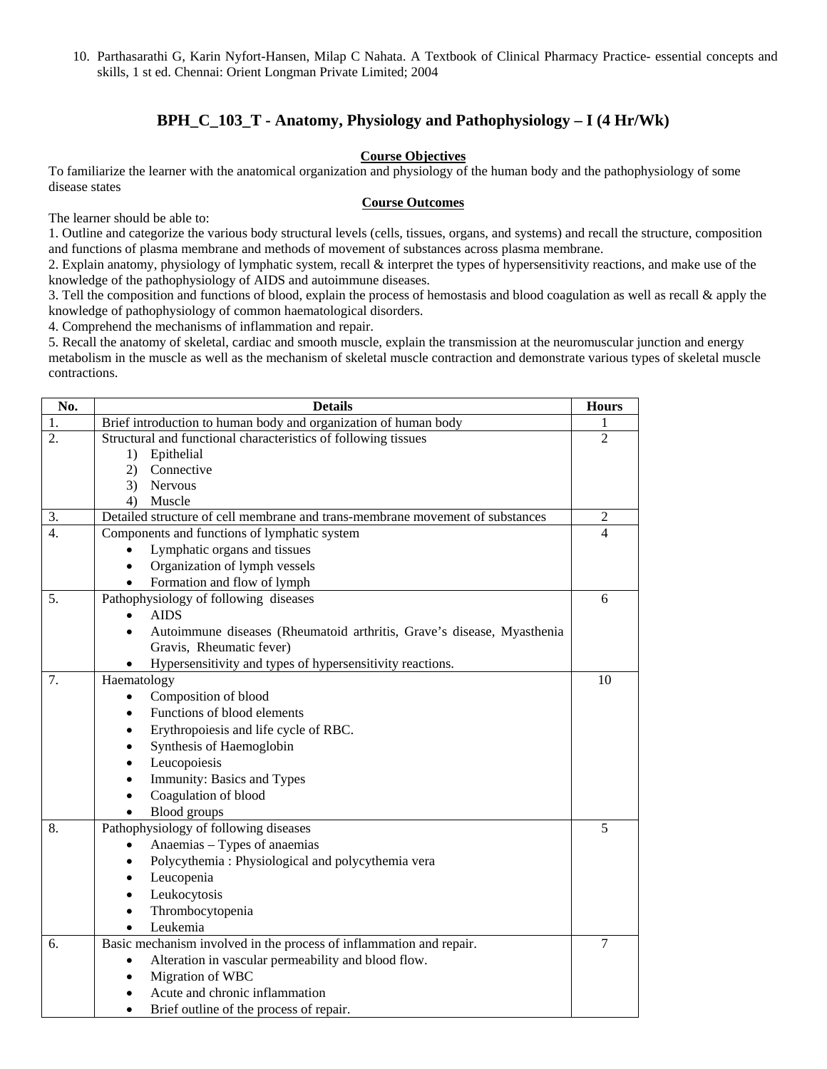10. Parthasarathi G, Karin Nyfort-Hansen, Milap C Nahata. A Textbook of Clinical Pharmacy Practice- essential concepts and skills, 1 st ed. Chennai: Orient Longman Private Limited; 2004

## BPH_C_103_T - Anatomy, Physiology and Pathophysiology – I (4 Hr/Wk)

**Course Objectives**

To familiarize the learner with the anatomical organization and physiology of the human body and the pathophysiology of some disease states

**Course Outcomes**

The learner should be able to:

1. Outline and categorize the various body structural levels (cells, tissues, organs, and systems) and recall the structure, composition and functions of plasma membrane and methods of movement of substances across plasma membrane.
2. Explain anatomy, physiology of lymphatic system, recall & interpret the types of hypersensitivity reactions, and make use of the knowledge of the pathophysiology of AIDS and autoimmune diseases.
3. Tell the composition and functions of blood, explain the process of hemostasis and blood coagulation as well as recall & apply the knowledge of pathophysiology of common haematological disorders.
4. Comprehend the mechanisms of inflammation and repair.
5. Recall the anatomy of skeletal, cardiac and smooth muscle, explain the transmission at the neuromuscular junction and energy metabolism in the muscle as well as the mechanism of skeletal muscle contraction and demonstrate various types of skeletal muscle contractions.

| No. | Details | Hours |
|---|---|---|
| 1. | Brief introduction to human body and organization of human body | 1 |
| 2. | Structural and functional characteristics of following tissues<br>1) Epithelial<br>2) Connective<br>3) Nervous<br>4) Muscle | 2 |
| 3. | Detailed structure of cell membrane and trans-membrane movement of substances | 2 |
| 4. | Components and functions of lymphatic system<br>• Lymphatic organs and tissues<br>• Organization of lymph vessels<br>• Formation and flow of lymph | 4 |
| 5. | Pathophysiology of following diseases<br>• AIDS<br>• Autoimmune diseases (Rheumatoid arthritis, Grave's disease, Myasthenia Gravis, Rheumatic fever)<br>• Hypersensitivity and types of hypersensitivity reactions. | 6 |
| 7. | Haematology<br>• Composition of blood<br>• Functions of blood elements<br>• Erythropoiesis and life cycle of RBC.<br>• Synthesis of Haemoglobin<br>• Leucopoiesis<br>• Immunity: Basics and Types<br>• Coagulation of blood<br>• Blood groups | 10 |
| 8. | Pathophysiology of following diseases<br>• Anaemias – Types of anaemias<br>• Polycythemia : Physiological and polycythemia vera<br>• Leucopenia<br>• Leukocytosis<br>• Thrombocytopenia<br>• Leukemia | 5 |
| 6. | Basic mechanism involved in the process of inflammation and repair.<br>• Alteration in vascular permeability and blood flow.<br>• Migration of WBC<br>• Acute and chronic inflammation<br>• Brief outline of the process of repair. | 7 |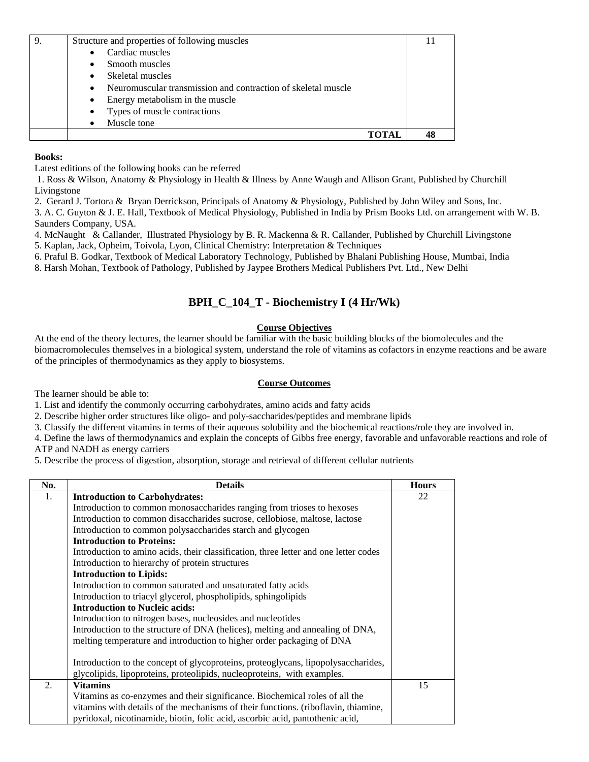| 9. | Structure and properties of following muscles<br>• Cardiac muscles<br>• Smooth muscles<br>• Skeletal muscles<br>• Neuromuscular transmission and contraction of skeletal muscle<br>• Energy metabolism in the muscle<br>• Types of muscle contractions<br>• Muscle tone | 11 |
|---|---|---|
| | **TOTAL** | **48** |

**Books:**

Latest editions of the following books can be referred

1. Ross & Wilson, Anatomy & Physiology in Health & Illness by Anne Waugh and Allison Grant, Published by Churchill Livingstone
2. Gerard J. Tortora & Bryan Derrickson, Principals of Anatomy & Physiology, Published by John Wiley and Sons, Inc.
3. A. C. Guyton & J. E. Hall, Textbook of Medical Physiology, Published in India by Prism Books Ltd. on arrangement with W. B. Saunders Company, USA.
4. McNaught & Callander, Illustrated Physiology by B. R. Mackenna & R. Callander, Published by Churchill Livingstone
5. Kaplan, Jack, Opheim, Toivola, Lyon, Clinical Chemistry: Interpretation & Techniques
6. Praful B. Godkar, Textbook of Medical Laboratory Technology, Published by Bhalani Publishing House, Mumbai, India
8. Harsh Mohan, Textbook of Pathology, Published by Jaypee Brothers Medical Publishers Pvt. Ltd., New Delhi

## BPH_C_104_T - Biochemistry I (4 Hr/Wk)

**Course Objectives**

At the end of the theory lectures, the learner should be familiar with the basic building blocks of the biomolecules and the biomacromolecules themselves in a biological system, understand the role of vitamins as cofactors in enzyme reactions and be aware of the principles of thermodynamics as they apply to biosystems.

**Course Outcomes**

The learner should be able to:

1. List and identify the commonly occurring carbohydrates, amino acids and fatty acids
2. Describe higher order structures like oligo- and poly-saccharides/peptides and membrane lipids
3. Classify the different vitamins in terms of their aqueous solubility and the biochemical reactions/role they are involved in.
4. Define the laws of thermodynamics and explain the concepts of Gibbs free energy, favorable and unfavorable reactions and role of ATP and NADH as energy carriers
5. Describe the process of digestion, absorption, storage and retrieval of different cellular nutrients

| No. | Details | Hours |
|---|---|---|
| 1. | **Introduction to Carbohydrates:**<br>Introduction to common monosaccharides ranging from trioses to hexoses<br>Introduction to common disaccharides sucrose, cellobiose, maltose, lactose<br>Introduction to common polysaccharides starch and glycogen<br>**Introduction to Proteins:**<br>Introduction to amino acids, their classification, three letter and one letter codes<br>Introduction to hierarchy of protein structures<br>**Introduction to Lipids:**<br>Introduction to common saturated and unsaturated fatty acids<br>Introduction to triacyl glycerol, phospholipids, sphingolipids<br>**Introduction to Nucleic acids:**<br>Introduction to nitrogen bases, nucleosides and nucleotides<br>Introduction to the structure of DNA (helices), melting and annealing of DNA, melting temperature and introduction to higher order packaging of DNA<br><br>Introduction to the concept of glycoproteins, proteoglycans, lipopolysaccharides, glycolipids, lipoproteins, proteolipids, nucleoproteins, with examples. | 22 |
| 2. | **Vitamins**<br>Vitamins as co-enzymes and their significance. Biochemical roles of all the vitamins with details of the mechanisms of their functions. (riboflavin, thiamine, pyridoxal, nicotinamide, biotin, folic acid, ascorbic acid, pantothenic acid, | 15 |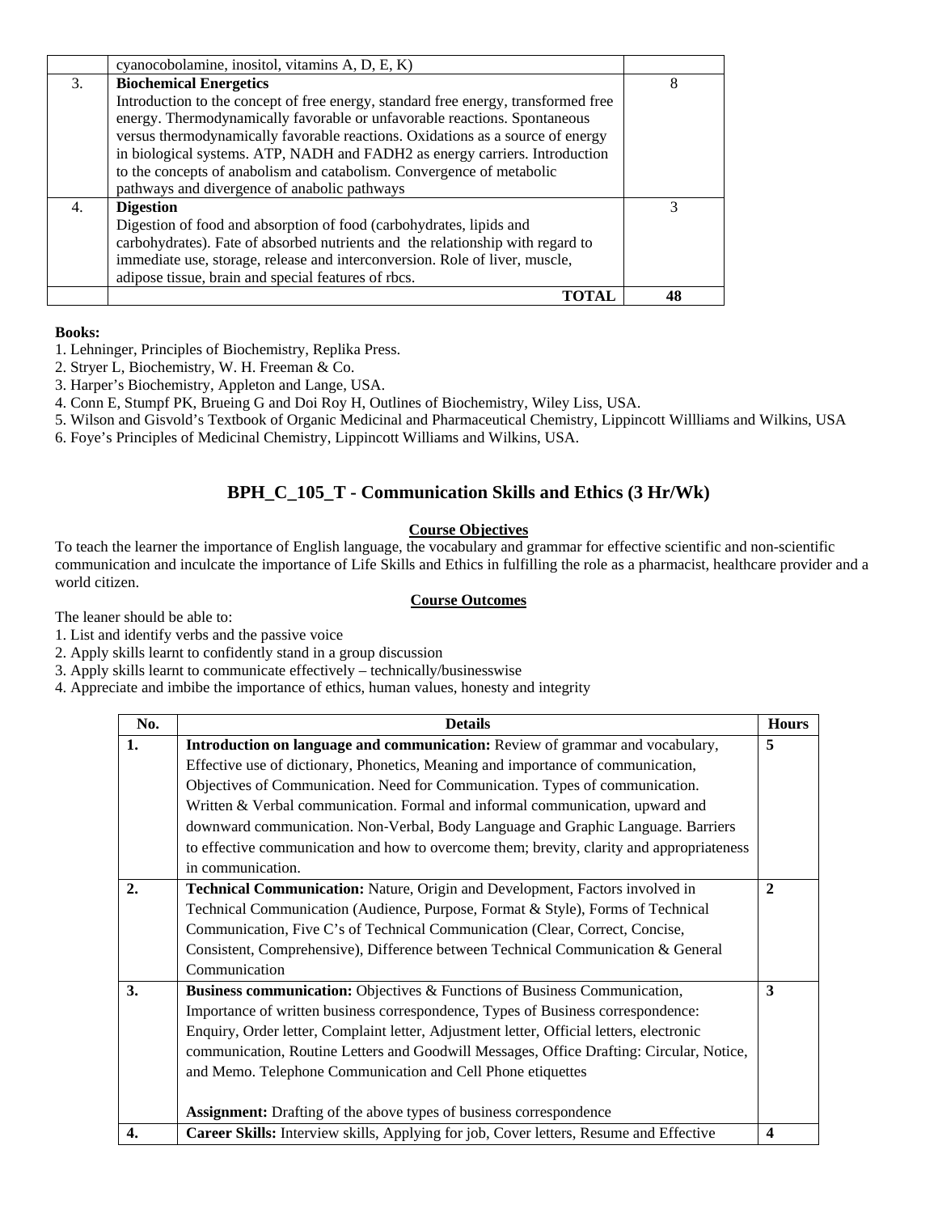|  | cyanocobolamine, inositol, vitamins A, D, E, K) |  |
|---|---|---|
| 3. | **Biochemical Energetics**<br>Introduction to the concept of free energy, standard free energy, transformed free energy. Thermodynamically favorable or unfavorable reactions. Spontaneous versus thermodynamically favorable reactions. Oxidations as a source of energy in biological systems. ATP, NADH and FADH2 as energy carriers. Introduction to the concepts of anabolism and catabolism. Convergence of metabolic pathways and divergence of anabolic pathways | 8 |
| 4. | **Digestion**<br>Digestion of food and absorption of food (carbohydrates, lipids and carbohydrates). Fate of absorbed nutrients and the relationship with regard to immediate use, storage, release and interconversion. Role of liver, muscle, adipose tissue, brain and special features of rbcs. | 3 |
|  | **TOTAL** | **48** |

**Books:**

1. Lehninger, Principles of Biochemistry, Replika Press.
2. Stryer L, Biochemistry, W. H. Freeman & Co.
3. Harper's Biochemistry, Appleton and Lange, USA.
4. Conn E, Stumpf PK, Brueing G and Doi Roy H, Outlines of Biochemistry, Wiley Liss, USA.
5. Wilson and Gisvold's Textbook of Organic Medicinal and Pharmaceutical Chemistry, Lippincott Willliams and Wilkins, USA
6. Foye's Principles of Medicinal Chemistry, Lippincott Williams and Wilkins, USA.

## BPH_C_105_T - Communication Skills and Ethics (3 Hr/Wk)

**Course Objectives**

To teach the learner the importance of English language, the vocabulary and grammar for effective scientific and non-scientific communication and inculcate the importance of Life Skills and Ethics in fulfilling the role as a pharmacist, healthcare provider and a world citizen.

**Course Outcomes**

The leaner should be able to:

1. List and identify verbs and the passive voice
2. Apply skills learnt to confidently stand in a group discussion
3. Apply skills learnt to communicate effectively – technically/businesswise
4. Appreciate and imbibe the importance of ethics, human values, honesty and integrity

| No. | Details | Hours |
|---|---|---|
| **1.** | **Introduction on language and communication:** Review of grammar and vocabulary, Effective use of dictionary, Phonetics, Meaning and importance of communication, Objectives of Communication. Need for Communication. Types of communication. Written & Verbal communication. Formal and informal communication, upward and downward communication. Non-Verbal, Body Language and Graphic Language. Barriers to effective communication and how to overcome them; brevity, clarity and appropriateness in communication. | **5** |
| **2.** | **Technical Communication:** Nature, Origin and Development, Factors involved in Technical Communication (Audience, Purpose, Format & Style), Forms of Technical Communication, Five C's of Technical Communication (Clear, Correct, Concise, Consistent, Comprehensive), Difference between Technical Communication & General Communication | **2** |
| **3.** | **Business communication:** Objectives & Functions of Business Communication, Importance of written business correspondence, Types of Business correspondence: Enquiry, Order letter, Complaint letter, Adjustment letter, Official letters, electronic communication, Routine Letters and Goodwill Messages, Office Drafting: Circular, Notice, and Memo. Telephone Communication and Cell Phone etiquettes<br><br>**Assignment:** Drafting of the above types of business correspondence | **3** |
| **4.** | **Career Skills:** Interview skills, Applying for job, Cover letters, Resume and Effective | **4** |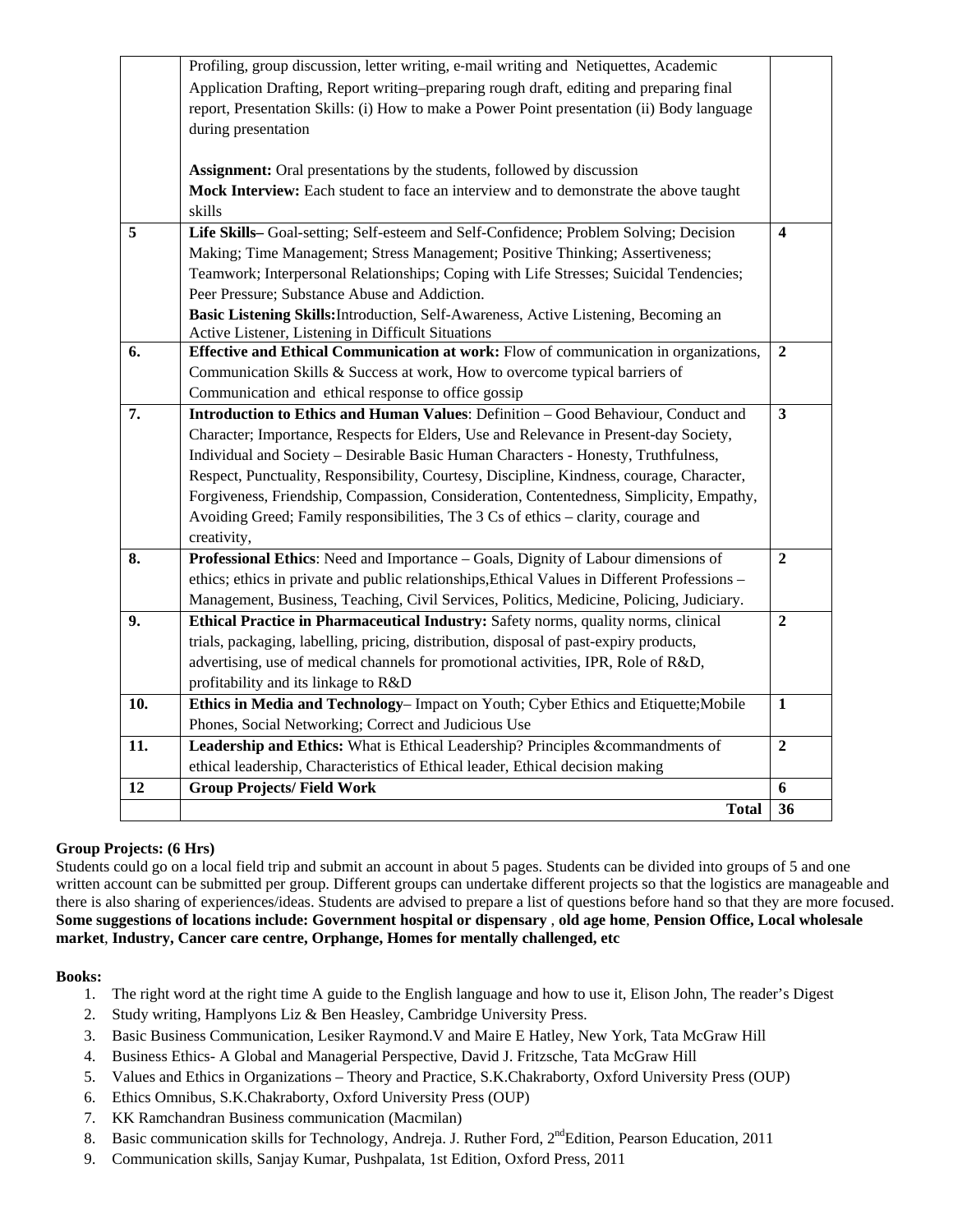|  |  |  |
|---|---|---|
|  | Profiling, group discussion, letter writing, e-mail writing and Netiquettes, Academic Application Drafting, Report writing–preparing rough draft, editing and preparing final report, Presentation Skills: (i) How to make a Power Point presentation (ii) Body language during presentation<br><br>**Assignment:** Oral presentations by the students, followed by discussion<br>**Mock Interview:** Each student to face an interview and to demonstrate the above taught skills |  |
| 5 | **Life Skills–** Goal-setting; Self-esteem and Self-Confidence; Problem Solving; Decision Making; Time Management; Stress Management; Positive Thinking; Assertiveness; Teamwork; Interpersonal Relationships; Coping with Life Stresses; Suicidal Tendencies; Peer Pressure; Substance Abuse and Addiction.<br>**Basic Listening Skills:**Introduction, Self-Awareness, Active Listening, Becoming an Active Listener, Listening in Difficult Situations | 4 |
| 6. | **Effective and Ethical Communication at work:** Flow of communication in organizations, Communication Skills & Success at work, How to overcome typical barriers of Communication and ethical response to office gossip | 2 |
| 7. | **Introduction to Ethics and Human Values**: Definition – Good Behaviour, Conduct and Character; Importance, Respects for Elders, Use and Relevance in Present-day Society, Individual and Society – Desirable Basic Human Characters - Honesty, Truthfulness, Respect, Punctuality, Responsibility, Courtesy, Discipline, Kindness, courage, Character, Forgiveness, Friendship, Compassion, Consideration, Contentedness, Simplicity, Empathy, Avoiding Greed; Family responsibilities, The 3 Cs of ethics – clarity, courage and creativity, | 3 |
| 8. | **Professional Ethics**: Need and Importance – Goals, Dignity of Labour dimensions of ethics; ethics in private and public relationships,Ethical Values in Different Professions – Management, Business, Teaching, Civil Services, Politics, Medicine, Policing, Judiciary. | 2 |
| 9. | **Ethical Practice in Pharmaceutical Industry:** Safety norms, quality norms, clinical trials, packaging, labelling, pricing, distribution, disposal of past-expiry products, advertising, use of medical channels for promotional activities, IPR, Role of R&D, profitability and its linkage to R&D | 2 |
| 10. | **Ethics in Media and Technology**– Impact on Youth; Cyber Ethics and Etiquette;Mobile Phones, Social Networking; Correct and Judicious Use | 1 |
| 11. | **Leadership and Ethics:** What is Ethical Leadership? Principles &commandments of ethical leadership, Characteristics of Ethical leader, Ethical decision making | 2 |
| 12 | **Group Projects/ Field Work** | 6 |
|  | **Total** | **36** |

**Group Projects: (6 Hrs)**
Students could go on a local field trip and submit an account in about 5 pages. Students can be divided into groups of 5 and one written account can be submitted per group. Different groups can undertake different projects so that the logistics are manageable and there is also sharing of experiences/ideas. Students are advised to prepare a list of questions before hand so that they are more focused. **Some suggestions of locations include: Government hospital or dispensary** , **old age home**, **Pension Office, Local wholesale market**, **Industry, Cancer care centre, Orphange, Homes for mentally challenged, etc**

**Books:**

1. The right word at the right time A guide to the English language and how to use it, Elison John, The reader's Digest
2. Study writing, Hamplyons Liz & Ben Heasley, Cambridge University Press.
3. Basic Business Communication, Lesiker Raymond.V and Maire E Hatley, New York, Tata McGraw Hill
4. Business Ethics- A Global and Managerial Perspective, David J. Fritzsche, Tata McGraw Hill
5. Values and Ethics in Organizations – Theory and Practice, S.K.Chakraborty, Oxford University Press (OUP)
6. Ethics Omnibus, S.K.Chakraborty, Oxford University Press (OUP)
7. KK Ramchandran Business communication (Macmilan)
8. Basic communication skills for Technology, Andreja. J. Ruther Ford, 2nd Edition, Pearson Education, 2011
9. Communication skills, Sanjay Kumar, Pushpalata, 1st Edition, Oxford Press, 2011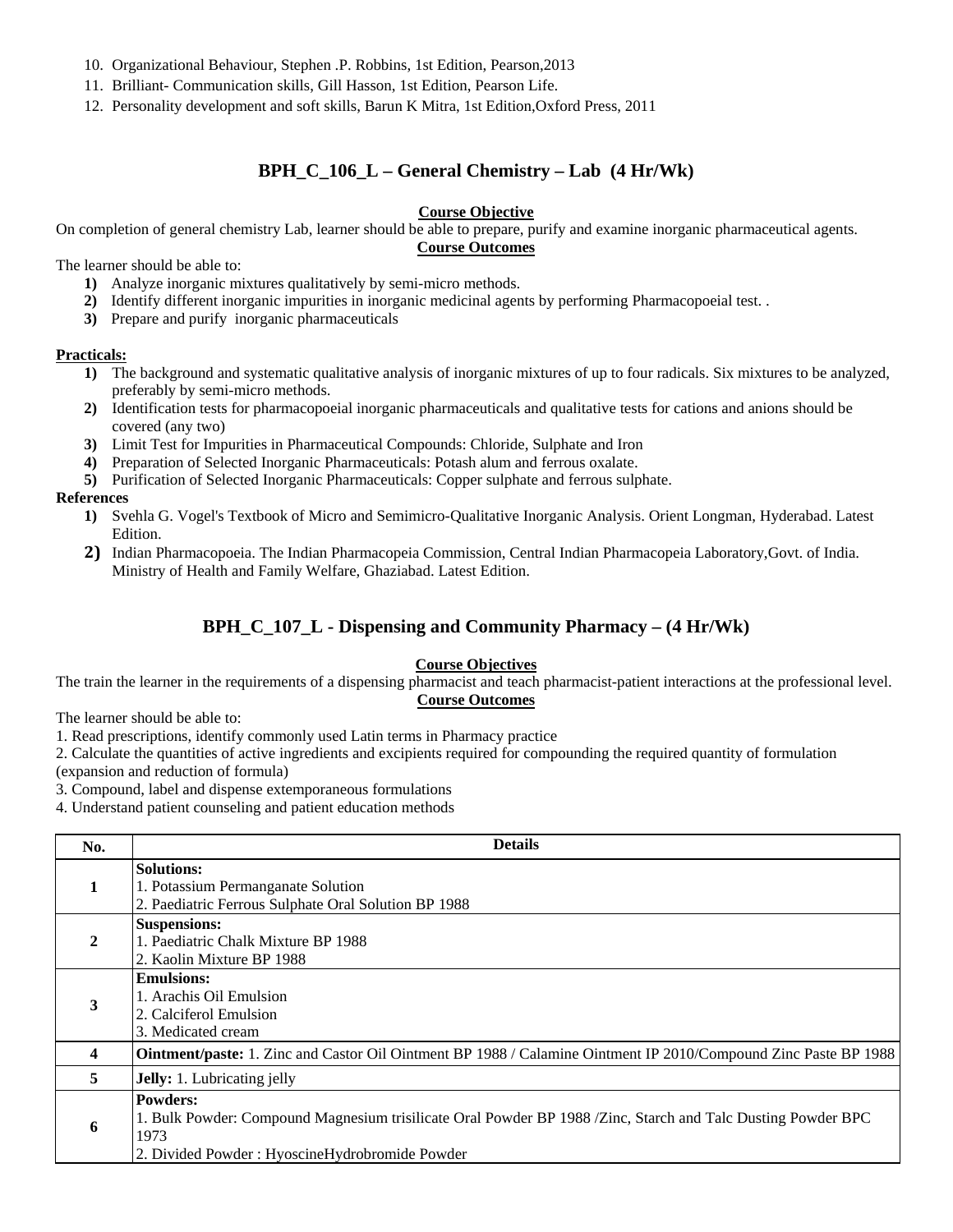10. Organizational Behaviour, Stephen .P. Robbins, 1st Edition, Pearson,2013
11. Brilliant- Communication skills, Gill Hasson, 1st Edition, Pearson Life.
12. Personality development and soft skills, Barun K Mitra, 1st Edition,Oxford Press, 2011

## BPH_C_106_L – General Chemistry – Lab (4 Hr/Wk)

**Course Objective**

On completion of general chemistry Lab, learner should be able to prepare, purify and examine inorganic pharmaceutical agents.

**Course Outcomes**

The learner should be able to:

1) Analyze inorganic mixtures qualitatively by semi-micro methods.
2) Identify different inorganic impurities in inorganic medicinal agents by performing Pharmacopoeial test. .
3) Prepare and purify inorganic pharmaceuticals

**Practicals:**

1) The background and systematic qualitative analysis of inorganic mixtures of up to four radicals. Six mixtures to be analyzed, preferably by semi-micro methods.
2) Identification tests for pharmacopoeial inorganic pharmaceuticals and qualitative tests for cations and anions should be covered (any two)
3) Limit Test for Impurities in Pharmaceutical Compounds: Chloride, Sulphate and Iron
4) Preparation of Selected Inorganic Pharmaceuticals: Potash alum and ferrous oxalate.
5) Purification of Selected Inorganic Pharmaceuticals: Copper sulphate and ferrous sulphate.

**References**

1) Svehla G. Vogel's Textbook of Micro and Semimicro-Qualitative Inorganic Analysis. Orient Longman, Hyderabad. Latest Edition.
2) Indian Pharmacopoeia. The Indian Pharmacopeia Commission, Central Indian Pharmacopeia Laboratory,Govt. of India. Ministry of Health and Family Welfare, Ghaziabad. Latest Edition.

## BPH_C_107_L - Dispensing and Community Pharmacy – (4 Hr/Wk)

**Course Objectives**

The train the learner in the requirements of a dispensing pharmacist and teach pharmacist-patient interactions at the professional level.

**Course Outcomes**

The learner should be able to:

1. Read prescriptions, identify commonly used Latin terms in Pharmacy practice
2. Calculate the quantities of active ingredients and excipients required for compounding the required quantity of formulation (expansion and reduction of formula)
3. Compound, label and dispense extemporaneous formulations
4. Understand patient counseling and patient education methods

| No. | Details |
|---|---|
| 1 | **Solutions:**<br>1. Potassium Permanganate Solution<br>2. Paediatric Ferrous Sulphate Oral Solution BP 1988 |
| 2 | **Suspensions:**<br>1. Paediatric Chalk Mixture BP 1988<br>2. Kaolin Mixture BP 1988 |
| 3 | **Emulsions:**<br>1. Arachis Oil Emulsion<br>2. Calciferol Emulsion<br>3. Medicated cream |
| 4 | **Ointment/paste:** 1. Zinc and Castor Oil Ointment BP 1988 / Calamine Ointment IP 2010/Compound Zinc Paste BP 1988 |
| 5 | **Jelly:** 1. Lubricating jelly |
| 6 | **Powders:**<br>1. Bulk Powder: Compound Magnesium trisilicate Oral Powder BP 1988 /Zinc, Starch and Talc Dusting Powder BPC 1973<br>2. Divided Powder : HyoscineHydrobromide Powder |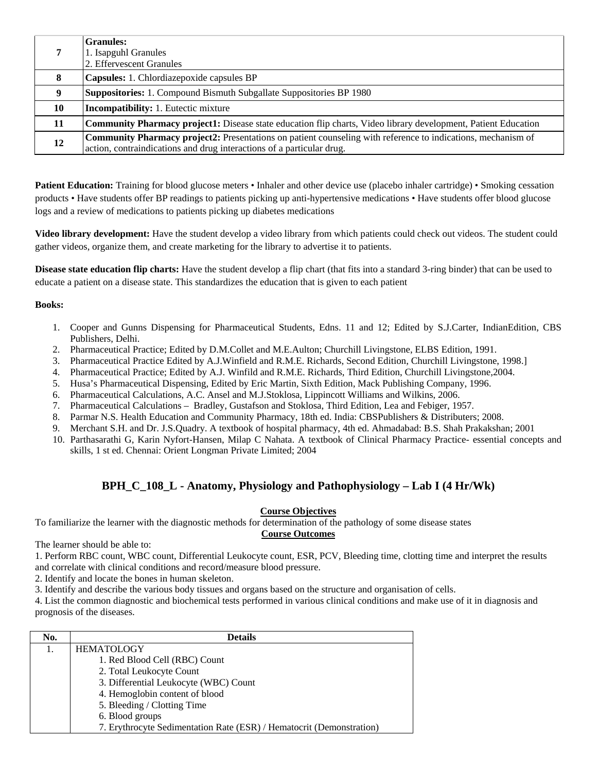| 7 | **Granules:**<br>1. Isapguhl Granules<br>2. Effervescent Granules |
|---|---|
| 8 | **Capsules:** 1. Chlordiazepoxide capsules BP |
| 9 | **Suppositories:** 1. Compound Bismuth Subgallate Suppositories BP 1980 |
| 10 | **Incompatibility:** 1. Eutectic mixture |
| 11 | **Community Pharmacy project1:** Disease state education flip charts, Video library development, Patient Education |
| 12 | **Community Pharmacy project2:** Presentations on patient counseling with reference to indications, mechanism of action, contraindications and drug interactions of a particular drug. |

**Patient Education:** Training for blood glucose meters • Inhaler and other device use (placebo inhaler cartridge) • Smoking cessation products • Have students offer BP readings to patients picking up anti-hypertensive medications • Have students offer blood glucose logs and a review of medications to patients picking up diabetes medications

**Video library development:** Have the student develop a video library from which patients could check out videos. The student could gather videos, organize them, and create marketing for the library to advertise it to patients.

**Disease state education flip charts:** Have the student develop a flip chart (that fits into a standard 3-ring binder) that can be used to educate a patient on a disease state. This standardizes the education that is given to each patient

**Books:**

1. Cooper and Gunns Dispensing for Pharmaceutical Students, Edns. 11 and 12; Edited by S.J.Carter, IndianEdition, CBS Publishers, Delhi.
2. Pharmaceutical Practice; Edited by D.M.Collet and M.E.Aulton; Churchill Livingstone, ELBS Edition, 1991.
3. Pharmaceutical Practice Edited by A.J.Winfield and R.M.E. Richards, Second Edition, Churchill Livingstone, 1998.]
4. Pharmaceutical Practice; Edited by A.J. Winfild and R.M.E. Richards, Third Edition, Churchill Livingstone,2004.
5. Husa's Pharmaceutical Dispensing, Edited by Eric Martin, Sixth Edition, Mack Publishing Company, 1996.
6. Pharmaceutical Calculations, A.C. Ansel and M.J.Stoklosa, Lippincott Williams and Wilkins, 2006.
7. Pharmaceutical Calculations – Bradley, Gustafson and Stoklosa, Third Edition, Lea and Febiger, 1957.
8. Parmar N.S. Health Education and Community Pharmacy, 18th ed. India: CBSPublishers & Distributers; 2008.
9. Merchant S.H. and Dr. J.S.Quadry. A textbook of hospital pharmacy, 4th ed. Ahmadabad: B.S. Shah Prakakshan; 2001
10. Parthasarathi G, Karin Nyfort-Hansen, Milap C Nahata. A textbook of Clinical Pharmacy Practice- essential concepts and skills, 1 st ed. Chennai: Orient Longman Private Limited; 2004

## BPH_C_108_L - Anatomy, Physiology and Pathophysiology – Lab I (4 Hr/Wk)

**Course Objectives**

To familiarize the learner with the diagnostic methods for determination of the pathology of some disease states

**Course Outcomes**

The learner should be able to:

1. Perform RBC count, WBC count, Differential Leukocyte count, ESR, PCV, Bleeding time, clotting time and interpret the results and correlate with clinical conditions and record/measure blood pressure.
2. Identify and locate the bones in human skeleton.
3. Identify and describe the various body tissues and organs based on the structure and organisation of cells.
4. List the common diagnostic and biochemical tests performed in various clinical conditions and make use of it in diagnosis and prognosis of the diseases.

| No. | Details |
|---|---|
| 1. | HEMATOLOGY<br>1. Red Blood Cell (RBC) Count<br>2. Total Leukocyte Count<br>3. Differential Leukocyte (WBC) Count<br>4. Hemoglobin content of blood<br>5. Bleeding / Clotting Time<br>6. Blood groups<br>7. Erythrocyte Sedimentation Rate (ESR) / Hematocrit (Demonstration) |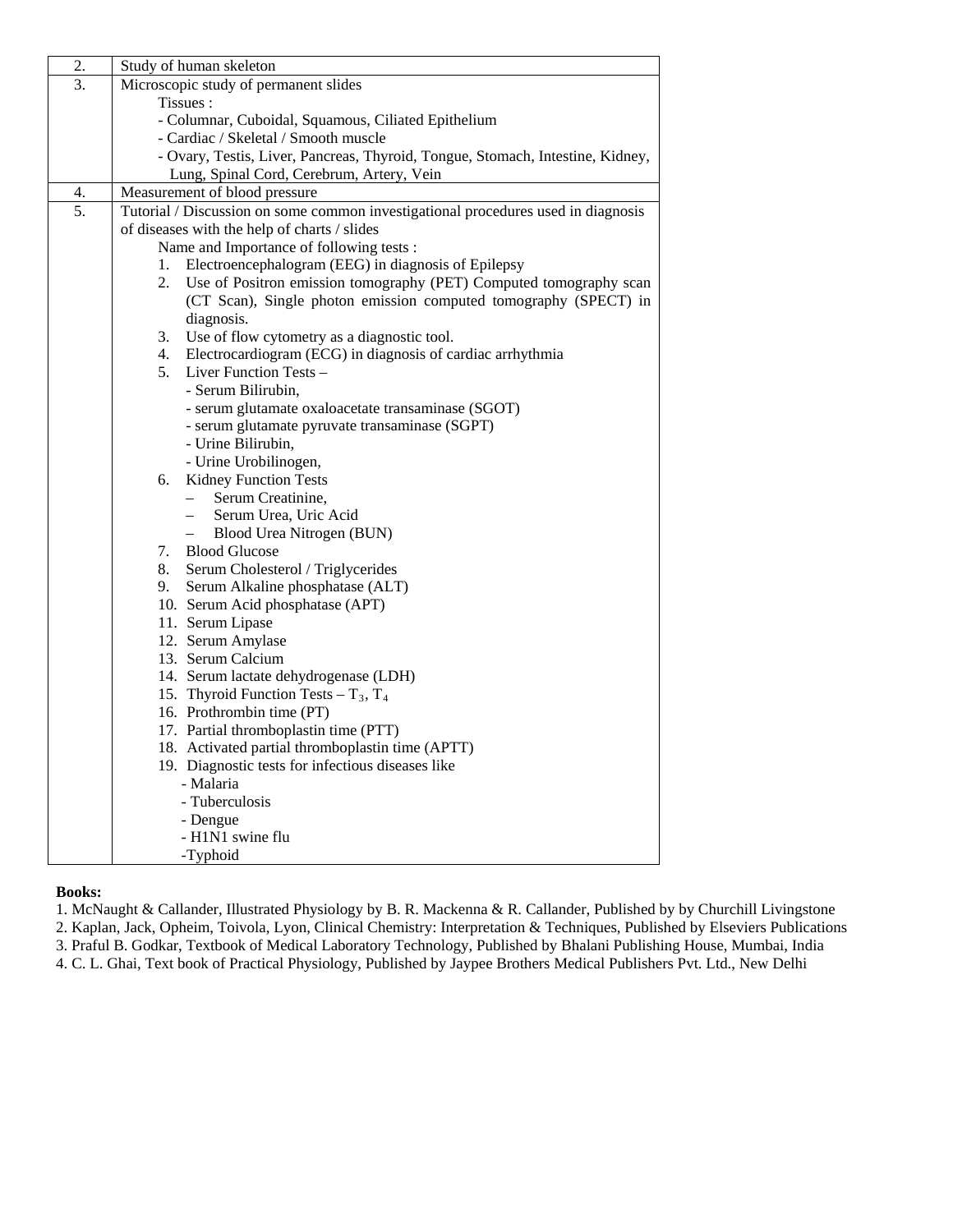| | |
|---|---|
| 2. | Study of human skeleton |
| 3. | Microscopic study of permanent slides<br>Tissues :<br>- Columnar, Cuboidal, Squamous, Ciliated Epithelium<br>- Cardiac / Skeletal / Smooth muscle<br>- Ovary, Testis, Liver, Pancreas, Thyroid, Tongue, Stomach, Intestine, Kidney, Lung, Spinal Cord, Cerebrum, Artery, Vein |
| 4. | Measurement of blood pressure |
| 5. | Tutorial / Discussion on some common investigational procedures used in diagnosis of diseases with the help of charts / slides<br>Name and Importance of following tests :<br>1. Electroencephalogram (EEG) in diagnosis of Epilepsy<br>2. Use of Positron emission tomography (PET) Computed tomography scan (CT Scan), Single photon emission computed tomography (SPECT) in diagnosis.<br>3. Use of flow cytometry as a diagnostic tool.<br>4. Electrocardiogram (ECG) in diagnosis of cardiac arrhythmia<br>5. Liver Function Tests –<br>- Serum Bilirubin,<br>- serum glutamate oxaloacetate transaminase (SGOT)<br>- serum glutamate pyruvate transaminase (SGPT)<br>- Urine Bilirubin,<br>- Urine Urobilinogen,<br>6. Kidney Function Tests<br>– Serum Creatinine,<br>– Serum Urea, Uric Acid<br>– Blood Urea Nitrogen (BUN)<br>7. Blood Glucose<br>8. Serum Cholesterol / Triglycerides<br>9. Serum Alkaline phosphatase (ALT)<br>10. Serum Acid phosphatase (APT)<br>11. Serum Lipase<br>12. Serum Amylase<br>13. Serum Calcium<br>14. Serum lactate dehydrogenase (LDH)<br>15. Thyroid Function Tests – $T_3$, $T_4$<br>16. Prothrombin time (PT)<br>17. Partial thromboplastin time (PTT)<br>18. Activated partial thromboplastin time (APTT)<br>19. Diagnostic tests for infectious diseases like<br>- Malaria<br>- Tuberculosis<br>- Dengue<br>- H1N1 swine flu<br>-Typhoid |

**Books:**

1. McNaught & Callander, Illustrated Physiology by B. R. Mackenna & R. Callander, Published by by Churchill Livingstone
2. Kaplan, Jack, Opheim, Toivola, Lyon, Clinical Chemistry: Interpretation & Techniques, Published by Elseviers Publications
3. Praful B. Godkar, Textbook of Medical Laboratory Technology, Published by Bhalani Publishing House, Mumbai, India
4. C. L. Ghai, Text book of Practical Physiology, Published by Jaypee Brothers Medical Publishers Pvt. Ltd., New Delhi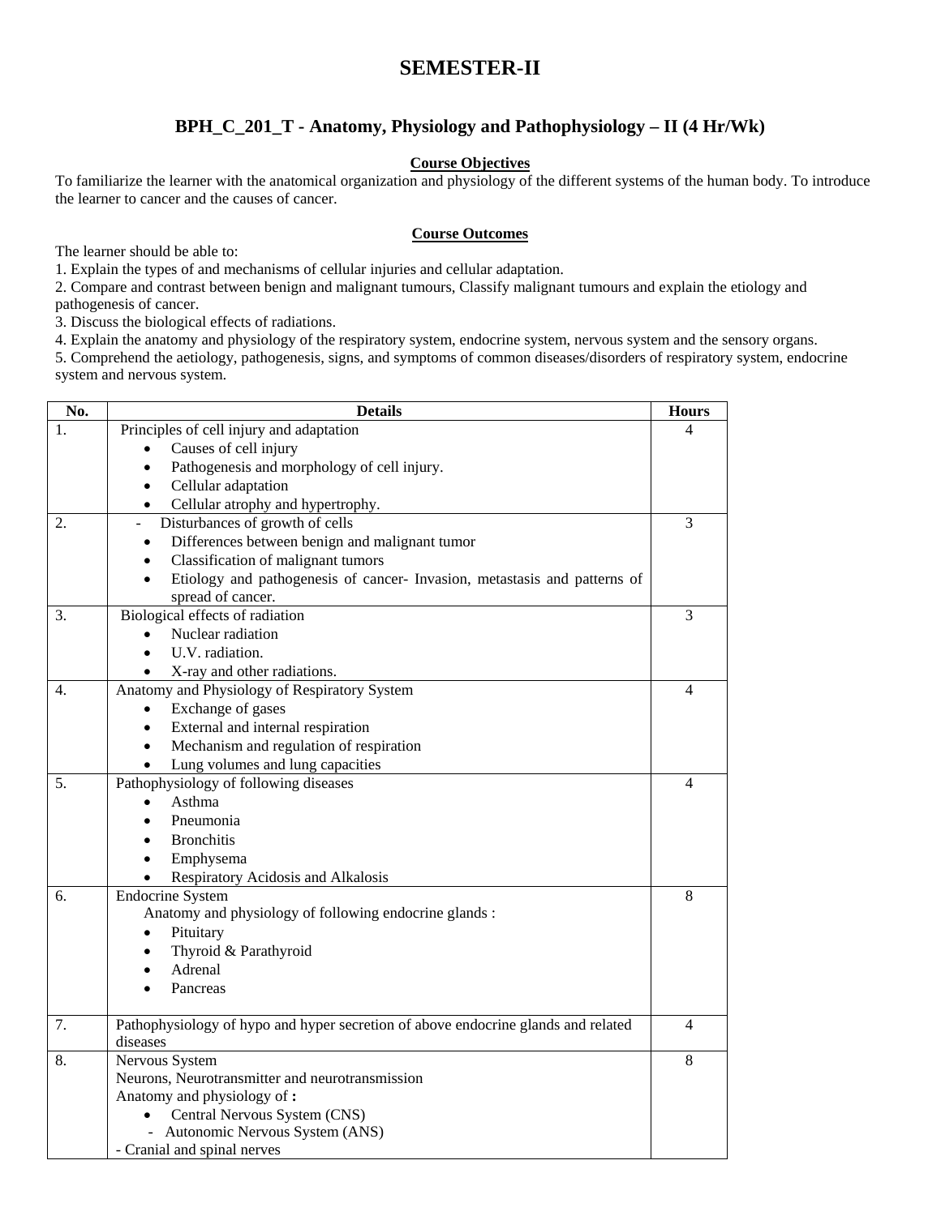# SEMESTER-II

## BPH_C_201_T - Anatomy, Physiology and Pathophysiology – II (4 Hr/Wk)

**Course Objectives**

To familiarize the learner with the anatomical organization and physiology of the different systems of the human body. To introduce the learner to cancer and the causes of cancer.

**Course Outcomes**

The learner should be able to:

1. Explain the types of and mechanisms of cellular injuries and cellular adaptation.
2. Compare and contrast between benign and malignant tumours, Classify malignant tumours and explain the etiology and pathogenesis of cancer.
3. Discuss the biological effects of radiations.
4. Explain the anatomy and physiology of the respiratory system, endocrine system, nervous system and the sensory organs.
5. Comprehend the aetiology, pathogenesis, signs, and symptoms of common diseases/disorders of respiratory system, endocrine system and nervous system.

| No. | Details | Hours |
|---|---|---|
| 1. | Principles of cell injury and adaptation<br>• Causes of cell injury<br>• Pathogenesis and morphology of cell injury.<br>• Cellular adaptation<br>• Cellular atrophy and hypertrophy. | 4 |
| 2. | - Disturbances of growth of cells<br>• Differences between benign and malignant tumor<br>• Classification of malignant tumors<br>• Etiology and pathogenesis of cancer- Invasion, metastasis and patterns of spread of cancer. | 3 |
| 3. | Biological effects of radiation<br>• Nuclear radiation<br>• U.V. radiation.<br>• X-ray and other radiations. | 3 |
| 4. | Anatomy and Physiology of Respiratory System<br>• Exchange of gases<br>• External and internal respiration<br>• Mechanism and regulation of respiration<br>• Lung volumes and lung capacities | 4 |
| 5. | Pathophysiology of following diseases<br>• Asthma<br>• Pneumonia<br>• Bronchitis<br>• Emphysema<br>• Respiratory Acidosis and Alkalosis | 4 |
| 6. | Endocrine System<br>Anatomy and physiology of following endocrine glands :<br>• Pituitary<br>• Thyroid & Parathyroid<br>• Adrenal<br>• Pancreas | 8 |
| 7. | Pathophysiology of hypo and hyper secretion of above endocrine glands and related diseases | 4 |
| 8. | Nervous System<br>Neurons, Neurotransmitter and neurotransmission<br>Anatomy and physiology of **:**<br>• Central Nervous System (CNS)<br>- Autonomic Nervous System (ANS)<br>- Cranial and spinal nerves | 8 |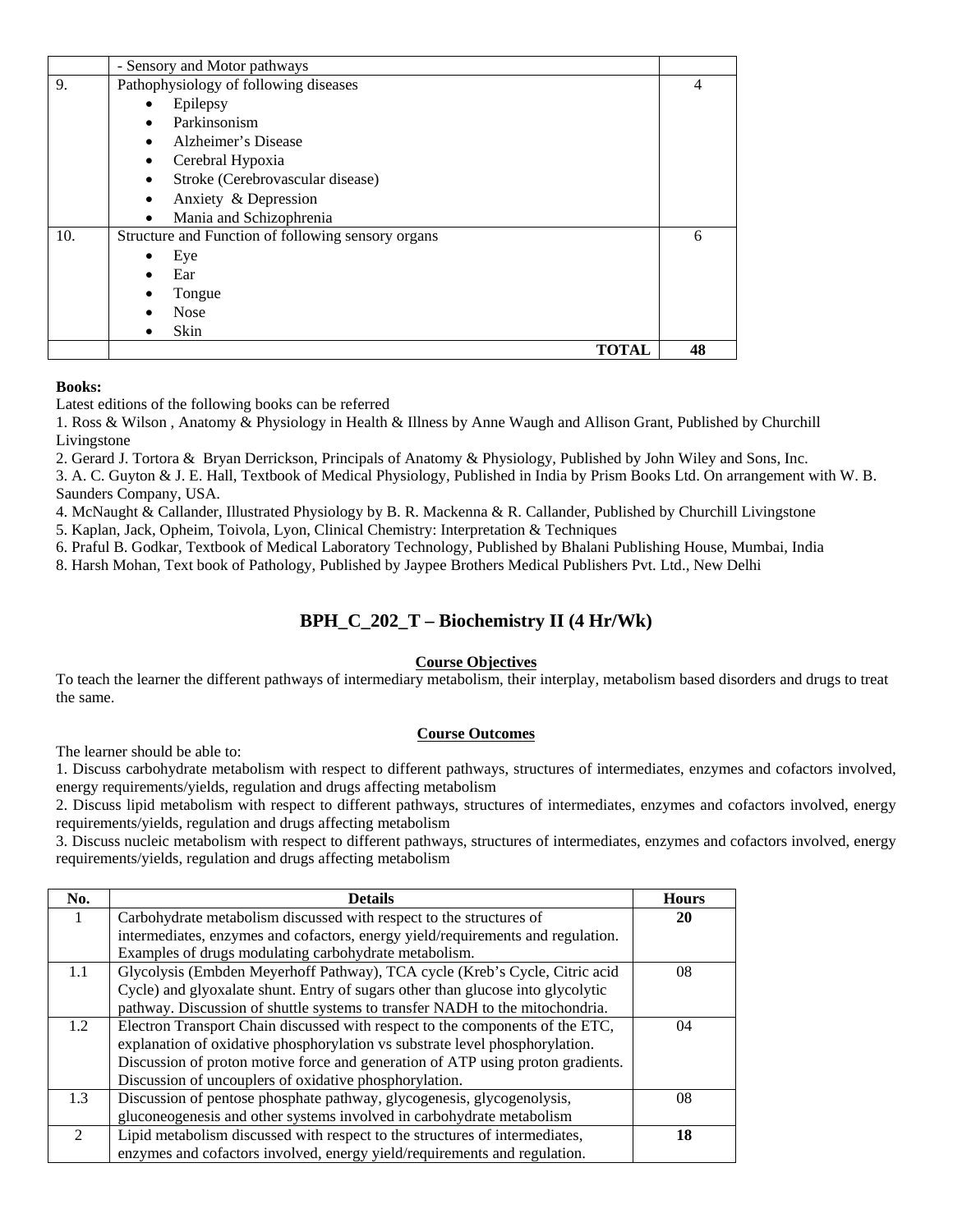|  | - Sensory and Motor pathways |  |
|---|---|---|
| 9. | Pathophysiology of following diseases<br>• Epilepsy<br>• Parkinsonism<br>• Alzheimer's Disease<br>• Cerebral Hypoxia<br>• Stroke (Cerebrovascular disease)<br>• Anxiety & Depression<br>• Mania and Schizophrenia | 4 |
| 10. | Structure and Function of following sensory organs<br>• Eye<br>• Ear<br>• Tongue<br>• Nose<br>• Skin | 6 |
|  | **TOTAL** | **48** |

**Books:**

Latest editions of the following books can be referred

1. Ross & Wilson , Anatomy & Physiology in Health & Illness by Anne Waugh and Allison Grant, Published by Churchill Livingstone
2. Gerard J. Tortora & Bryan Derrickson, Principals of Anatomy & Physiology, Published by John Wiley and Sons, Inc.
3. A. C. Guyton & J. E. Hall, Textbook of Medical Physiology, Published in India by Prism Books Ltd. On arrangement with W. B. Saunders Company, USA.
4. McNaught & Callander, Illustrated Physiology by B. R. Mackenna & R. Callander, Published by Churchill Livingstone
5. Kaplan, Jack, Opheim, Toivola, Lyon, Clinical Chemistry: Interpretation & Techniques
6. Praful B. Godkar, Textbook of Medical Laboratory Technology, Published by Bhalani Publishing House, Mumbai, India
8. Harsh Mohan, Text book of Pathology, Published by Jaypee Brothers Medical Publishers Pvt. Ltd., New Delhi

## BPH_C_202_T – Biochemistry II (4 Hr/Wk)

**Course Objectives**

To teach the learner the different pathways of intermediary metabolism, their interplay, metabolism based disorders and drugs to treat the same.

**Course Outcomes**

The learner should be able to:

1. Discuss carbohydrate metabolism with respect to different pathways, structures of intermediates, enzymes and cofactors involved, energy requirements/yields, regulation and drugs affecting metabolism
2. Discuss lipid metabolism with respect to different pathways, structures of intermediates, enzymes and cofactors involved, energy requirements/yields, regulation and drugs affecting metabolism
3. Discuss nucleic metabolism with respect to different pathways, structures of intermediates, enzymes and cofactors involved, energy requirements/yields, regulation and drugs affecting metabolism

| No. | Details | Hours |
|---|---|---|
| 1 | Carbohydrate metabolism discussed with respect to the structures of intermediates, enzymes and cofactors, energy yield/requirements and regulation. Examples of drugs modulating carbohydrate metabolism. | **20** |
| 1.1 | Glycolysis (Embden Meyerhoff Pathway), TCA cycle (Kreb's Cycle, Citric acid Cycle) and glyoxalate shunt. Entry of sugars other than glucose into glycolytic pathway. Discussion of shuttle systems to transfer NADH to the mitochondria. | 08 |
| 1.2 | Electron Transport Chain discussed with respect to the components of the ETC, explanation of oxidative phosphorylation vs substrate level phosphorylation. Discussion of proton motive force and generation of ATP using proton gradients. Discussion of uncouplers of oxidative phosphorylation. | 04 |
| 1.3 | Discussion of pentose phosphate pathway, glycogenesis, glycogenolysis, gluconeogenesis and other systems involved in carbohydrate metabolism | 08 |
| 2 | Lipid metabolism discussed with respect to the structures of intermediates, enzymes and cofactors involved, energy yield/requirements and regulation. | **18** |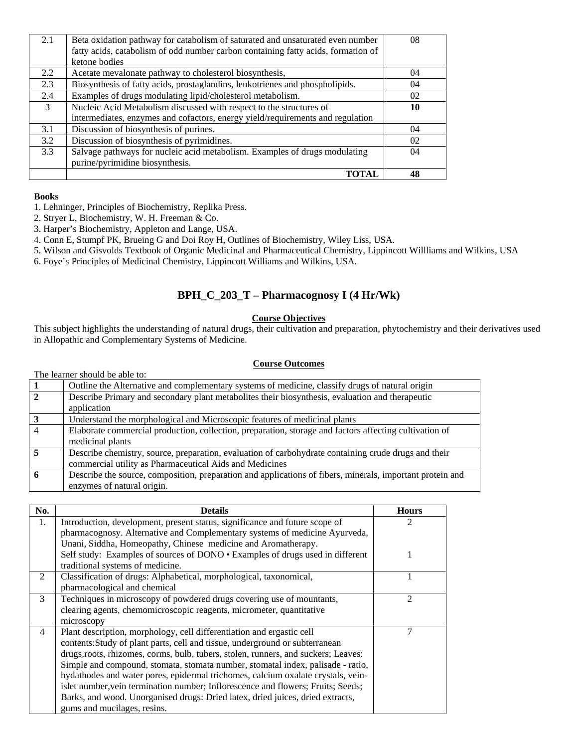| 2.1 | Beta oxidation pathway for catabolism of saturated and unsaturated even number fatty acids, catabolism of odd number carbon containing fatty acids, formation of ketone bodies | 08 |
|---|---|---|
| 2.2 | Acetate mevalonate pathway to cholesterol biosynthesis, | 04 |
| 2.3 | Biosynthesis of fatty acids, prostaglandins, leukotrienes and phospholipids. | 04 |
| 2.4 | Examples of drugs modulating lipid/cholesterol metabolism. | 02 |
| 3 | Nucleic Acid Metabolism discussed with respect to the structures of intermediates, enzymes and cofactors, energy yield/requirements and regulation | **10** |
| 3.1 | Discussion of biosynthesis of purines. | 04 |
| 3.2 | Discussion of biosynthesis of pyrimidines. | 02 |
| 3.3 | Salvage pathways for nucleic acid metabolism. Examples of drugs modulating purine/pyrimidine biosynthesis. | 04 |
| | **TOTAL** | **48** |

**Books**

1. Lehninger, Principles of Biochemistry, Replika Press.
2. Stryer L, Biochemistry, W. H. Freeman & Co.
3. Harper's Biochemistry, Appleton and Lange, USA.
4. Conn E, Stumpf PK, Brueing G and Doi Roy H, Outlines of Biochemistry, Wiley Liss, USA.
5. Wilson and Gisvolds Textbook of Organic Medicinal and Pharmaceutical Chemistry, Lippincott Willliams and Wilkins, USA
6. Foye's Principles of Medicinal Chemistry, Lippincott Williams and Wilkins, USA.

## BPH_C_203_T – Pharmacognosy I (4 Hr/Wk)

**Course Objectives**

This subject highlights the understanding of natural drugs, their cultivation and preparation, phytochemistry and their derivatives used in Allopathic and Complementary Systems of Medicine.

**Course Outcomes**

The learner should be able to:

| | |
|---|---|
| **1** | Outline the Alternative and complementary systems of medicine, classify drugs of natural origin |
| **2** | Describe Primary and secondary plant metabolites their biosynthesis, evaluation and therapeutic application |
| **3** | Understand the morphological and Microscopic features of medicinal plants |
| 4 | Elaborate commercial production, collection, preparation, storage and factors affecting cultivation of medicinal plants |
| **5** | Describe chemistry, source, preparation, evaluation of carbohydrate containing crude drugs and their commercial utility as Pharmaceutical Aids and Medicines |
| **6** | Describe the source, composition, preparation and applications of fibers, minerals, important protein and enzymes of natural origin. |

| No. | Details | Hours |
|---|---|---|
| 1. | Introduction, development, present status, significance and future scope of pharmacognosy. Alternative and Complementary systems of medicine Ayurveda, Unani, Siddha, Homeopathy, Chinese medicine and Aromatherapy. | 2 |
| | Self study: Examples of sources of DONO • Examples of drugs used in different traditional systems of medicine. | 1 |
| 2 | Classification of drugs: Alphabetical, morphological, taxonomical, pharmacological and chemical | 1 |
| 3 | Techniques in microscopy of powdered drugs covering use of mountants, clearing agents, chemomicroscopic reagents, micrometer, quantitative microscopy | 2 |
| 4 | Plant description, morphology, cell differentiation and ergastic cell contents:Study of plant parts, cell and tissue, underground or subterranean drugs,roots, rhizomes, corms, bulb, tubers, stolen, runners, and suckers; Leaves: Simple and compound, stomata, stomata number, stomatal index, palisade - ratio, hydathodes and water pores, epidermal trichomes, calcium oxalate crystals, vein-islet number,vein termination number; Inflorescence and flowers; Fruits; Seeds; Barks, and wood. Unorganised drugs: Dried latex, dried juices, dried extracts, gums and mucilages, resins. | 7 |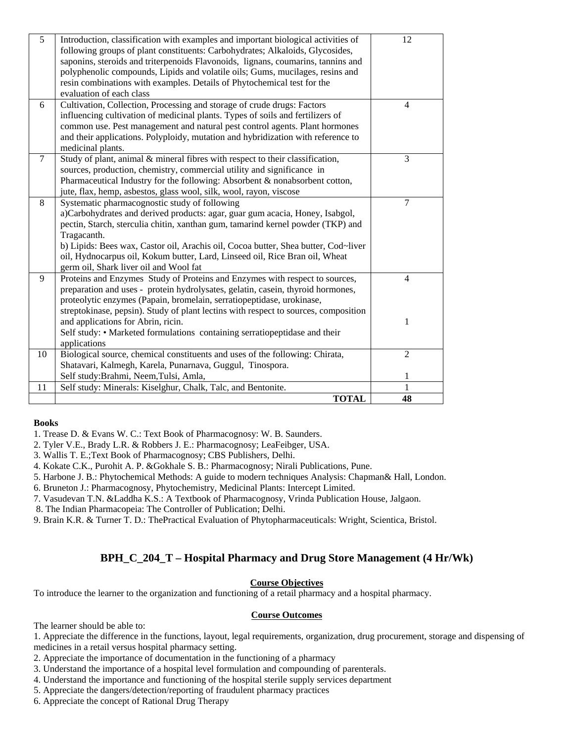| 5 | Introduction, classification with examples and important biological activities of following groups of plant constituents: Carbohydrates; Alkaloids, Glycosides, saponins, steroids and triterpenoids Flavonoids, lignans, coumarins, tannins and polyphenolic compounds, Lipids and volatile oils; Gums, mucilages, resins and resin combinations with examples. Details of Phytochemical test for the evaluation of each class | 12 |
|---|---|---|
| 6 | Cultivation, Collection, Processing and storage of crude drugs: Factors influencing cultivation of medicinal plants. Types of soils and fertilizers of common use. Pest management and natural pest control agents. Plant hormones and their applications. Polyploidy, mutation and hybridization with reference to medicinal plants. | 4 |
| 7 | Study of plant, animal & mineral fibres with respect to their classification, sources, production, chemistry, commercial utility and significance in Pharmaceutical Industry for the following: Absorbent & nonabsorbent cotton, jute, flax, hemp, asbestos, glass wool, silk, wool, rayon, viscose | 3 |
| 8 | Systematic pharmacognostic study of following<br>a)Carbohydrates and derived products: agar, guar gum acacia, Honey, Isabgol, pectin, Starch, sterculia chitin, xanthan gum, tamarind kernel powder (TKP) and Tragacanth.<br>b) Lipids: Bees wax, Castor oil, Arachis oil, Cocoa butter, Shea butter, Cod~liver oil, Hydnocarpus oil, Kokum butter, Lard, Linseed oil, Rice Bran oil, Wheat germ oil, Shark liver oil and Wool fat | 7 |
| 9 | Proteins and Enzymes Study of Proteins and Enzymes with respect to sources, preparation and uses - protein hydrolysates, gelatin, casein, thyroid hormones, proteolytic enzymes (Papain, bromelain, serratiopeptidase, urokinase, streptokinase, pepsin). Study of plant lectins with respect to sources, composition and applications for Abrin, ricin.<br>Self study: • Marketed formulations containing serratiopeptidase and their applications | 4<br><br>1 |
| 10 | Biological source, chemical constituents and uses of the following: Chirata, Shatavari, Kalmegh, Karela, Punarnava, Guggul, Tinospora.<br>Self study:Brahmi, Neem,Tulsi, Amla, | 2<br><br>1 |
| 11 | Self study: Minerals: Kiselghur, Chalk, Talc, and Bentonite. | 1 |
| | **TOTAL** | **48** |

**Books**

1. Trease D. & Evans W. C.: Text Book of Pharmacognosy: W. B. Saunders.
2. Tyler V.E., Brady L.R. & Robbers J. E.: Pharmacognosy; LeaFeibger, USA.
3. Wallis T. E.;Text Book of Pharmacognosy; CBS Publishers, Delhi.
4. Kokate C.K., Purohit A. P. &Gokhale S. B.: Pharmacognosy; Nirali Publications, Pune.
5. Harbone J. B.: Phytochemical Methods: A guide to modern techniques Analysis: Chapman& Hall, London.
6. Bruneton J.: Pharmacognosy, Phytochemistry, Medicinal Plants: Intercept Limited.
7. Vasudevan T.N. &Laddha K.S.: A Textbook of Pharmacognosy, Vrinda Publication House, Jalgaon.
8. The Indian Pharmacopeia: The Controller of Publication; Delhi.
9. Brain K.R. & Turner T. D.: ThePractical Evaluation of Phytopharmaceuticals: Wright, Scientica, Bristol.

## BPH_C_204_T – Hospital Pharmacy and Drug Store Management (4 Hr/Wk)

**Course Objectives**

To introduce the learner to the organization and functioning of a retail pharmacy and a hospital pharmacy.

**Course Outcomes**

The learner should be able to:

1. Appreciate the difference in the functions, layout, legal requirements, organization, drug procurement, storage and dispensing of medicines in a retail versus hospital pharmacy setting.
2. Appreciate the importance of documentation in the functioning of a pharmacy
3. Understand the importance of a hospital level formulation and compounding of parenterals.
4. Understand the importance and functioning of the hospital sterile supply services department
5. Appreciate the dangers/detection/reporting of fraudulent pharmacy practices
6. Appreciate the concept of Rational Drug Therapy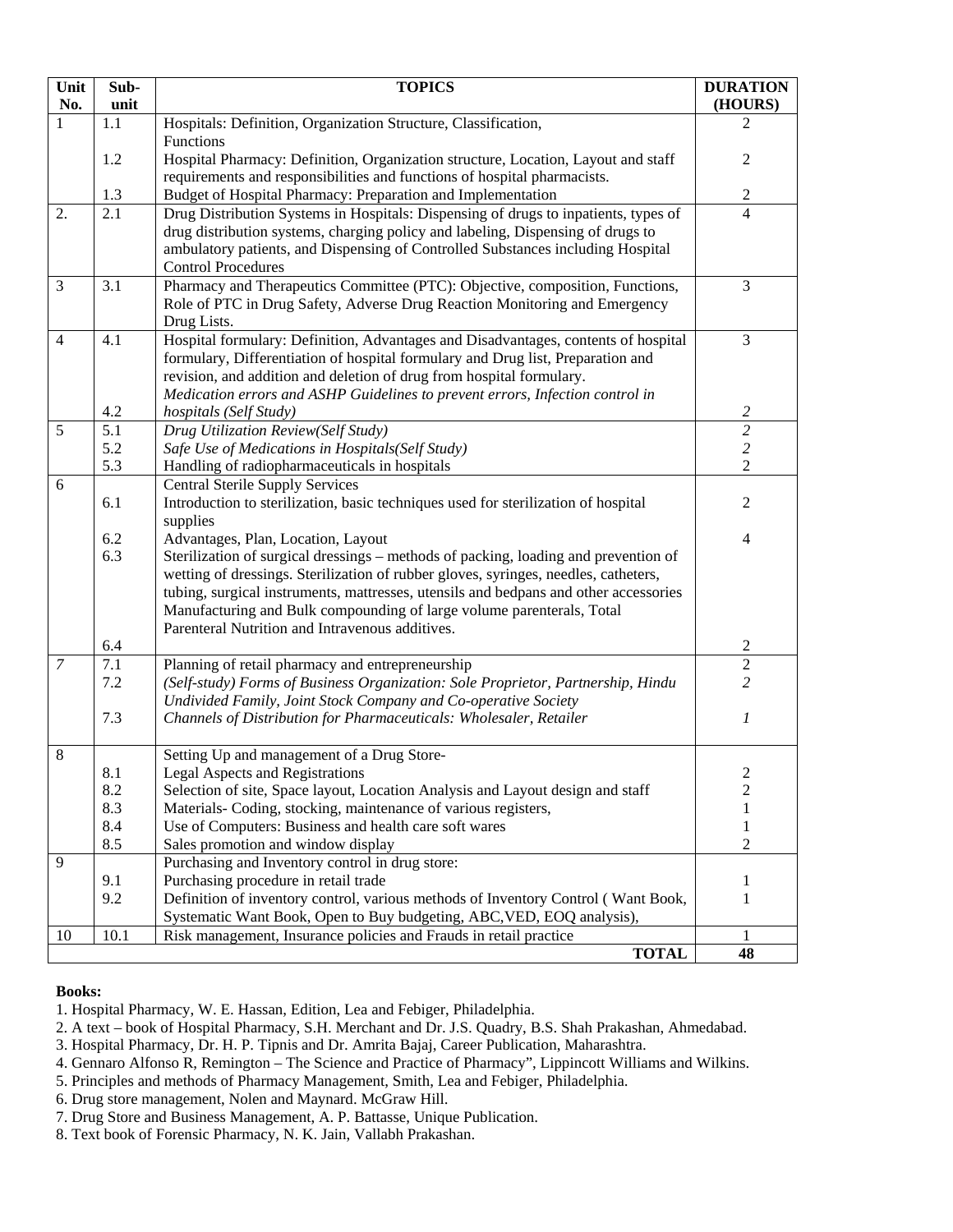| Unit No. | Sub-unit | TOPICS | DURATION (HOURS) |
|---|---|---|---|
| 1 | 1.1 | Hospitals: Definition, Organization Structure, Classification, Functions | 2 |
| | 1.2 | Hospital Pharmacy: Definition, Organization structure, Location, Layout and staff requirements and responsibilities and functions of hospital pharmacists. | 2 |
| | 1.3 | Budget of Hospital Pharmacy: Preparation and Implementation | 2 |
| 2. | 2.1 | Drug Distribution Systems in Hospitals: Dispensing of drugs to inpatients, types of drug distribution systems, charging policy and labeling, Dispensing of drugs to ambulatory patients, and Dispensing of Controlled Substances including Hospital Control Procedures | 4 |
| 3 | 3.1 | Pharmacy and Therapeutics Committee (PTC): Objective, composition, Functions, Role of PTC in Drug Safety, Adverse Drug Reaction Monitoring and Emergency Drug Lists. | 3 |
| 4 | 4.1 | Hospital formulary: Definition, Advantages and Disadvantages, contents of hospital formulary, Differentiation of hospital formulary and Drug list, Preparation and revision, and addition and deletion of drug from hospital formulary. | 3 |
| | 4.2 | *Medication errors and ASHP Guidelines to prevent errors, Infection control in hospitals (Self Study)* | *2* |
| 5 | 5.1 | *Drug Utilization Review(Self Study)* | *2* |
| | 5.2 | *Safe Use of Medications in Hospitals(Self Study)* | *2* |
| | 5.3 | Handling of radiopharmaceuticals in hospitals | 2 |
| 6 | | Central Sterile Supply Services | |
| | 6.1 | Introduction to sterilization, basic techniques used for sterilization of hospital supplies | 2 |
| | 6.2 | Advantages, Plan, Location, Layout | 4 |
| | 6.3 | Sterilization of surgical dressings – methods of packing, loading and prevention of wetting of dressings. Sterilization of rubber gloves, syringes, needles, catheters, tubing, surgical instruments, mattresses, utensils and bedpans and other accessories | |
| | 6.4 | Manufacturing and Bulk compounding of large volume parenterals, Total Parenteral Nutrition and Intravenous additives. | 2 |
| *7* | 7.1 | Planning of retail pharmacy and entrepreneurship | 2 |
| | 7.2 | *(Self-study) Forms of Business Organization: Sole Proprietor, Partnership, Hindu Undivided Family, Joint Stock Company and Co-operative Society* | *2* |
| | 7.3 | *Channels of Distribution for Pharmaceuticals: Wholesaler, Retailer* | *1* |
| 8 | | Setting Up and management of a Drug Store- | |
| | 8.1 | Legal Aspects and Registrations | 2 |
| | 8.2 | Selection of site, Space layout, Location Analysis and Layout design and staff | 2 |
| | 8.3 | Materials- Coding, stocking, maintenance of various registers, | 1 |
| | 8.4 | Use of Computers: Business and health care soft wares | 1 |
| | 8.5 | Sales promotion and window display | 2 |
| 9 | | Purchasing and Inventory control in drug store: | |
| | 9.1 | Purchasing procedure in retail trade | 1 |
| | 9.2 | Definition of inventory control, various methods of Inventory Control ( Want Book, Systematic Want Book, Open to Buy budgeting, ABC,VED, EOQ analysis), | 1 |
| 10 | 10.1 | Risk management, Insurance policies and Frauds in retail practice | 1 |
| | | **TOTAL** | **48** |

**Books:**

1. Hospital Pharmacy, W. E. Hassan, Edition, Lea and Febiger, Philadelphia.
2. A text – book of Hospital Pharmacy, S.H. Merchant and Dr. J.S. Quadry, B.S. Shah Prakashan, Ahmedabad.
3. Hospital Pharmacy, Dr. H. P. Tipnis and Dr. Amrita Bajaj, Career Publication, Maharashtra.
4. Gennaro Alfonso R, Remington – The Science and Practice of Pharmacy", Lippincott Williams and Wilkins.
5. Principles and methods of Pharmacy Management, Smith, Lea and Febiger, Philadelphia.
6. Drug store management, Nolen and Maynard. McGraw Hill.
7. Drug Store and Business Management, A. P. Battasse, Unique Publication.
8. Text book of Forensic Pharmacy, N. K. Jain, Vallabh Prakashan.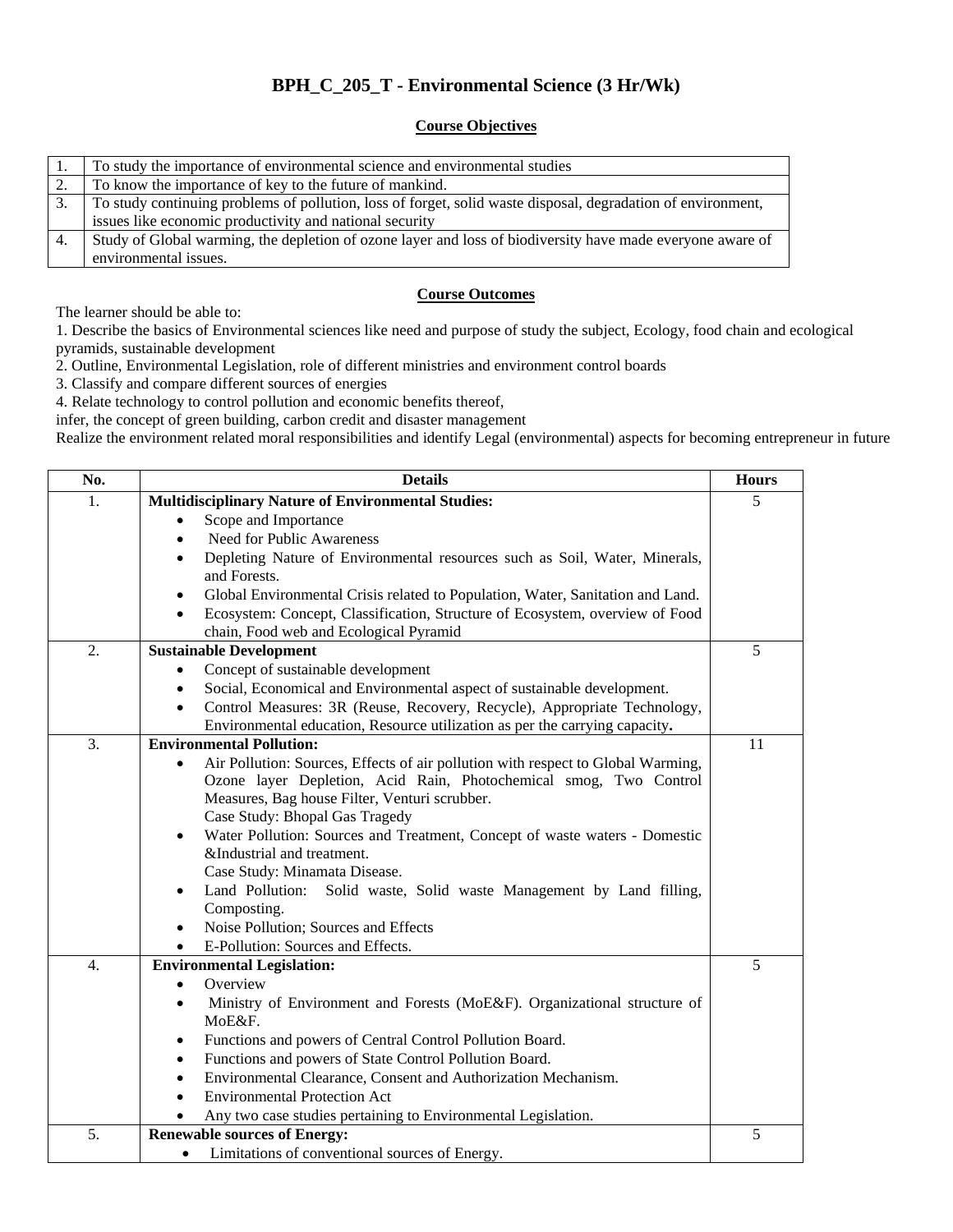# BPH_C_205_T - Environmental Science (3 Hr/Wk)

## Course Objectives

| | |
|---|---|
| 1. | To study the importance of environmental science and environmental studies |
| 2. | To know the importance of key to the future of mankind. |
| 3. | To study continuing problems of pollution, loss of forget, solid waste disposal, degradation of environment, issues like economic productivity and national security |
| 4. | Study of Global warming, the depletion of ozone layer and loss of biodiversity have made everyone aware of environmental issues. |

## Course Outcomes

The learner should be able to:

1. Describe the basics of Environmental sciences like need and purpose of study the subject, Ecology, food chain and ecological pyramids, sustainable development
2. Outline, Environmental Legislation, role of different ministries and environment control boards
3. Classify and compare different sources of energies
4. Relate technology to control pollution and economic benefits thereof,

infer, the concept of green building, carbon credit and disaster management

Realize the environment related moral responsibilities and identify Legal (environmental) aspects for becoming entrepreneur in future

| No. | Details | Hours |
|---|---|---|
| 1. | **Multidisciplinary Nature of Environmental Studies:**<br>• Scope and Importance<br>• Need for Public Awareness<br>• Depleting Nature of Environmental resources such as Soil, Water, Minerals, and Forests.<br>• Global Environmental Crisis related to Population, Water, Sanitation and Land.<br>• Ecosystem: Concept, Classification, Structure of Ecosystem, overview of Food chain, Food web and Ecological Pyramid | 5 |
| 2. | **Sustainable Development**<br>• Concept of sustainable development<br>• Social, Economical and Environmental aspect of sustainable development.<br>• Control Measures: 3R (Reuse, Recovery, Recycle), Appropriate Technology, Environmental education, Resource utilization as per the carrying capacity. | 5 |
| 3. | **Environmental Pollution:**<br>• Air Pollution: Sources, Effects of air pollution with respect to Global Warming, Ozone layer Depletion, Acid Rain, Photochemical smog, Two Control Measures, Bag house Filter, Venturi scrubber.<br>Case Study: Bhopal Gas Tragedy<br>• Water Pollution: Sources and Treatment, Concept of waste waters - Domestic &Industrial and treatment.<br>Case Study: Minamata Disease.<br>• Land Pollution: Solid waste, Solid waste Management by Land filling, Composting.<br>• Noise Pollution; Sources and Effects<br>• E-Pollution: Sources and Effects. | 11 |
| 4. | **Environmental Legislation:**<br>• Overview<br>• Ministry of Environment and Forests (MoE&F). Organizational structure of MoE&F.<br>• Functions and powers of Central Control Pollution Board.<br>• Functions and powers of State Control Pollution Board.<br>• Environmental Clearance, Consent and Authorization Mechanism.<br>• Environmental Protection Act<br>• Any two case studies pertaining to Environmental Legislation. | 5 |
| 5. | **Renewable sources of Energy:**<br>• Limitations of conventional sources of Energy. | 5 |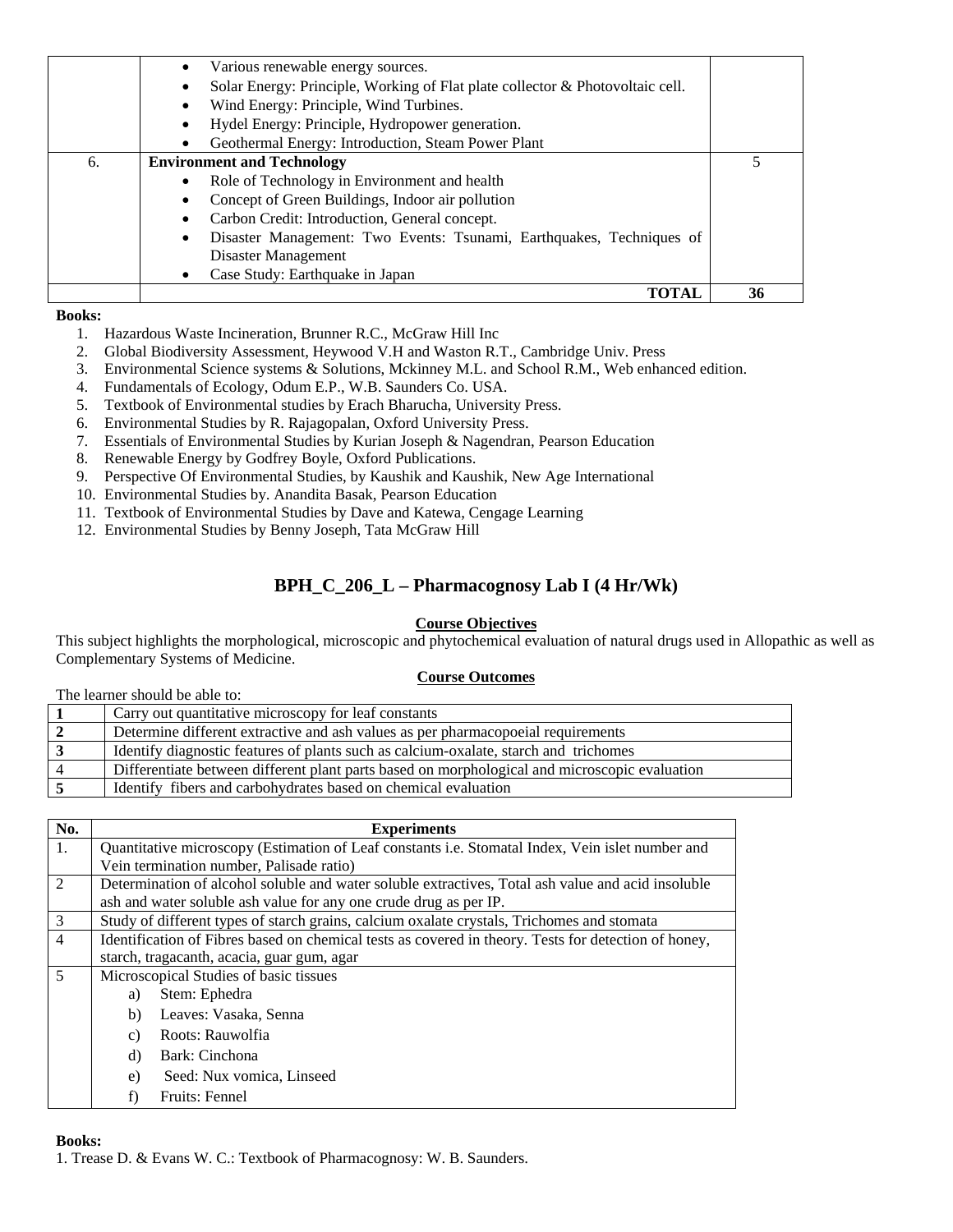|  | • Various renewable energy sources.<br>• Solar Energy: Principle, Working of Flat plate collector & Photovoltaic cell.<br>• Wind Energy: Principle, Wind Turbines.<br>• Hydel Energy: Principle, Hydropower generation.<br>• Geothermal Energy: Introduction, Steam Power Plant |  |
|---|---|---|
| 6. | **Environment and Technology**<br>• Role of Technology in Environment and health<br>• Concept of Green Buildings, Indoor air pollution<br>• Carbon Credit: Introduction, General concept.<br>• Disaster Management: Two Events: Tsunami, Earthquakes, Techniques of Disaster Management<br>• Case Study: Earthquake in Japan | 5 |
|  | **TOTAL** | **36** |

**Books:**

1. Hazardous Waste Incineration, Brunner R.C., McGraw Hill Inc
2. Global Biodiversity Assessment, Heywood V.H and Waston R.T., Cambridge Univ. Press
3. Environmental Science systems & Solutions, Mckinney M.L. and School R.M., Web enhanced edition.
4. Fundamentals of Ecology, Odum E.P., W.B. Saunders Co. USA.
5. Textbook of Environmental studies by Erach Bharucha, University Press.
6. Environmental Studies by R. Rajagopalan, Oxford University Press.
7. Essentials of Environmental Studies by Kurian Joseph & Nagendran, Pearson Education
8. Renewable Energy by Godfrey Boyle, Oxford Publications.
9. Perspective Of Environmental Studies, by Kaushik and Kaushik, New Age International
10. Environmental Studies by. Anandita Basak, Pearson Education
11. Textbook of Environmental Studies by Dave and Katewa, Cengage Learning
12. Environmental Studies by Benny Joseph, Tata McGraw Hill

## BPH_C_206_L – Pharmacognosy Lab I (4 Hr/Wk)

**Course Objectives**

This subject highlights the morphological, microscopic and phytochemical evaluation of natural drugs used in Allopathic as well as Complementary Systems of Medicine.

**Course Outcomes**

The learner should be able to:

| | |
|---|---|
| **1** | Carry out quantitative microscopy for leaf constants |
| **2** | Determine different extractive and ash values as per pharmacopoeial requirements |
| **3** | Identify diagnostic features of plants such as calcium-oxalate, starch and trichomes |
| 4 | Differentiate between different plant parts based on morphological and microscopic evaluation |
| **5** | Identify fibers and carbohydrates based on chemical evaluation |

| No. | Experiments |
|---|---|
| 1. | Quantitative microscopy (Estimation of Leaf constants i.e. Stomatal Index, Vein islet number and Vein termination number, Palisade ratio) |
| 2 | Determination of alcohol soluble and water soluble extractives, Total ash value and acid insoluble ash and water soluble ash value for any one crude drug as per IP. |
| 3 | Study of different types of starch grains, calcium oxalate crystals, Trichomes and stomata |
| 4 | Identification of Fibres based on chemical tests as covered in theory. Tests for detection of honey, starch, tragacanth, acacia, guar gum, agar |
| 5 | Microscopical Studies of basic tissues<br>a) Stem: Ephedra<br>b) Leaves: Vasaka, Senna<br>c) Roots: Rauwolfia<br>d) Bark: Cinchona<br>e) Seed: Nux vomica, Linseed<br>f) Fruits: Fennel |

**Books:**

1. Trease D. & Evans W. C.: Textbook of Pharmacognosy: W. B. Saunders.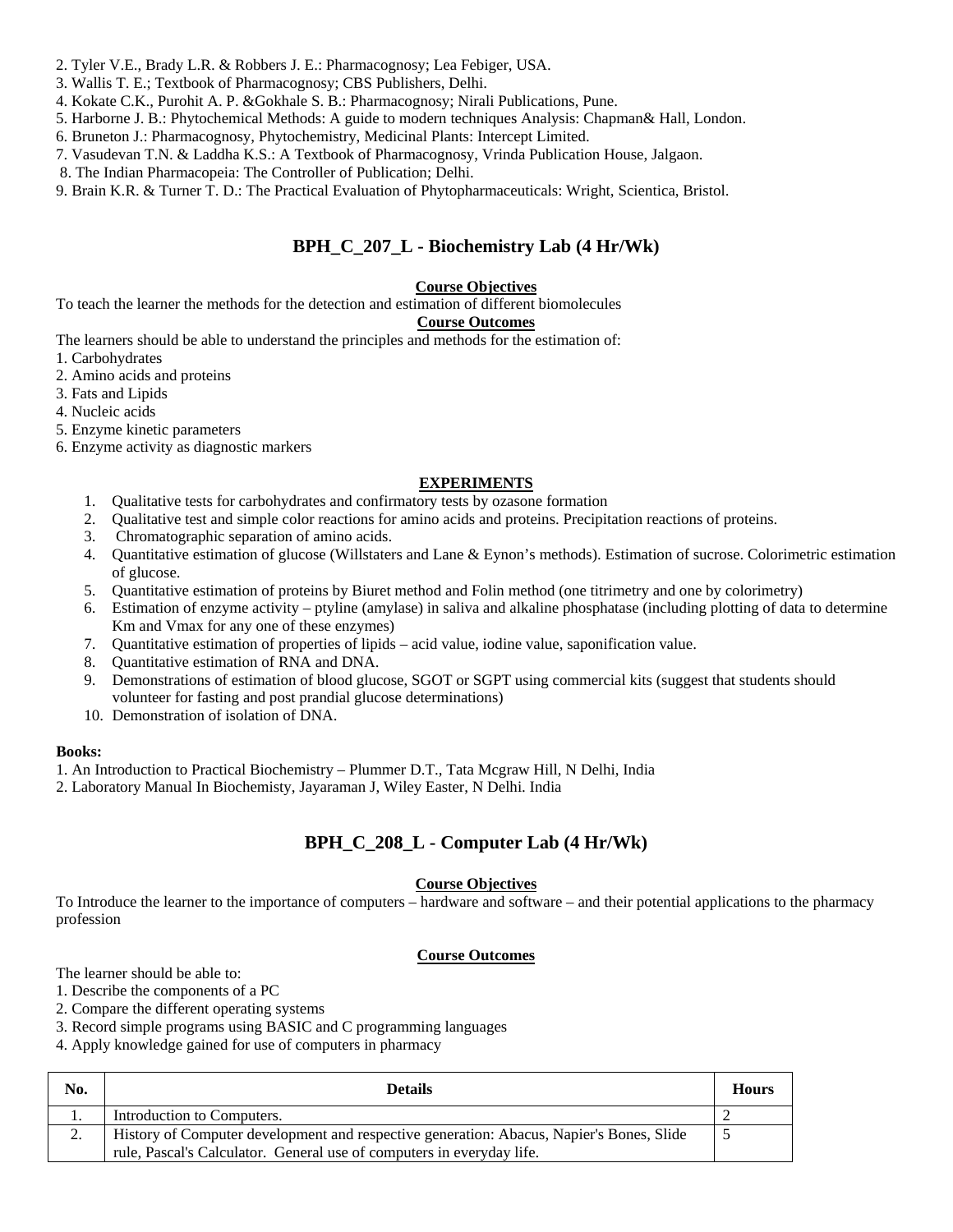2. Tyler V.E., Brady L.R. & Robbers J. E.: Pharmacognosy; Lea Febiger, USA.
3. Wallis T. E.; Textbook of Pharmacognosy; CBS Publishers, Delhi.
4. Kokate C.K., Purohit A. P. &Gokhale S. B.: Pharmacognosy; Nirali Publications, Pune.
5. Harborne J. B.: Phytochemical Methods: A guide to modern techniques Analysis: Chapman& Hall, London.
6. Bruneton J.: Pharmacognosy, Phytochemistry, Medicinal Plants: Intercept Limited.
7. Vasudevan T.N. & Laddha K.S.: A Textbook of Pharmacognosy, Vrinda Publication House, Jalgaon.
8. The Indian Pharmacopeia: The Controller of Publication; Delhi.
9. Brain K.R. & Turner T. D.: The Practical Evaluation of Phytopharmaceuticals: Wright, Scientica, Bristol.

## BPH_C_207_L - Biochemistry Lab (4 Hr/Wk)

**Course Objectives**

To teach the learner the methods for the detection and estimation of different biomolecules

**Course Outcomes**

The learners should be able to understand the principles and methods for the estimation of:
1. Carbohydrates
2. Amino acids and proteins
3. Fats and Lipids
4. Nucleic acids
5. Enzyme kinetic parameters
6. Enzyme activity as diagnostic markers

**EXPERIMENTS**

1. Qualitative tests for carbohydrates and confirmatory tests by ozasone formation
2. Qualitative test and simple color reactions for amino acids and proteins. Precipitation reactions of proteins.
3. Chromatographic separation of amino acids.
4. Quantitative estimation of glucose (Willstaters and Lane & Eynon's methods). Estimation of sucrose. Colorimetric estimation of glucose.
5. Quantitative estimation of proteins by Biuret method and Folin method (one titrimetry and one by colorimetry)
6. Estimation of enzyme activity – ptyline (amylase) in saliva and alkaline phosphatase (including plotting of data to determine Km and Vmax for any one of these enzymes)
7. Quantitative estimation of properties of lipids – acid value, iodine value, saponification value.
8. Quantitative estimation of RNA and DNA.
9. Demonstrations of estimation of blood glucose, SGOT or SGPT using commercial kits (suggest that students should volunteer for fasting and post prandial glucose determinations)
10. Demonstration of isolation of DNA.

**Books:**

1. An Introduction to Practical Biochemistry – Plummer D.T., Tata Mcgraw Hill, N Delhi, India
2. Laboratory Manual In Biochemisty, Jayaraman J, Wiley Easter, N Delhi. India

## BPH_C_208_L - Computer Lab (4 Hr/Wk)

**Course Objectives**

To Introduce the learner to the importance of computers – hardware and software – and their potential applications to the pharmacy profession

**Course Outcomes**

The learner should be able to:
1. Describe the components of a PC
2. Compare the different operating systems
3. Record simple programs using BASIC and C programming languages
4. Apply knowledge gained for use of computers in pharmacy

| No. | Details | Hours |
|---|---|---|
| 1. | Introduction to Computers. | 2 |
| 2. | History of Computer development and respective generation: Abacus, Napier's Bones, Slide rule, Pascal's Calculator. General use of computers in everyday life. | 5 |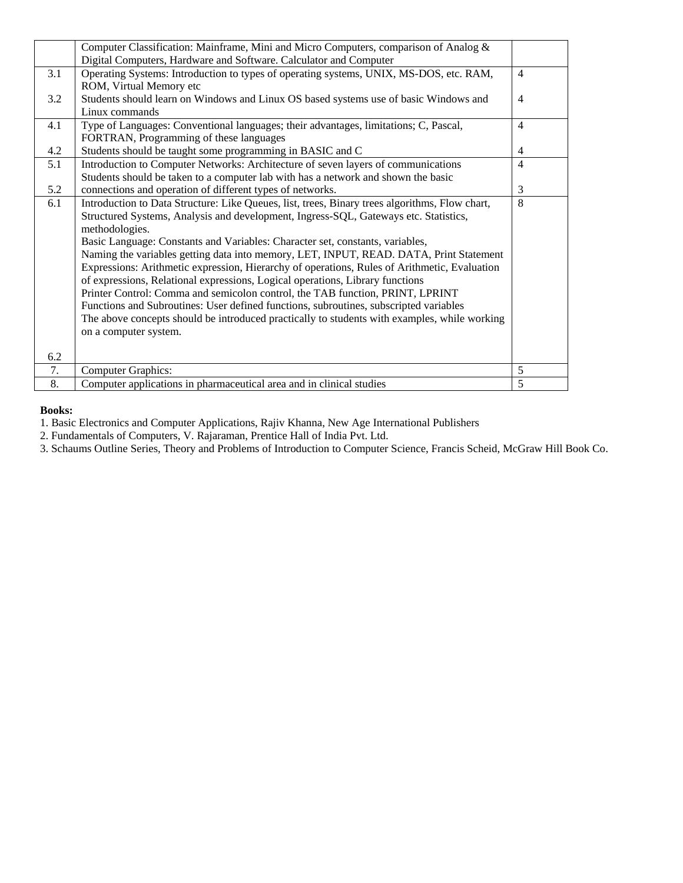| | | |
|---|---|---|
| | Computer Classification: Mainframe, Mini and Micro Computers, comparison of Analog & Digital Computers, Hardware and Software. Calculator and Computer | |
| 3.1 | Operating Systems: Introduction to types of operating systems, UNIX, MS-DOS, etc. RAM, ROM, Virtual Memory etc | 4 |
| 3.2 | Students should learn on Windows and Linux OS based systems use of basic Windows and Linux commands | 4 |
| 4.1 | Type of Languages: Conventional languages; their advantages, limitations; C, Pascal, FORTRAN, Programming of these languages | 4 |
| 4.2 | Students should be taught some programming in BASIC and C | 4 |
| 5.1 | Introduction to Computer Networks: Architecture of seven layers of communications | 4 |
| 5.2 | Students should be taken to a computer lab with has a network and shown the basic connections and operation of different types of networks. | 3 |
| 6.1 | Introduction to Data Structure: Like Queues, list, trees, Binary trees algorithms, Flow chart, Structured Systems, Analysis and development, Ingress-SQL, Gateways etc. Statistics, methodologies. | 8 |
| 6.2 | Basic Language: Constants and Variables: Character set, constants, variables, Naming the variables getting data into memory, LET, INPUT, READ. DATA, Print Statement Expressions: Arithmetic expression, Hierarchy of operations, Rules of Arithmetic, Evaluation of expressions, Relational expressions, Logical operations, Library functions Printer Control: Comma and semicolon control, the TAB function, PRINT, LPRINT Functions and Subroutines: User defined functions, subroutines, subscripted variables The above concepts should be introduced practically to students with examples, while working on a computer system. | |
| 7. | Computer Graphics: | 5 |
| 8. | Computer applications in pharmaceutical area and in clinical studies | 5 |

**Books:**

1. Basic Electronics and Computer Applications, Rajiv Khanna, New Age International Publishers
2. Fundamentals of Computers, V. Rajaraman, Prentice Hall of India Pvt. Ltd.
3. Schaums Outline Series, Theory and Problems of Introduction to Computer Science, Francis Scheid, McGraw Hill Book Co.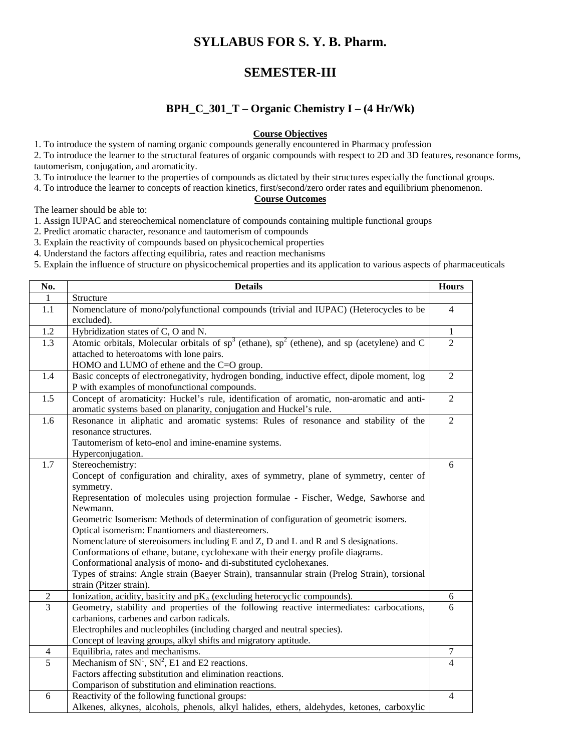# SYLLABUS FOR S. Y. B. Pharm.

# SEMESTER-III

## BPH_C_301_T – Organic Chemistry I – (4 Hr/Wk)

**Course Objectives**

1. To introduce the system of naming organic compounds generally encountered in Pharmacy profession
2. To introduce the learner to the structural features of organic compounds with respect to 2D and 3D features, resonance forms, tautomerism, conjugation, and aromaticity.
3. To introduce the learner to the properties of compounds as dictated by their structures especially the functional groups.
4. To introduce the learner to concepts of reaction kinetics, first/second/zero order rates and equilibrium phenomenon.

**Course Outcomes**

The learner should be able to:

1. Assign IUPAC and stereochemical nomenclature of compounds containing multiple functional groups
2. Predict aromatic character, resonance and tautomerism of compounds
3. Explain the reactivity of compounds based on physicochemical properties
4. Understand the factors affecting equilibria, rates and reaction mechanisms
5. Explain the influence of structure on physicochemical properties and its application to various aspects of pharmaceuticals

| No. | Details | Hours |
|---|---|---|
| 1 | Structure | |
| 1.1 | Nomenclature of mono/polyfunctional compounds (trivial and IUPAC) (Heterocycles to be excluded). | 4 |
| 1.2 | Hybridization states of C, O and N. | 1 |
| 1.3 | Atomic orbitals, Molecular orbitals of $sp^3$ (ethane), $sp^2$ (ethene), and sp (acetylene) and C attached to heteroatoms with lone pairs.<br>HOMO and LUMO of ethene and the C=O group. | 2 |
| 1.4 | Basic concepts of electronegativity, hydrogen bonding, inductive effect, dipole moment, log P with examples of monofunctional compounds. | 2 |
| 1.5 | Concept of aromaticity: Huckel's rule, identification of aromatic, non-aromatic and anti-aromatic systems based on planarity, conjugation and Huckel's rule. | 2 |
| 1.6 | Resonance in aliphatic and aromatic systems: Rules of resonance and stability of the resonance structures.<br>Tautomerism of keto-enol and imine-enamine systems.<br>Hyperconjugation. | 2 |
| 1.7 | Stereochemistry:<br>Concept of configuration and chirality, axes of symmetry, plane of symmetry, center of symmetry.<br>Representation of molecules using projection formulae - Fischer, Wedge, Sawhorse and Newmann.<br>Geometric Isomerism: Methods of determination of configuration of geometric isomers.<br>Optical isomerism: Enantiomers and diastereomers.<br>Nomenclature of stereoisomers including E and Z, D and L and R and S designations.<br>Conformations of ethane, butane, cyclohexane with their energy profile diagrams.<br>Conformational analysis of mono- and di-substituted cyclohexanes.<br>Types of strains: Angle strain (Baeyer Strain), transannular strain (Prelog Strain), torsional strain (Pitzer strain). | 6 |
| 2 | Ionization, acidity, basicity and $pK_a$ (excluding heterocyclic compounds). | 6 |
| 3 | Geometry, stability and properties of the following reactive intermediates: carbocations, carbanions, carbenes and carbon radicals.<br>Electrophiles and nucleophiles (including charged and neutral species).<br>Concept of leaving groups, alkyl shifts and migratory aptitude. | 6 |
| 4 | Equilibria, rates and mechanisms. | 7 |
| 5 | Mechanism of $SN^1$, $SN^2$, E1 and E2 reactions.<br>Factors affecting substitution and elimination reactions.<br>Comparison of substitution and elimination reactions. | 4 |
| 6 | Reactivity of the following functional groups:<br>Alkenes, alkynes, alcohols, phenols, alkyl halides, ethers, aldehydes, ketones, carboxylic | 4 |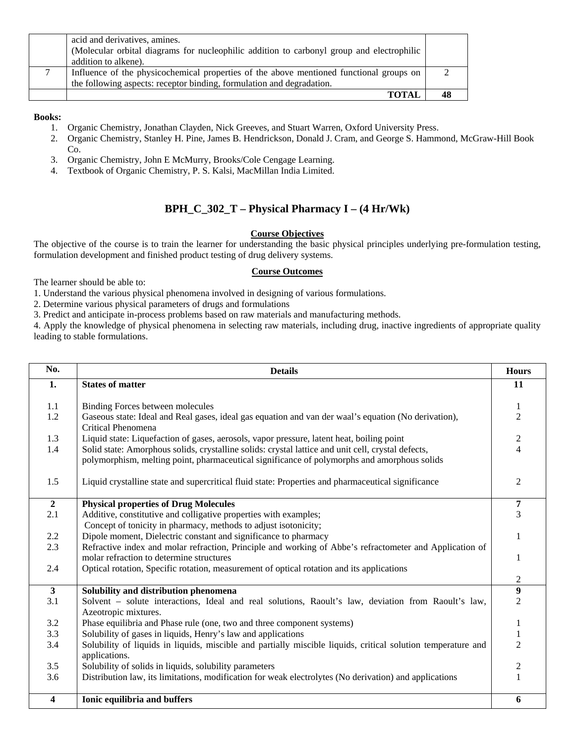| | | |
|---|---|---|
| | acid and derivatives, amines.<br>(Molecular orbital diagrams for nucleophilic addition to carbonyl group and electrophilic addition to alkene). | |
| 7 | Influence of the physicochemical properties of the above mentioned functional groups on the following aspects: receptor binding, formulation and degradation. | 2 |
| | **TOTAL** | **48** |

**Books:**

1. Organic Chemistry, Jonathan Clayden, Nick Greeves, and Stuart Warren, Oxford University Press.
2. Organic Chemistry, Stanley H. Pine, James B. Hendrickson, Donald J. Cram, and George S. Hammond, McGraw-Hill Book Co.
3. Organic Chemistry, John E McMurry, Brooks/Cole Cengage Learning.
4. Textbook of Organic Chemistry, P. S. Kalsi, MacMillan India Limited.

## BPH_C_302_T – Physical Pharmacy I – (4 Hr/Wk)

**Course Objectives**

The objective of the course is to train the learner for understanding the basic physical principles underlying pre-formulation testing, formulation development and finished product testing of drug delivery systems.

**Course Outcomes**

The learner should be able to:

1. Understand the various physical phenomena involved in designing of various formulations.
2. Determine various physical parameters of drugs and formulations
3. Predict and anticipate in-process problems based on raw materials and manufacturing methods.
4. Apply the knowledge of physical phenomena in selecting raw materials, including drug, inactive ingredients of appropriate quality leading to stable formulations.

| No. | Details | Hours |
|---|---|---|
| **1.** | **States of matter** | **11** |
| 1.1 | Binding Forces between molecules | 1 |
| 1.2 | Gaseous state: Ideal and Real gases, ideal gas equation and van der waal's equation (No derivation), Critical Phenomena | 2 |
| 1.3 | Liquid state: Liquefaction of gases, aerosols, vapor pressure, latent heat, boiling point | 2 |
| 1.4 | Solid state: Amorphous solids, crystalline solids: crystal lattice and unit cell, crystal defects, polymorphism, melting point, pharmaceutical significance of polymorphs and amorphous solids | 4 |
| 1.5 | Liquid crystalline state and supercritical fluid state: Properties and pharmaceutical significance | 2 |
| **2** | **Physical properties of Drug Molecules** | **7** |
| 2.1 | Additive, constitutive and colligative properties with examples; Concept of tonicity in pharmacy, methods to adjust isotonicity; | 3 |
| 2.2 | Dipole moment, Dielectric constant and significance to pharmacy | 1 |
| 2.3 | Refractive index and molar refraction, Principle and working of Abbe's refractometer and Application of molar refraction to determine structures | 1 |
| 2.4 | Optical rotation, Specific rotation, measurement of optical rotation and its applications | 2 |
| **3** | **Solubility and distribution phenomena** | **9** |
| 3.1 | Solvent – solute interactions, Ideal and real solutions, Raoult's law, deviation from Raoult's law, Azeotropic mixtures. | 2 |
| 3.2 | Phase equilibria and Phase rule (one, two and three component systems) | 1 |
| 3.3 | Solubility of gases in liquids, Henry's law and applications | 1 |
| 3.4 | Solubility of liquids in liquids, miscible and partially miscible liquids, critical solution temperature and applications. | 2 |
| 3.5 | Solubility of solids in liquids, solubility parameters | 2 |
| 3.6 | Distribution law, its limitations, modification for weak electrolytes (No derivation) and applications | 1 |
| **4** | **Ionic equilibria and buffers** | **6** |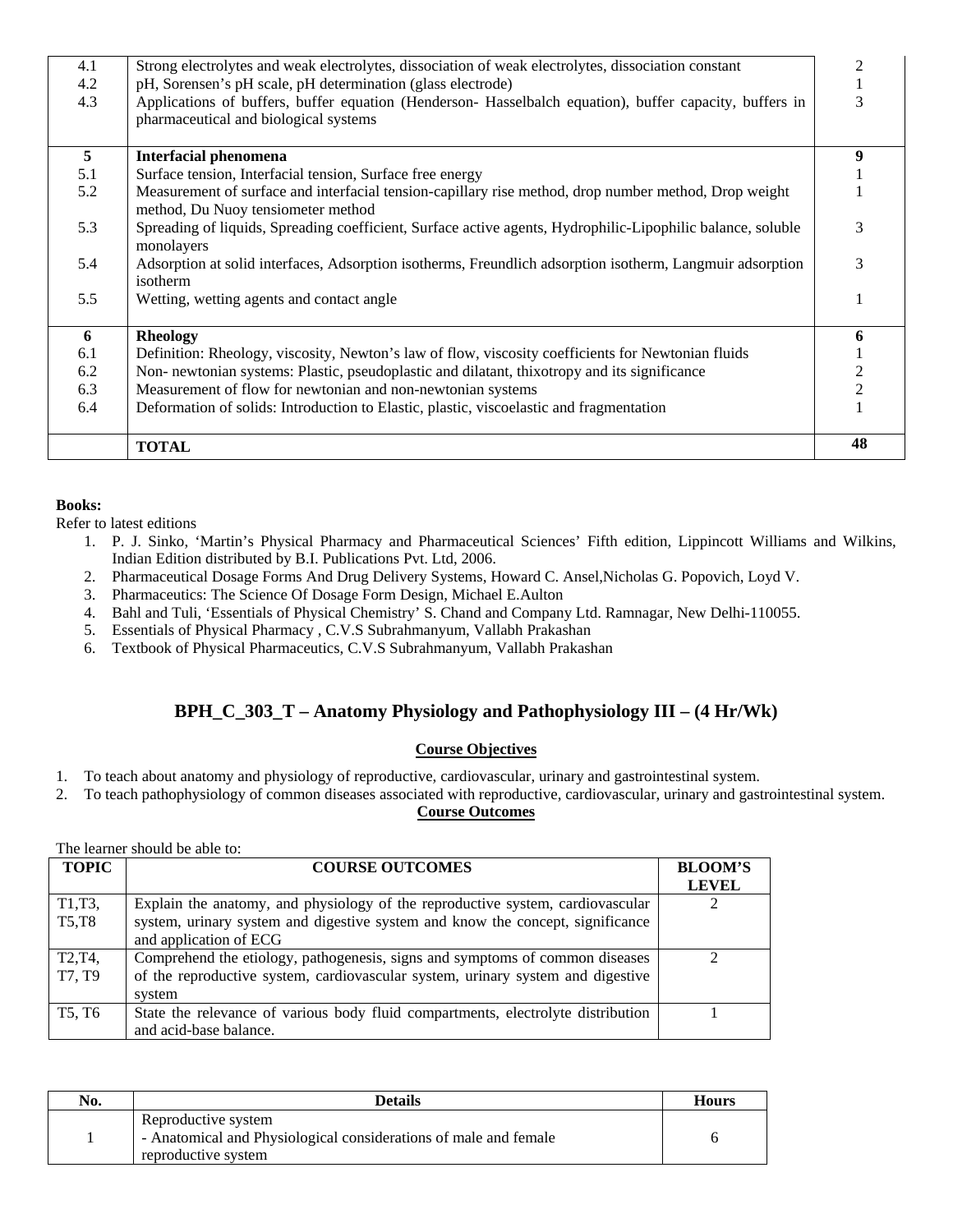| | | |
|---|---|---|
| 4.1 | Strong electrolytes and weak electrolytes, dissociation of weak electrolytes, dissociation constant | 2 |
| 4.2 | pH, Sorensen's pH scale, pH determination (glass electrode) | 1 |
| 4.3 | Applications of buffers, buffer equation (Henderson- Hasselbalch equation), buffer capacity, buffers in pharmaceutical and biological systems | 3 |
| **5** | **Interfacial phenomena** | **9** |
| 5.1 | Surface tension, Interfacial tension, Surface free energy | 1 |
| 5.2 | Measurement of surface and interfacial tension-capillary rise method, drop number method, Drop weight method, Du Nuoy tensiometer method | 1 |
| 5.3 | Spreading of liquids, Spreading coefficient, Surface active agents, Hydrophilic-Lipophilic balance, soluble monolayers | 3 |
| 5.4 | Adsorption at solid interfaces, Adsorption isotherms, Freundlich adsorption isotherm, Langmuir adsorption isotherm | 3 |
| 5.5 | Wetting, wetting agents and contact angle | 1 |
| **6** | **Rheology** | **6** |
| 6.1 | Definition: Rheology, viscosity, Newton's law of flow, viscosity coefficients for Newtonian fluids | 1 |
| 6.2 | Non- newtonian systems: Plastic, pseudoplastic and dilatant, thixotropy and its significance | 2 |
| 6.3 | Measurement of flow for newtonian and non-newtonian systems | 2 |
| 6.4 | Deformation of solids: Introduction to Elastic, plastic, viscoelastic and fragmentation | 1 |
| | **TOTAL** | **48** |

**Books:**

Refer to latest editions

1. P. J. Sinko, 'Martin's Physical Pharmacy and Pharmaceutical Sciences' Fifth edition, Lippincott Williams and Wilkins, Indian Edition distributed by B.I. Publications Pvt. Ltd, 2006.
2. Pharmaceutical Dosage Forms And Drug Delivery Systems, Howard C. Ansel,Nicholas G. Popovich, Loyd V.
3. Pharmaceutics: The Science Of Dosage Form Design, Michael E.Aulton
4. Bahl and Tuli, 'Essentials of Physical Chemistry' S. Chand and Company Ltd. Ramnagar, New Delhi-110055.
5. Essentials of Physical Pharmacy , C.V.S Subrahmanyum, Vallabh Prakashan
6. Textbook of Physical Pharmaceutics, C.V.S Subrahmanyum, Vallabh Prakashan

## BPH_C_303_T – Anatomy Physiology and Pathophysiology III – (4 Hr/Wk)

### Course Objectives

1. To teach about anatomy and physiology of reproductive, cardiovascular, urinary and gastrointestinal system.
2. To teach pathophysiology of common diseases associated with reproductive, cardiovascular, urinary and gastrointestinal system.

### Course Outcomes

The learner should be able to:

| TOPIC | COURSE OUTCOMES | BLOOM'S LEVEL |
|---|---|---|
| T1,T3, T5,T8 | Explain the anatomy, and physiology of the reproductive system, cardiovascular system, urinary system and digestive system and know the concept, significance and application of ECG | 2 |
| T2,T4, T7, T9 | Comprehend the etiology, pathogenesis, signs and symptoms of common diseases of the reproductive system, cardiovascular system, urinary system and digestive system | 2 |
| T5, T6 | State the relevance of various body fluid compartments, electrolyte distribution and acid-base balance. | 1 |

| No. | Details | Hours |
|---|---|---|
| 1 | Reproductive system<br>- Anatomical and Physiological considerations of male and female reproductive system | 6 |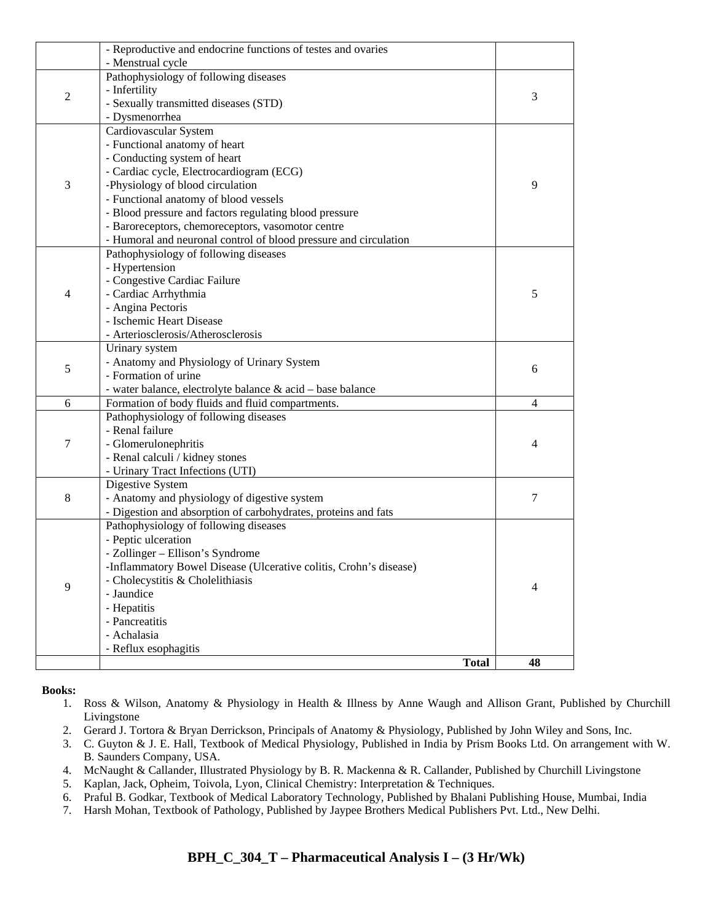| | | |
|---|---|---|
| | - Reproductive and endocrine functions of testes and ovaries<br>- Menstrual cycle | |
| 2 | Pathophysiology of following diseases<br>- Infertility<br>- Sexually transmitted diseases (STD)<br>- Dysmenorrhea | 3 |
| 3 | Cardiovascular System<br>- Functional anatomy of heart<br>- Conducting system of heart<br>- Cardiac cycle, Electrocardiogram (ECG)<br>-Physiology of blood circulation<br>- Functional anatomy of blood vessels<br>- Blood pressure and factors regulating blood pressure<br>- Baroreceptors, chemoreceptors, vasomotor centre<br>- Humoral and neuronal control of blood pressure and circulation | 9 |
| 4 | Pathophysiology of following diseases<br>- Hypertension<br>- Congestive Cardiac Failure<br>- Cardiac Arrhythmia<br>- Angina Pectoris<br>- Ischemic Heart Disease<br>- Arteriosclerosis/Atherosclerosis | 5 |
| 5 | Urinary system<br>- Anatomy and Physiology of Urinary System<br>- Formation of urine<br>- water balance, electrolyte balance & acid – base balance | 6 |
| 6 | Formation of body fluids and fluid compartments. | 4 |
| 7 | Pathophysiology of following diseases<br>- Renal failure<br>- Glomerulonephritis<br>- Renal calculi / kidney stones<br>- Urinary Tract Infections (UTI) | 4 |
| 8 | Digestive System<br>- Anatomy and physiology of digestive system<br>- Digestion and absorption of carbohydrates, proteins and fats | 7 |
| 9 | Pathophysiology of following diseases<br>- Peptic ulceration<br>- Zollinger – Ellison's Syndrome<br>-Inflammatory Bowel Disease (Ulcerative colitis, Crohn's disease)<br>- Cholecystitis & Cholelithiasis<br>- Jaundice<br>- Hepatitis<br>- Pancreatitis<br>- Achalasia<br>- Reflux esophagitis | 4 |
| | **Total** | **48** |

**Books:**

1. Ross & Wilson, Anatomy & Physiology in Health & Illness by Anne Waugh and Allison Grant, Published by Churchill Livingstone
2. Gerard J. Tortora & Bryan Derrickson, Principals of Anatomy & Physiology, Published by John Wiley and Sons, Inc.
3. C. Guyton & J. E. Hall, Textbook of Medical Physiology, Published in India by Prism Books Ltd. On arrangement with W. B. Saunders Company, USA.
4. McNaught & Callander, Illustrated Physiology by B. R. Mackenna & R. Callander, Published by Churchill Livingstone
5. Kaplan, Jack, Opheim, Toivola, Lyon, Clinical Chemistry: Interpretation & Techniques.
6. Praful B. Godkar, Textbook of Medical Laboratory Technology, Published by Bhalani Publishing House, Mumbai, India
7. Harsh Mohan, Textbook of Pathology, Published by Jaypee Brothers Medical Publishers Pvt. Ltd., New Delhi.

## BPH_C_304_T – Pharmaceutical Analysis I – (3 Hr/Wk)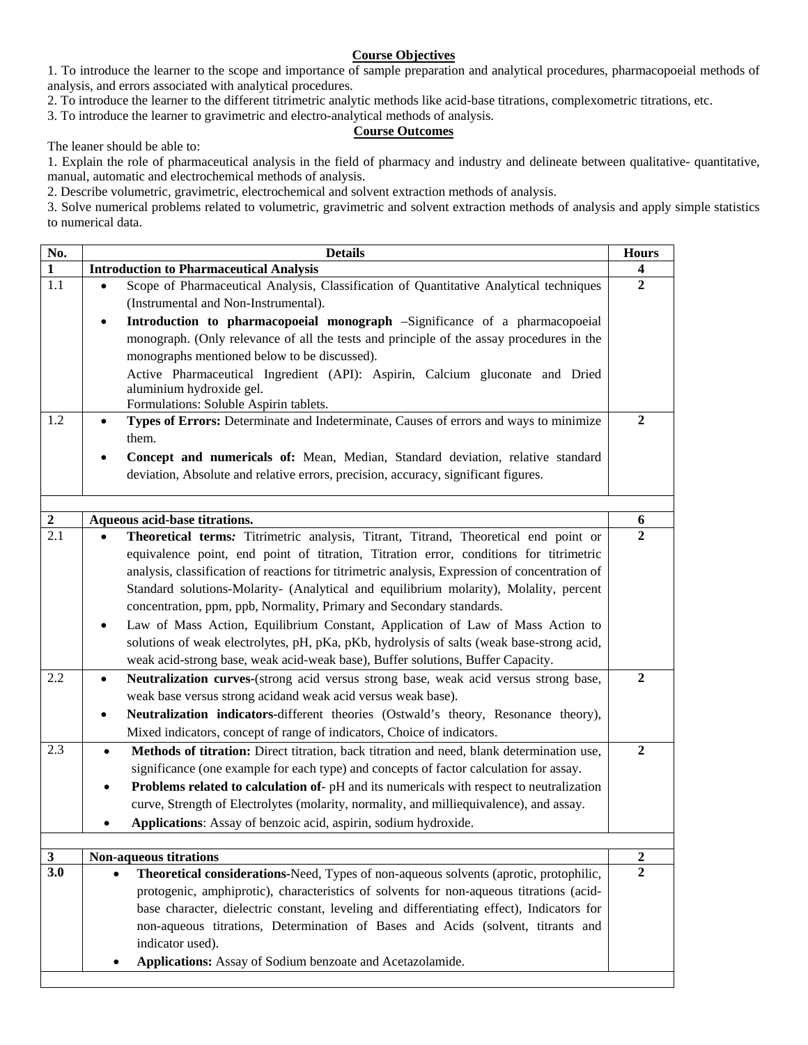## Course Objectives

1. To introduce the learner to the scope and importance of sample preparation and analytical procedures, pharmacopoeial methods of analysis, and errors associated with analytical procedures.
2. To introduce the learner to the different titrimetric analytic methods like acid-base titrations, complexometric titrations, etc.
3. To introduce the learner to gravimetric and electro-analytical methods of analysis.

## Course Outcomes

The leaner should be able to:

1. Explain the role of pharmaceutical analysis in the field of pharmacy and industry and delineate between qualitative- quantitative, manual, automatic and electrochemical methods of analysis.
2. Describe volumetric, gravimetric, electrochemical and solvent extraction methods of analysis.
3. Solve numerical problems related to volumetric, gravimetric and solvent extraction methods of analysis and apply simple statistics to numerical data.

| No. | Details | Hours |
|---|---|---|
| **1** | **Introduction to Pharmaceutical Analysis** | **4** |
| 1.1 | • Scope of Pharmaceutical Analysis, Classification of Quantitative Analytical techniques (Instrumental and Non-Instrumental).<br>• **Introduction to pharmacopoeial monograph** –Significance of a pharmacopoeial monograph. (Only relevance of all the tests and principle of the assay procedures in the monographs mentioned below to be discussed).<br>Active Pharmaceutical Ingredient (API): Aspirin, Calcium gluconate and Dried aluminium hydroxide gel.<br>Formulations: Soluble Aspirin tablets. | **2** |
| 1.2 | • **Types of Errors:** Determinate and Indeterminate, Causes of errors and ways to minimize them.<br>• **Concept and numericals of:** Mean, Median, Standard deviation, relative standard deviation, Absolute and relative errors, precision, accuracy, significant figures. | **2** |
| | | |
| **2** | **Aqueous acid-base titrations.** | **6** |
| 2.1 | • **Theoretical terms:** Titrimetric analysis, Titrant, Titrand, Theoretical end point or equivalence point, end point of titration, Titration error, conditions for titrimetric analysis, classification of reactions for titrimetric analysis, Expression of concentration of Standard solutions-Molarity- (Analytical and equilibrium molarity), Molality, percent concentration, ppm, ppb, Normality, Primary and Secondary standards.<br>• Law of Mass Action, Equilibrium Constant, Application of Law of Mass Action to solutions of weak electrolytes, pH, pKa, pKb, hydrolysis of salts (weak base-strong acid, weak acid-strong base, weak acid-weak base), Buffer solutions, Buffer Capacity. | **2** |
| 2.2 | • **Neutralization curves**-(strong acid versus strong base, weak acid versus strong base, weak base versus strong acidand weak acid versus weak base).<br>• **Neutralization indicators**-different theories (Ostwald's theory, Resonance theory), Mixed indicators, concept of range of indicators, Choice of indicators. | **2** |
| 2.3 | • **Methods of titration:** Direct titration, back titration and need, blank determination use, significance (one example for each type) and concepts of factor calculation for assay.<br>• **Problems related to calculation of**- pH and its numericals with respect to neutralization curve, Strength of Electrolytes (molarity, normality, and milliequivalence), and assay.<br>• **Applications**: Assay of benzoic acid, aspirin, sodium hydroxide. | **2** |
| | | |
| **3** | **Non-aqueous titrations** | **2** |
| **3.0** | • **Theoretical considerations**-Need, Types of non-aqueous solvents (aprotic, protophilic, protogenic, amphiprotic), characteristics of solvents for non-aqueous titrations (acid-base character, dielectric constant, leveling and differentiating effect), Indicators for non-aqueous titrations, Determination of Bases and Acids (solvent, titrants and indicator used).<br>• **Applications:** Assay of Sodium benzoate and Acetazolamide. | **2** |
| | | |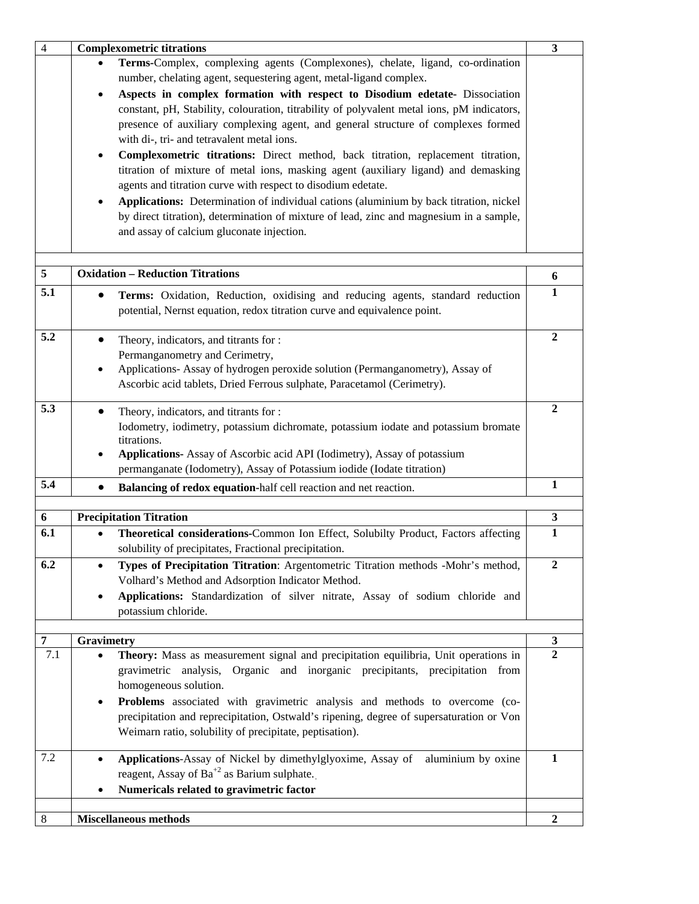| | | |
|---|---|---|
| 4 | **Complexometric titrations** | **3** |
| | • **Terms**-Complex, complexing agents (Complexones), chelate, ligand, co-ordination number, chelating agent, sequestering agent, metal-ligand complex.<br>• **Aspects in complex formation with respect to Disodium edetate-** Dissociation constant, pH, Stability, colouration, titrability of polyvalent metal ions, pM indicators, presence of auxiliary complexing agent, and general structure of complexes formed with di-, tri- and tetravalent metal ions.<br>• **Complexometric titrations:** Direct method, back titration, replacement titration, titration of mixture of metal ions, masking agent (auxiliary ligand) and demasking agents and titration curve with respect to disodium edetate.<br>• **Applications:** Determination of individual cations (aluminium by back titration, nickel by direct titration), determination of mixture of lead, zinc and magnesium in a sample, and assay of calcium gluconate injection. | |
| | | |
| **5** | **Oxidation – Reduction Titrations** | **6** |
| **5.1** | • **Terms:** Oxidation, Reduction, oxidising and reducing agents, standard reduction potential, Nernst equation, redox titration curve and equivalence point. | **1** |
| **5.2** | • Theory, indicators, and titrants for :<br>Permanganometry and Cerimetry,<br>• Applications- Assay of hydrogen peroxide solution (Permanganometry), Assay of Ascorbic acid tablets, Dried Ferrous sulphate, Paracetamol (Cerimetry). | **2** |
| **5.3** | • Theory, indicators, and titrants for :<br>Iodometry, iodimetry, potassium dichromate, potassium iodate and potassium bromate titrations.<br>• **Applications**- Assay of Ascorbic acid API (Iodimetry), Assay of potassium permanganate (Iodometry), Assay of Potassium iodide (Iodate titration) | **2** |
| **5.4** | • **Balancing of redox equation**-half cell reaction and net reaction. | **1** |
| | | |
| **6** | **Precipitation Titration** | **3** |
| **6.1** | • **Theoretical considerations**-Common Ion Effect, Solubilty Product, Factors affecting solubility of precipitates, Fractional precipitation. | **1** |
| **6.2** | • **Types of Precipitation Titration**: Argentometric Titration methods -Mohr's method, Volhard's Method and Adsorption Indicator Method.<br>• **Applications:** Standardization of silver nitrate, Assay of sodium chloride and potassium chloride. | **2** |
| | | |
| **7** | **Gravimetry** | **3** |
| 7.1 | • **Theory:** Mass as measurement signal and precipitation equilibria, Unit operations in gravimetric analysis, Organic and inorganic precipitants, precipitation from homogeneous solution.<br>• **Problems** associated with gravimetric analysis and methods to overcome (co-precipitation and reprecipitation, Ostwald's ripening, degree of supersaturation or Von Weimarn ratio, solubility of precipitate, peptisation). | **2** |
| 7.2 | • **Applications**-Assay of Nickel by dimethylglyoxime, Assay of aluminium by oxine reagent, Assay of $Ba^{+2}$ as Barium sulphate.<br>• **Numericals related to gravimetric factor** | **1** |
| | | |
| 8 | **Miscellaneous methods** | **2** |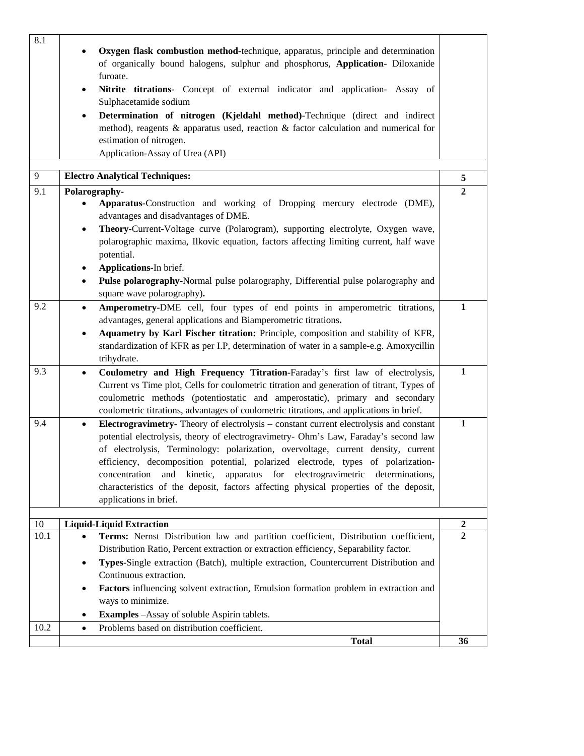| | | |
|---|---|---|
| 8.1 | • **Oxygen flask combustion method**-technique, apparatus, principle and determination of organically bound halogens, sulphur and phosphorus, **Application**- Diloxanide furoate.<br>• **Nitrite titrations**- Concept of external indicator and application- Assay of Sulphacetamide sodium<br>• **Determination of nitrogen (Kjeldahl method)**-Technique (direct and indirect method), reagents & apparatus used, reaction & factor calculation and numerical for estimation of nitrogen.<br>Application-Assay of Urea (API) | |
| | | |
| 9 | **Electro Analytical Techniques:** | **5** |
| 9.1 | **Polarography-**<br>• **Apparatus**-Construction and working of Dropping mercury electrode (DME), advantages and disadvantages of DME.<br>• **Theory**-Current-Voltage curve (Polarogram), supporting electrolyte, Oxygen wave, polarographic maxima, Ilkovic equation, factors affecting limiting current, half wave potential.<br>• **Applications**-In brief.<br>• **Pulse polarography**-Normal pulse polarography, Differential pulse polarography and square wave polarography**).** | **2** |
| 9.2 | • **Amperometry**-DME cell, four types of end points in amperometric titrations, advantages, general applications and Biamperometric titrations**.**<br>• **Aquametry by Karl Fischer titration:** Principle, composition and stability of KFR, standardization of KFR as per I.P, determination of water in a sample-e.g. Amoxycillin trihydrate. | **1** |
| 9.3 | • **Coulometry and High Frequency Titration**-Faraday's first law of electrolysis, Current vs Time plot, Cells for coulometric titration and generation of titrant, Types of coulometric methods (potentiostatic and amperostatic), primary and secondary coulometric titrations, advantages of coulometric titrations, and applications in brief. | **1** |
| 9.4 | • **Electrogravimetry**- Theory of electrolysis – constant current electrolysis and constant potential electrolysis, theory of electrogravimetry- Ohm's Law, Faraday's second law of electrolysis, Terminology: polarization, overvoltage, current density, current efficiency, decomposition potential, polarized electrode, types of polarization- concentration and kinetic, apparatus for electrogravimetric determinations, characteristics of the deposit, factors affecting physical properties of the deposit, applications in brief. | **1** |
| | | |
| 10 | **Liquid-Liquid Extraction** | **2** |
| 10.1 | • **Terms:** Nernst Distribution law and partition coefficient, Distribution coefficient, Distribution Ratio, Percent extraction or extraction efficiency, Separability factor.<br>• **Types**-Single extraction (Batch), multiple extraction, Countercurrent Distribution and Continuous extraction.<br>• **Factors** influencing solvent extraction, Emulsion formation problem in extraction and ways to minimize.<br>• **Examples** –Assay of soluble Aspirin tablets. | **2** |
| 10.2 | • Problems based on distribution coefficient. | |
| | **Total** | **36** |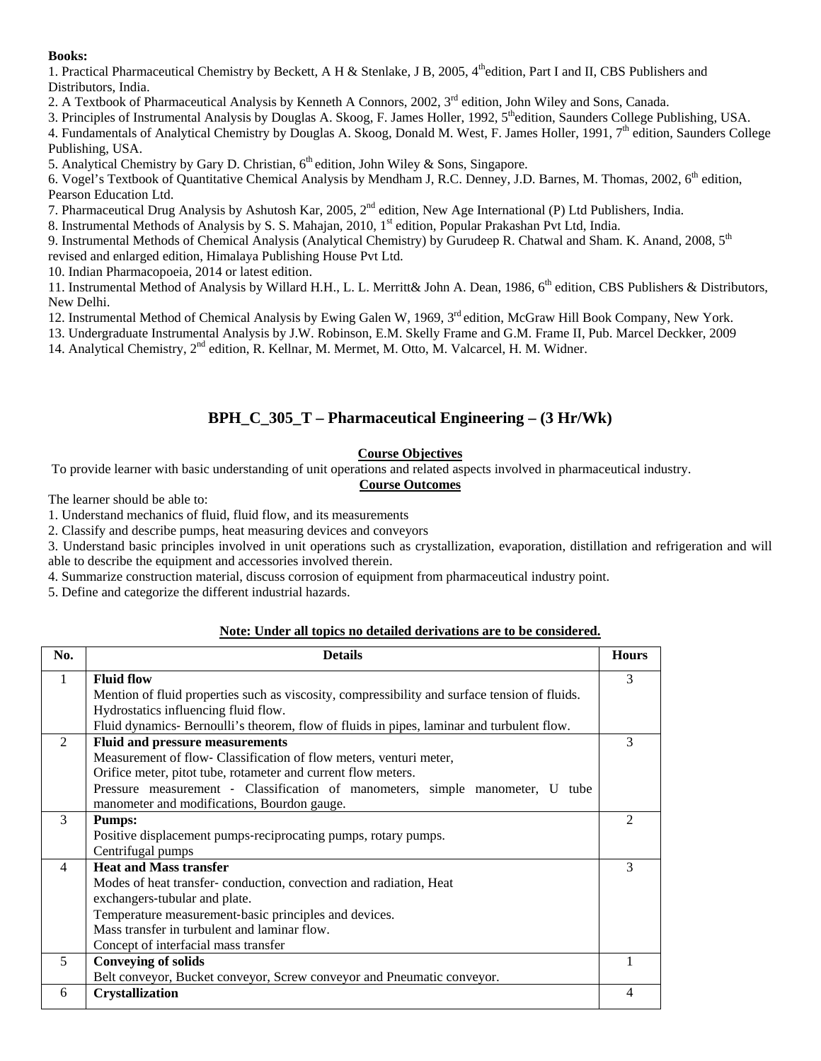**Books:**

1. Practical Pharmaceutical Chemistry by Beckett, A H & Stenlake, J B, 2005, 4th edition, Part I and II, CBS Publishers and Distributors, India.
2. A Textbook of Pharmaceutical Analysis by Kenneth A Connors, 2002, 3rd edition, John Wiley and Sons, Canada.
3. Principles of Instrumental Analysis by Douglas A. Skoog, F. James Holler, 1992, 5th edition, Saunders College Publishing, USA.
4. Fundamentals of Analytical Chemistry by Douglas A. Skoog, Donald M. West, F. James Holler, 1991, 7th edition, Saunders College Publishing, USA.
5. Analytical Chemistry by Gary D. Christian, 6th edition, John Wiley & Sons, Singapore.
6. Vogel's Textbook of Quantitative Chemical Analysis by Mendham J, R.C. Denney, J.D. Barnes, M. Thomas, 2002, 6th edition, Pearson Education Ltd.
7. Pharmaceutical Drug Analysis by Ashutosh Kar, 2005, 2nd edition, New Age International (P) Ltd Publishers, India.
8. Instrumental Methods of Analysis by S. S. Mahajan, 2010, 1st edition, Popular Prakashan Pvt Ltd, India.
9. Instrumental Methods of Chemical Analysis (Analytical Chemistry) by Gurudeep R. Chatwal and Sham. K. Anand, 2008, 5th revised and enlarged edition, Himalaya Publishing House Pvt Ltd.
10. Indian Pharmacopoeia, 2014 or latest edition.
11. Instrumental Method of Analysis by Willard H.H., L. L. Merritt& John A. Dean, 1986, 6th edition, CBS Publishers & Distributors, New Delhi.
12. Instrumental Method of Chemical Analysis by Ewing Galen W, 1969, 3rd edition, McGraw Hill Book Company, New York.
13. Undergraduate Instrumental Analysis by J.W. Robinson, E.M. Skelly Frame and G.M. Frame II, Pub. Marcel Deckker, 2009
14. Analytical Chemistry, 2nd edition, R. Kellnar, M. Mermet, M. Otto, M. Valcarcel, H. M. Widner.

## BPH_C_305_T – Pharmaceutical Engineering – (3 Hr/Wk)

**Course Objectives**

To provide learner with basic understanding of unit operations and related aspects involved in pharmaceutical industry.

**Course Outcomes**

The learner should be able to:

1. Understand mechanics of fluid, fluid flow, and its measurements
2. Classify and describe pumps, heat measuring devices and conveyors
3. Understand basic principles involved in unit operations such as crystallization, evaporation, distillation and refrigeration and will able to describe the equipment and accessories involved therein.
4. Summarize construction material, discuss corrosion of equipment from pharmaceutical industry point.
5. Define and categorize the different industrial hazards.

**Note: Under all topics no detailed derivations are to be considered.**

| No. | Details | Hours |
|---|---|---|
| 1 | **Fluid flow**<br>Mention of fluid properties such as viscosity, compressibility and surface tension of fluids.<br>Hydrostatics influencing fluid flow.<br>Fluid dynamics- Bernoulli's theorem, flow of fluids in pipes, laminar and turbulent flow. | 3 |
| 2 | **Fluid and pressure measurements**<br>Measurement of flow- Classification of flow meters, venturi meter,<br>Orifice meter, pitot tube, rotameter and current flow meters.<br>Pressure measurement - Classification of manometers, simple manometer, U tube manometer and modifications, Bourdon gauge. | 3 |
| 3 | **Pumps:**<br>Positive displacement pumps-reciprocating pumps, rotary pumps.<br>Centrifugal pumps | 2 |
| 4 | **Heat and Mass transfer**<br>Modes of heat transfer- conduction, convection and radiation, Heat exchangers-tubular and plate.<br>Temperature measurement-basic principles and devices.<br>Mass transfer in turbulent and laminar flow.<br>Concept of interfacial mass transfer | 3 |
| 5 | **Conveying of solids**<br>Belt conveyor, Bucket conveyor, Screw conveyor and Pneumatic conveyor. | 1 |
| 6 | **Crystallization** | 4 |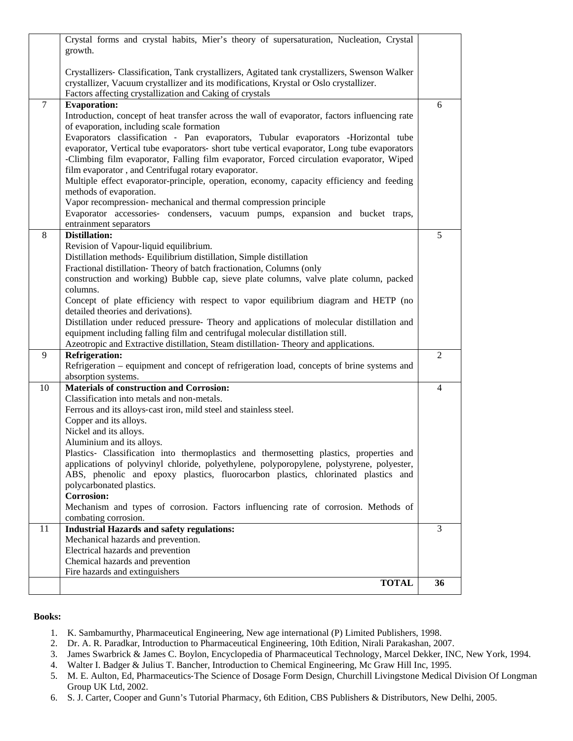|  |  |  |
|---|---|---|
|  | Crystal forms and crystal habits, Mier's theory of supersaturation, Nucleation, Crystal growth.<br><br>Crystallizers- Classification, Tank crystallizers, Agitated tank crystallizers, Swenson Walker crystallizer, Vacuum crystallizer and its modifications, Krystal or Oslo crystallizer.<br>Factors affecting crystallization and Caking of crystals |  |
| 7 | **Evaporation:**<br>Introduction, concept of heat transfer across the wall of evaporator, factors influencing rate of evaporation, including scale formation<br>Evaporators classification - Pan evaporators, Tubular evaporators -Horizontal tube evaporator, Vertical tube evaporators- short tube vertical evaporator, Long tube evaporators -Climbing film evaporator, Falling film evaporator, Forced circulation evaporator, Wiped film evaporator , and Centrifugal rotary evaporator.<br>Multiple effect evaporator-principle, operation, economy, capacity efficiency and feeding methods of evaporation.<br>Vapor recompression- mechanical and thermal compression principle<br>Evaporator accessories- condensers, vacuum pumps, expansion and bucket traps, entrainment separators | 6 |
| 8 | **Distillation:**<br>Revision of Vapour-liquid equilibrium.<br>Distillation methods- Equilibrium distillation, Simple distillation<br>Fractional distillation- Theory of batch fractionation, Columns (only construction and working) Bubble cap, sieve plate columns, valve plate column, packed columns.<br>Concept of plate efficiency with respect to vapor equilibrium diagram and HETP (no detailed theories and derivations).<br>Distillation under reduced pressure- Theory and applications of molecular distillation and equipment including falling film and centrifugal molecular distillation still.<br>Azeotropic and Extractive distillation, Steam distillation- Theory and applications. | 5 |
| 9 | **Refrigeration:**<br>Refrigeration – equipment and concept of refrigeration load, concepts of brine systems and absorption systems. | 2 |
| 10 | **Materials of construction and Corrosion:**<br>Classification into metals and non-metals.<br>Ferrous and its alloys-cast iron, mild steel and stainless steel.<br>Copper and its alloys.<br>Nickel and its alloys.<br>Aluminium and its alloys.<br>Plastics- Classification into thermoplastics and thermosetting plastics, properties and applications of polyvinyl chloride, polyethylene, polyporopylene, polystyrene, polyester, ABS, phenolic and epoxy plastics, fluorocarbon plastics, chlorinated plastics and polycarbonated plastics.<br>**Corrosion:**<br>Mechanism and types of corrosion. Factors influencing rate of corrosion. Methods of combating corrosion. | 4 |
| 11 | **Industrial Hazards and safety regulations:**<br>Mechanical hazards and prevention.<br>Electrical hazards and prevention<br>Chemical hazards and prevention<br>Fire hazards and extinguishers | 3 |
|  | **TOTAL** | **36** |

**Books:**

1. K. Sambamurthy, Pharmaceutical Engineering, New age international (P) Limited Publishers, 1998.
2. Dr. A. R. Paradkar, Introduction to Pharmaceutical Engineering, 10th Edition, Nirali Parakashan, 2007.
3. James Swarbrick & James C. Boylon, Encyclopedia of Pharmaceutical Technology, Marcel Dekker, INC, New York, 1994.
4. Walter I. Badger & Julius T. Bancher, Introduction to Chemical Engineering, Mc Graw Hill Inc, 1995.
5. M. E. Aulton, Ed, Pharmaceutics-The Science of Dosage Form Design, Churchill Livingstone Medical Division Of Longman Group UK Ltd, 2002.
6. S. J. Carter, Cooper and Gunn's Tutorial Pharmacy, 6th Edition, CBS Publishers & Distributors, New Delhi, 2005.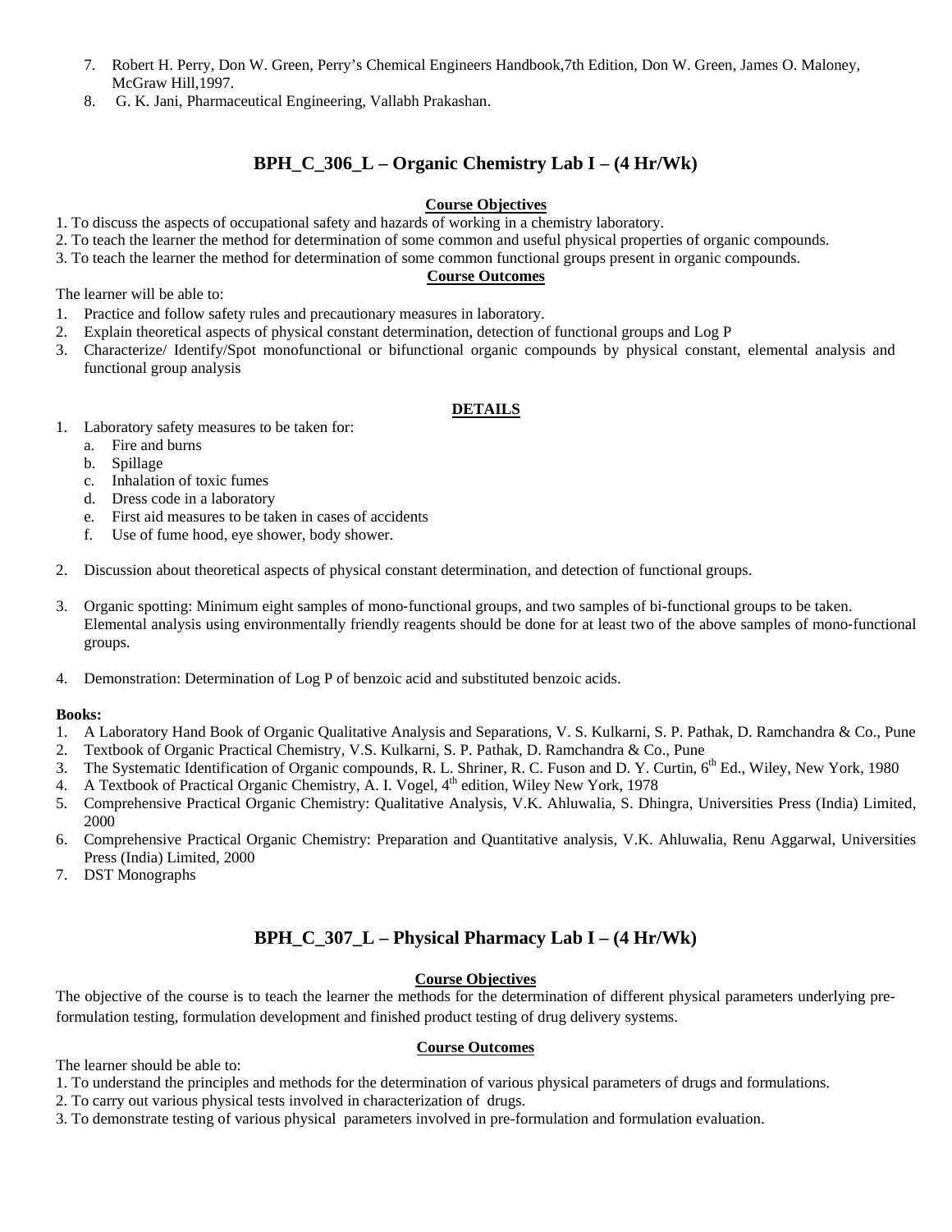7. Robert H. Perry, Don W. Green, Perry's Chemical Engineers Handbook,7th Edition, Don W. Green, James O. Maloney, McGraw Hill,1997.
8. G. K. Jani, Pharmaceutical Engineering, Vallabh Prakashan.

## BPH_C_306_L – Organic Chemistry Lab I – (4 Hr/Wk)

**Course Objectives**

1. To discuss the aspects of occupational safety and hazards of working in a chemistry laboratory.
2. To teach the learner the method for determination of some common and useful physical properties of organic compounds.
3. To teach the learner the method for determination of some common functional groups present in organic compounds.

**Course Outcomes**

The learner will be able to:

1. Practice and follow safety rules and precautionary measures in laboratory.
2. Explain theoretical aspects of physical constant determination, detection of functional groups and Log P
3. Characterize/ Identify/Spot monofunctional or bifunctional organic compounds by physical constant, elemental analysis and functional group analysis

**DETAILS**

1. Laboratory safety measures to be taken for:
   a. Fire and burns
   b. Spillage
   c. Inhalation of toxic fumes
   d. Dress code in a laboratory
   e. First aid measures to be taken in cases of accidents
   f. Use of fume hood, eye shower, body shower.

2. Discussion about theoretical aspects of physical constant determination, and detection of functional groups.

3. Organic spotting: Minimum eight samples of mono-functional groups, and two samples of bi-functional groups to be taken. Elemental analysis using environmentally friendly reagents should be done for at least two of the above samples of mono-functional groups.

4. Demonstration: Determination of Log P of benzoic acid and substituted benzoic acids.

**Books:**

1. A Laboratory Hand Book of Organic Qualitative Analysis and Separations, V. S. Kulkarni, S. P. Pathak, D. Ramchandra & Co., Pune
2. Textbook of Organic Practical Chemistry, V.S. Kulkarni, S. P. Pathak, D. Ramchandra & Co., Pune
3. The Systematic Identification of Organic compounds, R. L. Shriner, R. C. Fuson and D. Y. Curtin, 6th Ed., Wiley, New York, 1980
4. A Textbook of Practical Organic Chemistry, A. I. Vogel, 4th edition, Wiley New York, 1978
5. Comprehensive Practical Organic Chemistry: Qualitative Analysis, V.K. Ahluwalia, S. Dhingra, Universities Press (India) Limited, 2000
6. Comprehensive Practical Organic Chemistry: Preparation and Quantitative analysis, V.K. Ahluwalia, Renu Aggarwal, Universities Press (India) Limited, 2000
7. DST Monographs

## BPH_C_307_L – Physical Pharmacy Lab I – (4 Hr/Wk)

**Course Objectives**

The objective of the course is to teach the learner the methods for the determination of different physical parameters underlying pre-formulation testing, formulation development and finished product testing of drug delivery systems.

**Course Outcomes**

The learner should be able to:

1. To understand the principles and methods for the determination of various physical parameters of drugs and formulations.
2. To carry out various physical tests involved in characterization of drugs.
3. To demonstrate testing of various physical parameters involved in pre-formulation and formulation evaluation.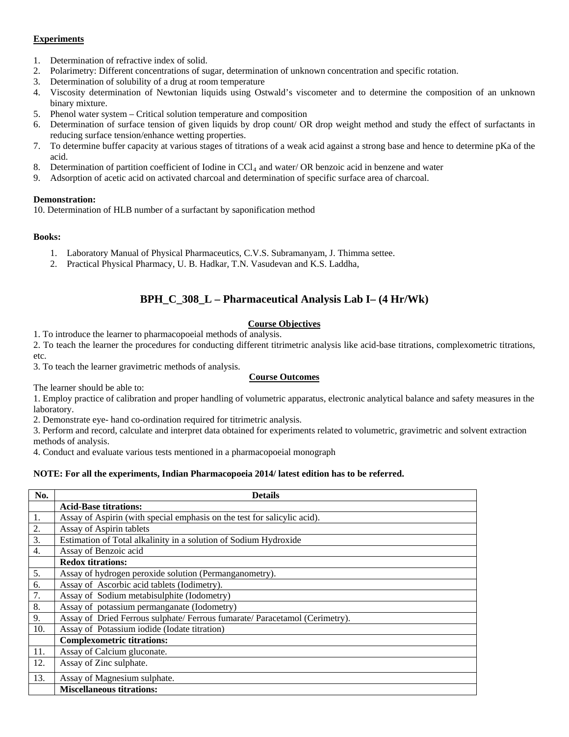**Experiments**

1. Determination of refractive index of solid.
2. Polarimetry: Different concentrations of sugar, determination of unknown concentration and specific rotation.
3. Determination of solubility of a drug at room temperature
4. Viscosity determination of Newtonian liquids using Ostwald's viscometer and to determine the composition of an unknown binary mixture.
5. Phenol water system – Critical solution temperature and composition
6. Determination of surface tension of given liquids by drop count/ OR drop weight method and study the effect of surfactants in reducing surface tension/enhance wetting properties.
7. To determine buffer capacity at various stages of titrations of a weak acid against a strong base and hence to determine pKa of the acid.
8. Determination of partition coefficient of Iodine in $CCl_4$ and water/ OR benzoic acid in benzene and water
9. Adsorption of acetic acid on activated charcoal and determination of specific surface area of charcoal.

**Demonstration:**

10. Determination of HLB number of a surfactant by saponification method

**Books:**

1. Laboratory Manual of Physical Pharmaceutics, C.V.S. Subramanyam, J. Thimma settee.
2. Practical Physical Pharmacy, U. B. Hadkar, T.N. Vasudevan and K.S. Laddha,

## BPH_C_308_L – Pharmaceutical Analysis Lab I– (4 Hr/Wk)

**Course Objectives**

1. To introduce the learner to pharmacopoeial methods of analysis.
2. To teach the learner the procedures for conducting different titrimetric analysis like acid-base titrations, complexometric titrations, etc.
3. To teach the learner gravimetric methods of analysis.

**Course Outcomes**

The learner should be able to:

1. Employ practice of calibration and proper handling of volumetric apparatus, electronic analytical balance and safety measures in the laboratory.
2. Demonstrate eye- hand co-ordination required for titrimetric analysis.
3. Perform and record, calculate and interpret data obtained for experiments related to volumetric, gravimetric and solvent extraction methods of analysis.
4. Conduct and evaluate various tests mentioned in a pharmacopoeial monograph

**NOTE: For all the experiments, Indian Pharmacopoeia 2014/ latest edition has to be referred.**

| No. | Details |
|---|---|
| | **Acid-Base titrations:** |
| 1. | Assay of Aspirin (with special emphasis on the test for salicylic acid). |
| 2. | Assay of Aspirin tablets |
| 3. | Estimation of Total alkalinity in a solution of Sodium Hydroxide |
| 4. | Assay of Benzoic acid |
| | **Redox titrations:** |
| 5. | Assay of hydrogen peroxide solution (Permanganometry). |
| 6. | Assay of Ascorbic acid tablets (Iodimetry). |
| 7. | Assay of Sodium metabisulphite (Iodometry) |
| 8. | Assay of potassium permanganate (Iodometry) |
| 9. | Assay of Dried Ferrous sulphate/ Ferrous fumarate/ Paracetamol (Cerimetry). |
| 10. | Assay of Potassium iodide (Iodate titration) |
| | **Complexometric titrations:** |
| 11. | Assay of Calcium gluconate. |
| 12. | Assay of Zinc sulphate. |
| 13. | Assay of Magnesium sulphate. |
| | **Miscellaneous titrations:** |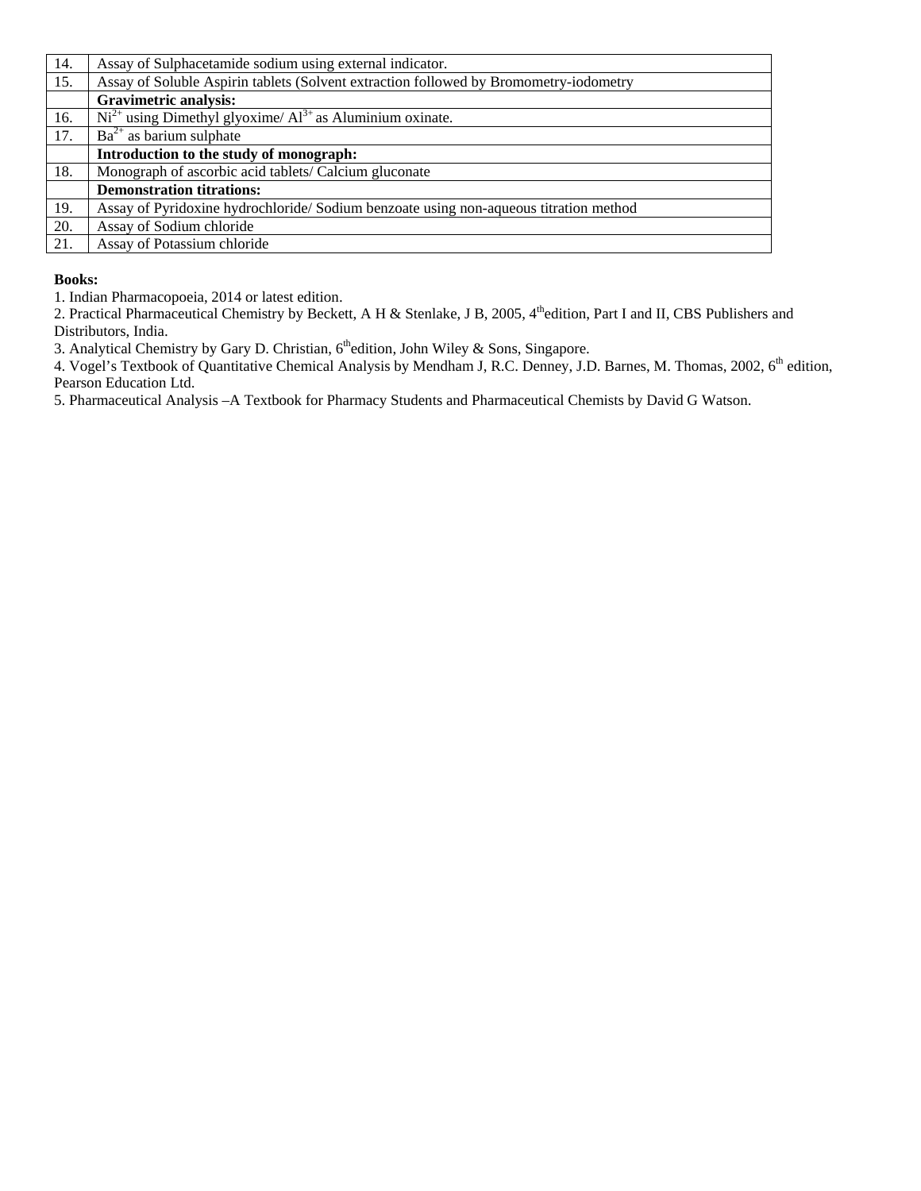| | |
|---|---|
| 14. | Assay of Sulphacetamide sodium using external indicator. |
| 15. | Assay of Soluble Aspirin tablets (Solvent extraction followed by Bromometry-iodometry |
| | **Gravimetric analysis:** |
| 16. | $Ni^{2+}$ using Dimethyl glyoxime/ $Al^{3+}$ as Aluminium oxinate. |
| 17. | $Ba^{2+}$ as barium sulphate |
| | **Introduction to the study of monograph:** |
| 18. | Monograph of ascorbic acid tablets/ Calcium gluconate |
| | **Demonstration titrations:** |
| 19. | Assay of Pyridoxine hydrochloride/ Sodium benzoate using non-aqueous titration method |
| 20. | Assay of Sodium chloride |
| 21. | Assay of Potassium chloride |

**Books:**

1. Indian Pharmacopoeia, 2014 or latest edition.
2. Practical Pharmaceutical Chemistry by Beckett, A H & Stenlake, J B, 2005, 4th edition, Part I and II, CBS Publishers and Distributors, India.
3. Analytical Chemistry by Gary D. Christian, 6th edition, John Wiley & Sons, Singapore.
4. Vogel's Textbook of Quantitative Chemical Analysis by Mendham J, R.C. Denney, J.D. Barnes, M. Thomas, 2002, 6th edition, Pearson Education Ltd.
5. Pharmaceutical Analysis –A Textbook for Pharmacy Students and Pharmaceutical Chemists by David G Watson.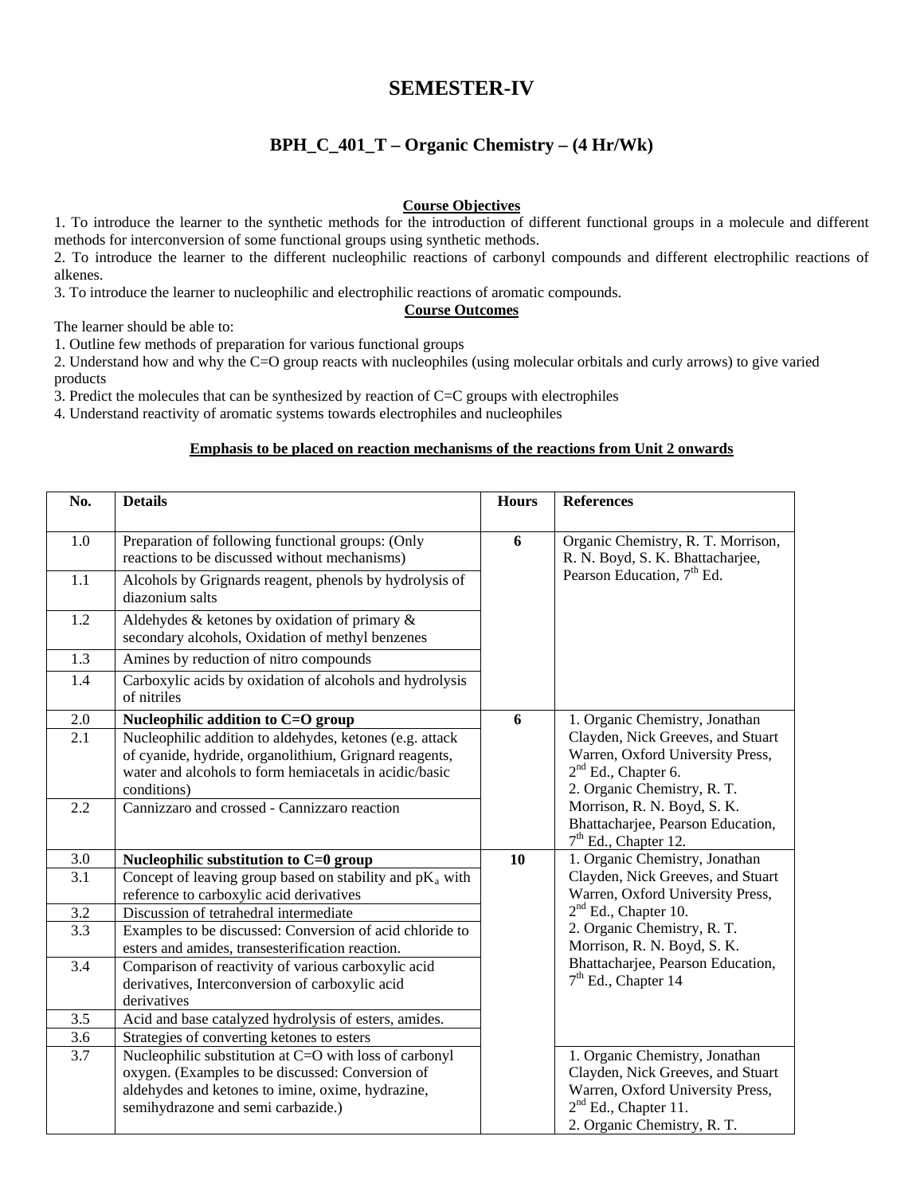# SEMESTER-IV

## BPH_C_401_T – Organic Chemistry – (4 Hr/Wk)

**Course Objectives**

1. To introduce the learner to the synthetic methods for the introduction of different functional groups in a molecule and different methods for interconversion of some functional groups using synthetic methods.
2. To introduce the learner to the different nucleophilic reactions of carbonyl compounds and different electrophilic reactions of alkenes.
3. To introduce the learner to nucleophilic and electrophilic reactions of aromatic compounds.

**Course Outcomes**

The learner should be able to:

1. Outline few methods of preparation for various functional groups
2. Understand how and why the C=O group reacts with nucleophiles (using molecular orbitals and curly arrows) to give varied products
3. Predict the molecules that can be synthesized by reaction of C=C groups with electrophiles
4. Understand reactivity of aromatic systems towards electrophiles and nucleophiles

**Emphasis to be placed on reaction mechanisms of the reactions from Unit 2 onwards**

| No. | Details | Hours | References |
|---|---|---|---|
| 1.0 | Preparation of following functional groups: (Only reactions to be discussed without mechanisms) | 6 | Organic Chemistry, R. T. Morrison, R. N. Boyd, S. K. Bhattacharjee, Pearson Education, 7th Ed. |
| 1.1 | Alcohols by Grignards reagent, phenols by hydrolysis of diazonium salts | | |
| 1.2 | Aldehydes & ketones by oxidation of primary & secondary alcohols, Oxidation of methyl benzenes | | |
| 1.3 | Amines by reduction of nitro compounds | | |
| 1.4 | Carboxylic acids by oxidation of alcohols and hydrolysis of nitriles | | |
| 2.0 | **Nucleophilic addition to C=O group** | 6 | 1. Organic Chemistry, Jonathan Clayden, Nick Greeves, and Stuart Warren, Oxford University Press, 2nd Ed., Chapter 6. 2. Organic Chemistry, R. T. Morrison, R. N. Boyd, S. K. Bhattacharjee, Pearson Education, 7th Ed., Chapter 12. |
| 2.1 | Nucleophilic addition to aldehydes, ketones (e.g. attack of cyanide, hydride, organolithium, Grignard reagents, water and alcohols to form hemiacetals in acidic/basic conditions) | | |
| 2.2 | Cannizzaro and crossed - Cannizzaro reaction | | |
| 3.0 | **Nucleophilic substitution to C=0 group** | 10 | 1. Organic Chemistry, Jonathan Clayden, Nick Greeves, and Stuart Warren, Oxford University Press, 2nd Ed., Chapter 10. 2. Organic Chemistry, R. T. Morrison, R. N. Boyd, S. K. Bhattacharjee, Pearson Education, 7th Ed., Chapter 14 |
| 3.1 | Concept of leaving group based on stability and $pK_a$ with reference to carboxylic acid derivatives | | |
| 3.2 | Discussion of tetrahedral intermediate | | |
| 3.3 | Examples to be discussed: Conversion of acid chloride to esters and amides, transesterification reaction. | | |
| 3.4 | Comparison of reactivity of various carboxylic acid derivatives, Interconversion of carboxylic acid derivatives | | |
| 3.5 | Acid and base catalyzed hydrolysis of esters, amides. | | |
| 3.6 | Strategies of converting ketones to esters | | |
| 3.7 | Nucleophilic substitution at C=O with loss of carbonyl oxygen. (Examples to be discussed: Conversion of aldehydes and ketones to imine, oxime, hydrazine, semihydrazone and semi carbazide.) | | 1. Organic Chemistry, Jonathan Clayden, Nick Greeves, and Stuart Warren, Oxford University Press, 2nd Ed., Chapter 11. 2. Organic Chemistry, R. T. |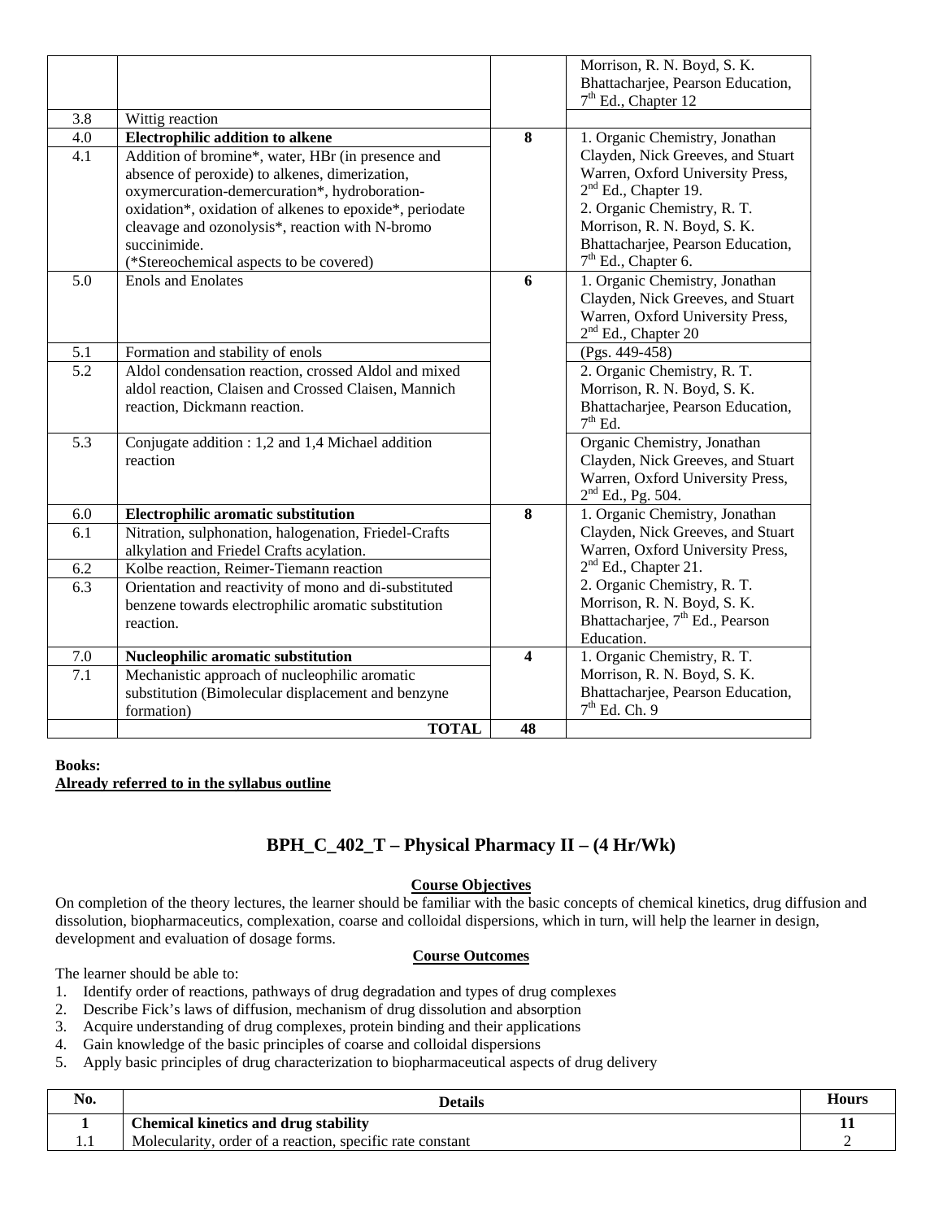| | | | |
|---|---|---|---|
| | | | Morrison, R. N. Boyd, S. K. Bhattacharjee, Pearson Education, 7th Ed., Chapter 12 |
| 3.8 | Wittig reaction | | |
| 4.0 | **Electrophilic addition to alkene** | **8** | 1. Organic Chemistry, Jonathan Clayden, Nick Greeves, and Stuart Warren, Oxford University Press, 2nd Ed., Chapter 19. 2. Organic Chemistry, R. T. Morrison, R. N. Boyd, S. K. Bhattacharjee, Pearson Education, 7th Ed., Chapter 6. |
| 4.1 | Addition of bromine*, water, HBr (in presence and absence of peroxide) to alkenes, dimerization, oxymercuration-demercuration*, hydroboration-oxidation*, oxidation of alkenes to epoxide*, periodate cleavage and ozonolysis*, reaction with N-bromo succinimide. (*Stereochemical aspects to be covered) | | |
| 5.0 | Enols and Enolates | **6** | 1. Organic Chemistry, Jonathan Clayden, Nick Greeves, and Stuart Warren, Oxford University Press, 2nd Ed., Chapter 20 |
| 5.1 | Formation and stability of enols | | (Pgs. 449-458) |
| 5.2 | Aldol condensation reaction, crossed Aldol and mixed aldol reaction, Claisen and Crossed Claisen, Mannich reaction, Dickmann reaction. | | 2. Organic Chemistry, R. T. Morrison, R. N. Boyd, S. K. Bhattacharjee, Pearson Education, 7th Ed. |
| 5.3 | Conjugate addition : 1,2 and 1,4 Michael addition reaction | | Organic Chemistry, Jonathan Clayden, Nick Greeves, and Stuart Warren, Oxford University Press, 2nd Ed., Pg. 504. |
| 6.0 | **Electrophilic aromatic substitution** | **8** | 1. Organic Chemistry, Jonathan Clayden, Nick Greeves, and Stuart Warren, Oxford University Press, 2nd Ed., Chapter 21. 2. Organic Chemistry, R. T. Morrison, R. N. Boyd, S. K. Bhattacharjee, 7th Ed., Pearson Education. |
| 6.1 | Nitration, sulphonation, halogenation, Friedel-Crafts alkylation and Friedel Crafts acylation. | | |
| 6.2 | Kolbe reaction, Reimer-Tiemann reaction | | |
| 6.3 | Orientation and reactivity of mono and di-substituted benzene towards electrophilic aromatic substitution reaction. | | |
| 7.0 | **Nucleophilic aromatic substitution** | **4** | 1. Organic Chemistry, R. T. Morrison, R. N. Boyd, S. K. Bhattacharjee, Pearson Education, 7th Ed. Ch. 9 |
| 7.1 | Mechanistic approach of nucleophilic aromatic substitution (Bimolecular displacement and benzyne formation) | | |
| | **TOTAL** | **48** | |

**Books:**
**Already referred to in the syllabus outline**

## BPH_C_402_T – Physical Pharmacy II – (4 Hr/Wk)

**Course Objectives**

On completion of the theory lectures, the learner should be familiar with the basic concepts of chemical kinetics, drug diffusion and dissolution, biopharmaceutics, complexation, coarse and colloidal dispersions, which in turn, will help the learner in design, development and evaluation of dosage forms.

**Course Outcomes**

The learner should be able to:

1. Identify order of reactions, pathways of drug degradation and types of drug complexes
2. Describe Fick's laws of diffusion, mechanism of drug dissolution and absorption
3. Acquire understanding of drug complexes, protein binding and their applications
4. Gain knowledge of the basic principles of coarse and colloidal dispersions
5. Apply basic principles of drug characterization to biopharmaceutical aspects of drug delivery

| No. | Details | Hours |
|---|---|---|
| **1** | **Chemical kinetics and drug stability** | **11** |
| 1.1 | Molecularity, order of a reaction, specific rate constant | 2 |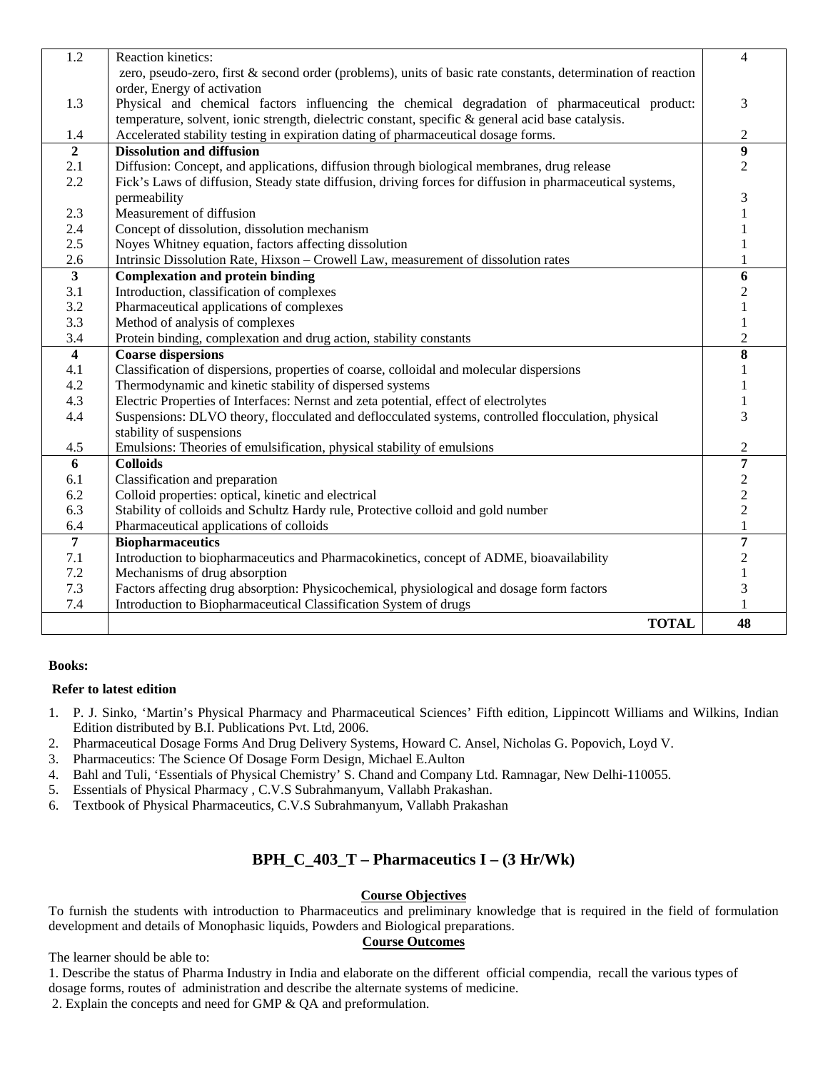| | | |
|---|---|---|
| 1.2 | Reaction kinetics: zero, pseudo-zero, first & second order (problems), units of basic rate constants, determination of reaction order, Energy of activation | 4 |
| 1.3 | Physical and chemical factors influencing the chemical degradation of pharmaceutical product: temperature, solvent, ionic strength, dielectric constant, specific & general acid base catalysis. | 3 |
| 1.4 | Accelerated stability testing in expiration dating of pharmaceutical dosage forms. | 2 |
| **2** | **Dissolution and diffusion** | **9** |
| 2.1 | Diffusion: Concept, and applications, diffusion through biological membranes, drug release | 2 |
| 2.2 | Fick's Laws of diffusion, Steady state diffusion, driving forces for diffusion in pharmaceutical systems, permeability | 3 |
| 2.3 | Measurement of diffusion | 1 |
| 2.4 | Concept of dissolution, dissolution mechanism | 1 |
| 2.5 | Noyes Whitney equation, factors affecting dissolution | 1 |
| 2.6 | Intrinsic Dissolution Rate, Hixson – Crowell Law, measurement of dissolution rates | 1 |
| **3** | **Complexation and protein binding** | **6** |
| 3.1 | Introduction, classification of complexes | 2 |
| 3.2 | Pharmaceutical applications of complexes | 1 |
| 3.3 | Method of analysis of complexes | 1 |
| 3.4 | Protein binding, complexation and drug action, stability constants | 2 |
| **4** | **Coarse dispersions** | **8** |
| 4.1 | Classification of dispersions, properties of coarse, colloidal and molecular dispersions | 1 |
| 4.2 | Thermodynamic and kinetic stability of dispersed systems | 1 |
| 4.3 | Electric Properties of Interfaces: Nernst and zeta potential, effect of electrolytes | 1 |
| 4.4 | Suspensions: DLVO theory, flocculated and deflocculated systems, controlled flocculation, physical stability of suspensions | 3 |
| 4.5 | Emulsions: Theories of emulsification, physical stability of emulsions | 2 |
| **6** | **Colloids** | **7** |
| 6.1 | Classification and preparation | 2 |
| 6.2 | Colloid properties: optical, kinetic and electrical | 2 |
| 6.3 | Stability of colloids and Schultz Hardy rule, Protective colloid and gold number | 2 |
| 6.4 | Pharmaceutical applications of colloids | 1 |
| **7** | **Biopharmaceutics** | **7** |
| 7.1 | Introduction to biopharmaceutics and Pharmacokinetics, concept of ADME, bioavailability | 2 |
| 7.2 | Mechanisms of drug absorption | 1 |
| 7.3 | Factors affecting drug absorption: Physicochemical, physiological and dosage form factors | 3 |
| 7.4 | Introduction to Biopharmaceutical Classification System of drugs | 1 |
| | **TOTAL** | **48** |

**Books:**

**Refer to latest edition**

1. P. J. Sinko, 'Martin's Physical Pharmacy and Pharmaceutical Sciences' Fifth edition, Lippincott Williams and Wilkins, Indian Edition distributed by B.I. Publications Pvt. Ltd, 2006.
2. Pharmaceutical Dosage Forms And Drug Delivery Systems, Howard C. Ansel, Nicholas G. Popovich, Loyd V.
3. Pharmaceutics: The Science Of Dosage Form Design, Michael E.Aulton
4. Bahl and Tuli, 'Essentials of Physical Chemistry' S. Chand and Company Ltd. Ramnagar, New Delhi-110055.
5. Essentials of Physical Pharmacy , C.V.S Subrahmanyum, Vallabh Prakashan.
6. Textbook of Physical Pharmaceutics, C.V.S Subrahmanyum, Vallabh Prakashan

## BPH_C_403_T – Pharmaceutics I – (3 Hr/Wk)

**Course Objectives**

To furnish the students with introduction to Pharmaceutics and preliminary knowledge that is required in the field of formulation development and details of Monophasic liquids, Powders and Biological preparations.

**Course Outcomes**

The learner should be able to:

1. Describe the status of Pharma Industry in India and elaborate on the different official compendia, recall the various types of dosage forms, routes of administration and describe the alternate systems of medicine.
2. Explain the concepts and need for GMP & QA and preformulation.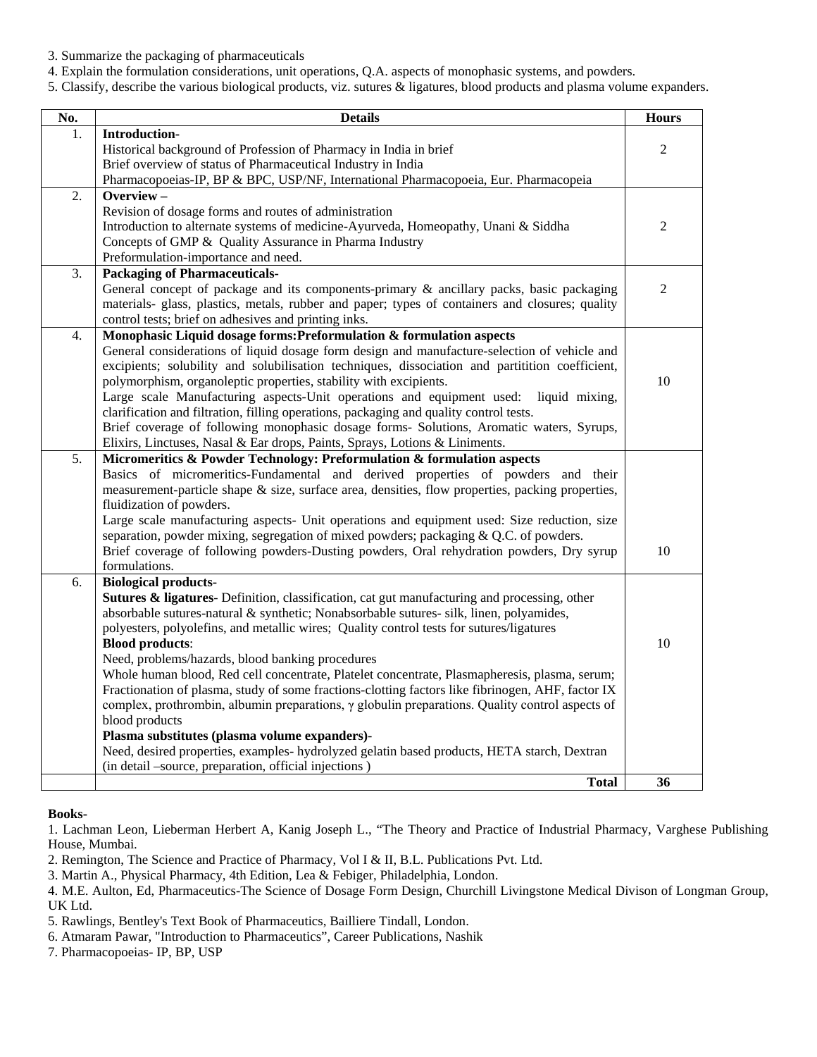3. Summarize the packaging of pharmaceuticals
4. Explain the formulation considerations, unit operations, Q.A. aspects of monophasic systems, and powders.
5. Classify, describe the various biological products, viz. sutures & ligatures, blood products and plasma volume expanders.

| No. | Details | Hours |
|---|---|---|
| 1. | **Introduction-**<br>Historical background of Profession of Pharmacy in India in brief<br>Brief overview of status of Pharmaceutical Industry in India<br>Pharmacopoeias-IP, BP & BPC, USP/NF, International Pharmacopoeia, Eur. Pharmacopeia | 2 |
| 2. | **Overview –**<br>Revision of dosage forms and routes of administration<br>Introduction to alternate systems of medicine-Ayurveda, Homeopathy, Unani & Siddha<br>Concepts of GMP & Quality Assurance in Pharma Industry<br>Preformulation-importance and need. | 2 |
| 3. | **Packaging of Pharmaceuticals-**<br>General concept of package and its components-primary & ancillary packs, basic packaging materials- glass, plastics, metals, rubber and paper; types of containers and closures; quality control tests; brief on adhesives and printing inks. | 2 |
| 4. | **Monophasic Liquid dosage forms:Preformulation & formulation aspects**<br>General considerations of liquid dosage form design and manufacture-selection of vehicle and excipients; solubility and solubilisation techniques, dissociation and partitition coefficient, polymorphism, organoleptic properties, stability with excipients.<br>Large scale Manufacturing aspects-Unit operations and equipment used: liquid mixing, clarification and filtration, filling operations, packaging and quality control tests.<br>Brief coverage of following monophasic dosage forms- Solutions, Aromatic waters, Syrups, Elixirs, Linctuses, Nasal & Ear drops, Paints, Sprays, Lotions & Liniments. | 10 |
| 5. | **Micromeritics & Powder Technology: Preformulation & formulation aspects**<br>Basics of micromeritics-Fundamental and derived properties of powders and their measurement-particle shape & size, surface area, densities, flow properties, packing properties, fluidization of powders.<br>Large scale manufacturing aspects- Unit operations and equipment used: Size reduction, size separation, powder mixing, segregation of mixed powders; packaging & Q.C. of powders.<br>Brief coverage of following powders-Dusting powders, Oral rehydration powders, Dry syrup formulations. | 10 |
| 6. | **Biological products-**<br>**Sutures & ligatures**- Definition, classification, cat gut manufacturing and processing, other absorbable sutures-natural & synthetic; Nonabsorbable sutures- silk, linen, polyamides, polyesters, polyolefins, and metallic wires; Quality control tests for sutures/ligatures<br>**Blood products**:<br>Need, problems/hazards, blood banking procedures<br>Whole human blood, Red cell concentrate, Platelet concentrate, Plasmapheresis, plasma, serum; Fractionation of plasma, study of some fractions-clotting factors like fibrinogen, AHF, factor IX complex, prothrombin, albumin preparations, $\gamma$ globulin preparations. Quality control aspects of blood products<br>**Plasma substitutes (plasma volume expanders)**-<br>Need, desired properties, examples- hydrolyzed gelatin based products, HETA starch, Dextran (in detail –source, preparation, official injections ) | 10 |
| | **Total** | **36** |

**Books-**

1. Lachman Leon, Lieberman Herbert A, Kanig Joseph L., "The Theory and Practice of Industrial Pharmacy, Varghese Publishing House, Mumbai.
2. Remington, The Science and Practice of Pharmacy, Vol I & II, B.L. Publications Pvt. Ltd.
3. Martin A., Physical Pharmacy, 4th Edition, Lea & Febiger, Philadelphia, London.
4. M.E. Aulton, Ed, Pharmaceutics-The Science of Dosage Form Design, Churchill Livingstone Medical Divison of Longman Group, UK Ltd.
5. Rawlings, Bentley's Text Book of Pharmaceutics, Bailliere Tindall, London.
6. Atmaram Pawar, "Introduction to Pharmaceutics", Career Publications, Nashik
7. Pharmacopoeias- IP, BP, USP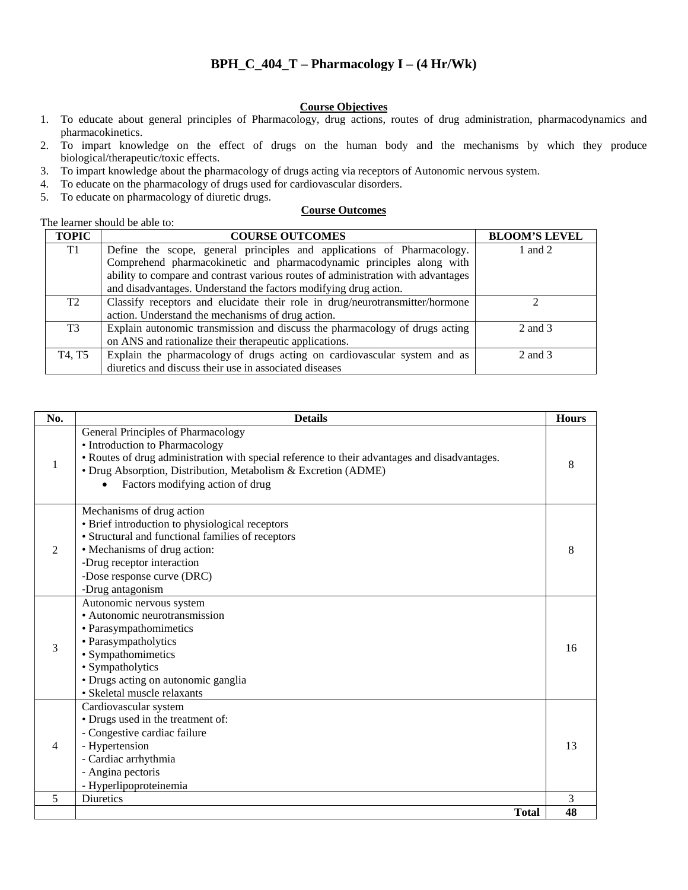# BPH_C_404_T – Pharmacology I – (4 Hr/Wk)

## Course Objectives

1. To educate about general principles of Pharmacology, drug actions, routes of drug administration, pharmacodynamics and pharmacokinetics.
2. To impart knowledge on the effect of drugs on the human body and the mechanisms by which they produce biological/therapeutic/toxic effects.
3. To impart knowledge about the pharmacology of drugs acting via receptors of Autonomic nervous system.
4. To educate on the pharmacology of drugs used for cardiovascular disorders.
5. To educate on pharmacology of diuretic drugs.

## Course Outcomes

The learner should be able to:

| TOPIC | COURSE OUTCOMES | BLOOM'S LEVEL |
|---|---|---|
| T1 | Define the scope, general principles and applications of Pharmacology. Comprehend pharmacokinetic and pharmacodynamic principles along with ability to compare and contrast various routes of administration with advantages and disadvantages. Understand the factors modifying drug action. | 1 and 2 |
| T2 | Classify receptors and elucidate their role in drug/neurotransmitter/hormone action. Understand the mechanisms of drug action. | 2 |
| T3 | Explain autonomic transmission and discuss the pharmacology of drugs acting on ANS and rationalize their therapeutic applications. | 2 and 3 |
| T4, T5 | Explain the pharmacology of drugs acting on cardiovascular system and as diuretics and discuss their use in associated diseases | 2 and 3 |

| No. | Details | Hours |
|---|---|---|
| 1 | General Principles of Pharmacology<br>• Introduction to Pharmacology<br>• Routes of drug administration with special reference to their advantages and disadvantages.<br>• Drug Absorption, Distribution, Metabolism & Excretion (ADME)<br>  • Factors modifying action of drug | 8 |
| 2 | Mechanisms of drug action<br>• Brief introduction to physiological receptors<br>• Structural and functional families of receptors<br>• Mechanisms of drug action:<br>-Drug receptor interaction<br>-Dose response curve (DRC)<br>-Drug antagonism | 8 |
| 3 | Autonomic nervous system<br>• Autonomic neurotransmission<br>• Parasympathomimetics<br>• Parasympatholytics<br>• Sympathomimetics<br>• Sympatholytics<br>• Drugs acting on autonomic ganglia<br>• Skeletal muscle relaxants | 16 |
| 4 | Cardiovascular system<br>• Drugs used in the treatment of:<br>- Congestive cardiac failure<br>- Hypertension<br>- Cardiac arrhythmia<br>- Angina pectoris<br>- Hyperlipoproteinemia | 13 |
| 5 | Diuretics | 3 |
| | **Total** | **48** |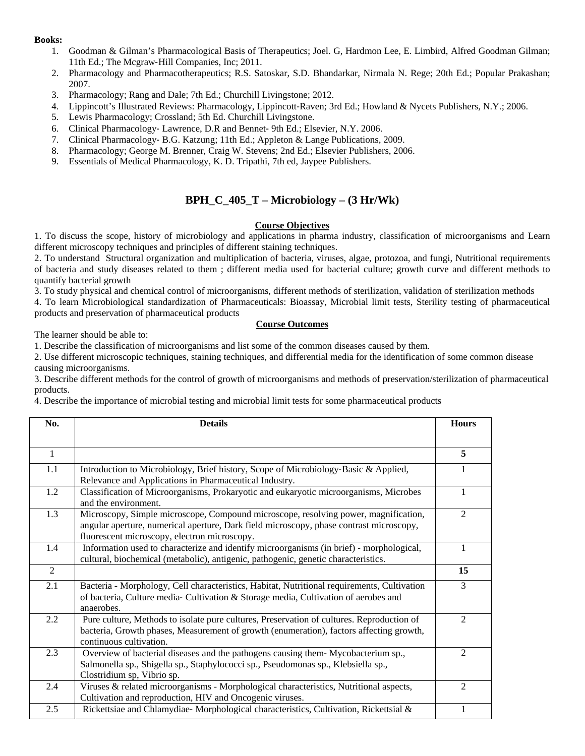**Books:**

1. Goodman & Gilman's Pharmacological Basis of Therapeutics; Joel. G, Hardmon Lee, E. Limbird, Alfred Goodman Gilman; 11th Ed.; The Mcgraw-Hill Companies, Inc; 2011.
2. Pharmacology and Pharmacotherapeutics; R.S. Satoskar, S.D. Bhandarkar, Nirmala N. Rege; 20th Ed.; Popular Prakashan; 2007.
3. Pharmacology; Rang and Dale; 7th Ed.; Churchill Livingstone; 2012.
4. Lippincott's Illustrated Reviews: Pharmacology, Lippincott-Raven; 3rd Ed.; Howland & Nycets Publishers, N.Y.; 2006.
5. Lewis Pharmacology; Crossland; 5th Ed. Churchill Livingstone.
6. Clinical Pharmacology- Lawrence, D.R and Bennet- 9th Ed.; Elsevier, N.Y. 2006.
7. Clinical Pharmacology- B.G. Katzung; 11th Ed.; Appleton & Lange Publications, 2009.
8. Pharmacology; George M. Brenner, Craig W. Stevens; 2nd Ed.; Elsevier Publishers, 2006.
9. Essentials of Medical Pharmacology, K. D. Tripathi, 7th ed, Jaypee Publishers.

## BPH_C_405_T – Microbiology – (3 Hr/Wk)

**Course Objectives**

1. To discuss the scope, history of microbiology and applications in pharma industry, classification of microorganisms and Learn different microscopy techniques and principles of different staining techniques.
2. To understand Structural organization and multiplication of bacteria, viruses, algae, protozoa, and fungi, Nutritional requirements of bacteria and study diseases related to them ; different media used for bacterial culture; growth curve and different methods to quantify bacterial growth
3. To study physical and chemical control of microorganisms, different methods of sterilization, validation of sterilization methods
4. To learn Microbiological standardization of Pharmaceuticals: Bioassay, Microbial limit tests, Sterility testing of pharmaceutical products and preservation of pharmaceutical products

**Course Outcomes**

The learner should be able to:

1. Describe the classification of microorganisms and list some of the common diseases caused by them.
2. Use different microscopic techniques, staining techniques, and differential media for the identification of some common disease causing microorganisms.
3. Describe different methods for the control of growth of microorganisms and methods of preservation/sterilization of pharmaceutical products.
4. Describe the importance of microbial testing and microbial limit tests for some pharmaceutical products

| No. | Details | Hours |
|---|---|---|
| 1 | | **5** |
| 1.1 | Introduction to Microbiology, Brief history, Scope of Microbiology-Basic & Applied, Relevance and Applications in Pharmaceutical Industry. | 1 |
| 1.2 | Classification of Microorganisms, Prokaryotic and eukaryotic microorganisms, Microbes and the environment. | 1 |
| 1.3 | Microscopy, Simple microscope, Compound microscope, resolving power, magnification, angular aperture, numerical aperture, Dark field microscopy, phase contrast microscopy, fluorescent microscopy, electron microscopy. | 2 |
| 1.4 | Information used to characterize and identify microorganisms (in brief) - morphological, cultural, biochemical (metabolic), antigenic, pathogenic, genetic characteristics. | 1 |
| 2 | | **15** |
| 2.1 | Bacteria - Morphology, Cell characteristics, Habitat, Nutritional requirements, Cultivation of bacteria, Culture media- Cultivation & Storage media, Cultivation of aerobes and anaerobes. | 3 |
| 2.2 | Pure culture, Methods to isolate pure cultures, Preservation of cultures. Reproduction of bacteria, Growth phases, Measurement of growth (enumeration), factors affecting growth, continuous cultivation. | 2 |
| 2.3 | Overview of bacterial diseases and the pathogens causing them- Mycobacterium sp., Salmonella sp., Shigella sp., Staphylococci sp., Pseudomonas sp., Klebsiella sp., Clostridium sp, Vibrio sp. | 2 |
| 2.4 | Viruses & related microorganisms - Morphological characteristics, Nutritional aspects, Cultivation and reproduction, HIV and Oncogenic viruses. | 2 |
| 2.5 | Rickettsiae and Chlamydiae- Morphological characteristics, Cultivation, Rickettsial & | 1 |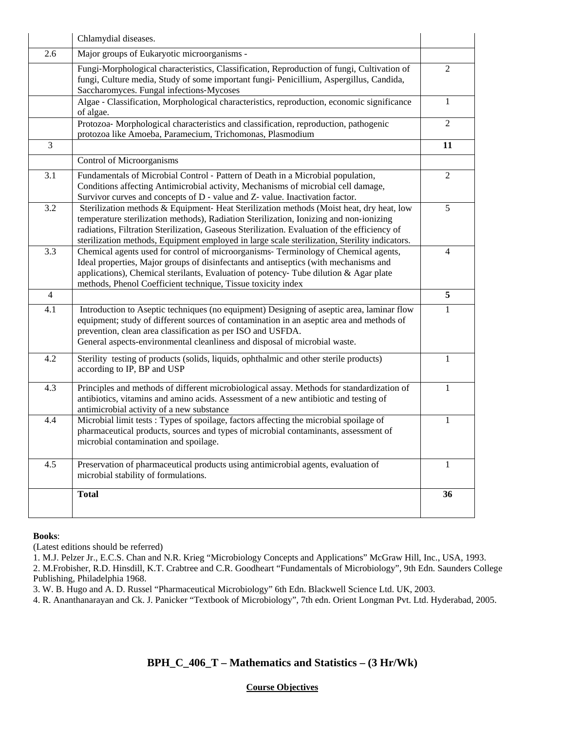| | | |
|---|---|---|
| | Chlamydial diseases. | |
| 2.6 | Major groups of Eukaryotic microorganisms - | |
| | Fungi-Morphological characteristics, Classification, Reproduction of fungi, Cultivation of fungi, Culture media, Study of some important fungi- Penicillium, Aspergillus, Candida, Saccharomyces. Fungal infections-Mycoses | 2 |
| | Algae - Classification, Morphological characteristics, reproduction, economic significance of algae. | 1 |
| | Protozoa- Morphological characteristics and classification, reproduction, pathogenic protozoa like Amoeba, Paramecium, Trichomonas, Plasmodium | 2 |
| 3 | | **11** |
| | Control of Microorganisms | |
| 3.1 | Fundamentals of Microbial Control - Pattern of Death in a Microbial population, Conditions affecting Antimicrobial activity, Mechanisms of microbial cell damage, Survivor curves and concepts of D - value and Z- value. Inactivation factor. | 2 |
| 3.2 | Sterilization methods & Equipment- Heat Sterilization methods (Moist heat, dry heat, low temperature sterilization methods), Radiation Sterilization, Ionizing and non-ionizing radiations, Filtration Sterilization, Gaseous Sterilization. Evaluation of the efficiency of sterilization methods, Equipment employed in large scale sterilization, Sterility indicators. | 5 |
| 3.3 | Chemical agents used for control of microorganisms- Terminology of Chemical agents, Ideal properties, Major groups of disinfectants and antiseptics (with mechanisms and applications), Chemical sterilants, Evaluation of potency- Tube dilution & Agar plate methods, Phenol Coefficient technique, Tissue toxicity index | 4 |
| 4 | | **5** |
| 4.1 | Introduction to Aseptic techniques (no equipment) Designing of aseptic area, laminar flow equipment; study of different sources of contamination in an aseptic area and methods of prevention, clean area classification as per ISO and USFDA. General aspects-environmental cleanliness and disposal of microbial waste. | 1 |
| 4.2 | Sterility testing of products (solids, liquids, ophthalmic and other sterile products) according to IP, BP and USP | 1 |
| 4.3 | Principles and methods of different microbiological assay. Methods for standardization of antibiotics, vitamins and amino acids. Assessment of a new antibiotic and testing of antimicrobial activity of a new substance | 1 |
| 4.4 | Microbial limit tests : Types of spoilage, factors affecting the microbial spoilage of pharmaceutical products, sources and types of microbial contaminants, assessment of microbial contamination and spoilage. | 1 |
| 4.5 | Preservation of pharmaceutical products using antimicrobial agents, evaluation of microbial stability of formulations. | 1 |
| | **Total** | **36** |

**Books**:

(Latest editions should be referred)

1. M.J. Pelzer Jr., E.C.S. Chan and N.R. Krieg "Microbiology Concepts and Applications" McGraw Hill, Inc., USA, 1993.
2. M.Frobisher, R.D. Hinsdill, K.T. Crabtree and C.R. Goodheart "Fundamentals of Microbiology", 9th Edn. Saunders College Publishing, Philadelphia 1968.
3. W. B. Hugo and A. D. Russel "Pharmaceutical Microbiology" 6th Edn. Blackwell Science Ltd. UK, 2003.
4. R. Ananthanarayan and Ck. J. Panicker "Textbook of Microbiology", 7th edn. Orient Longman Pvt. Ltd. Hyderabad, 2005.

## BPH_C_406_T – Mathematics and Statistics – (3 Hr/Wk)

**Course Objectives**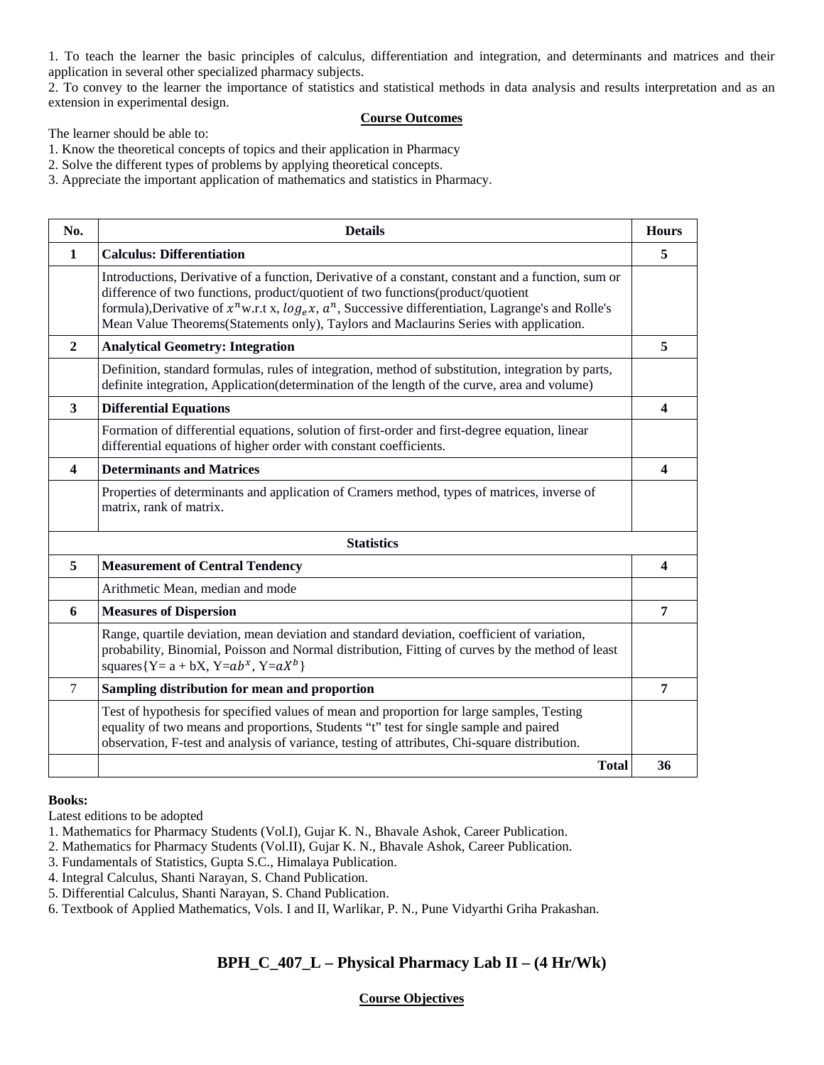1. To teach the learner the basic principles of calculus, differentiation and integration, and determinants and matrices and their application in several other specialized pharmacy subjects.
2. To convey to the learner the importance of statistics and statistical methods in data analysis and results interpretation and as an extension in experimental design.

**Course Outcomes**

The learner should be able to:
1. Know the theoretical concepts of topics and their application in Pharmacy
2. Solve the different types of problems by applying theoretical concepts.
3. Appreciate the important application of mathematics and statistics in Pharmacy.

| No. | Details | Hours |
|---|---|---|
| **1** | **Calculus: Differentiation** | **5** |
| | Introductions, Derivative of a function, Derivative of a constant, constant and a function, sum or difference of two functions, product/quotient of two functions(product/quotient formula),Derivative of $x^n$w.r.t x, $log_e x$, $a^n$, Successive differentiation, Lagrange's and Rolle's Mean Value Theorems(Statements only), Taylors and Maclaurins Series with application. | |
| **2** | **Analytical Geometry: Integration** | **5** |
| | Definition, standard formulas, rules of integration, method of substitution, integration by parts, definite integration, Application(determination of the length of the curve, area and volume) | |
| **3** | **Differential Equations** | **4** |
| | Formation of differential equations, solution of first-order and first-degree equation, linear differential equations of higher order with constant coefficients. | |
| **4** | **Determinants and Matrices** | **4** |
| | Properties of determinants and application of Cramers method, types of matrices, inverse of matrix, rank of matrix. | |
| | **Statistics** | |
| **5** | **Measurement of Central Tendency** | **4** |
| | Arithmetic Mean, median and mode | |
| **6** | **Measures of Dispersion** | **7** |
| | Range, quartile deviation, mean deviation and standard deviation, coefficient of variation, probability, Binomial, Poisson and Normal distribution, Fitting of curves by the method of least squares{Y= a + bX, Y=$ab^x$, Y=$aX^b$} | |
| 7 | **Sampling distribution for mean and proportion** | **7** |
| | Test of hypothesis for specified values of mean and proportion for large samples, Testing equality of two means and proportions, Students “t” test for single sample and paired observation, F-test and analysis of variance, testing of attributes, Chi-square distribution. | |
| | **Total** | **36** |

**Books:**

Latest editions to be adopted
1. Mathematics for Pharmacy Students (Vol.I), Gujar K. N., Bhavale Ashok, Career Publication.
2. Mathematics for Pharmacy Students (Vol.II), Gujar K. N., Bhavale Ashok, Career Publication.
3. Fundamentals of Statistics, Gupta S.C., Himalaya Publication.
4. Integral Calculus, Shanti Narayan, S. Chand Publication.
5. Differential Calculus, Shanti Narayan, S. Chand Publication.
6. Textbook of Applied Mathematics, Vols. I and II, Warlikar, P. N., Pune Vidyarthi Griha Prakashan.

## BPH_C_407_L – Physical Pharmacy Lab II – (4 Hr/Wk)

**Course Objectives**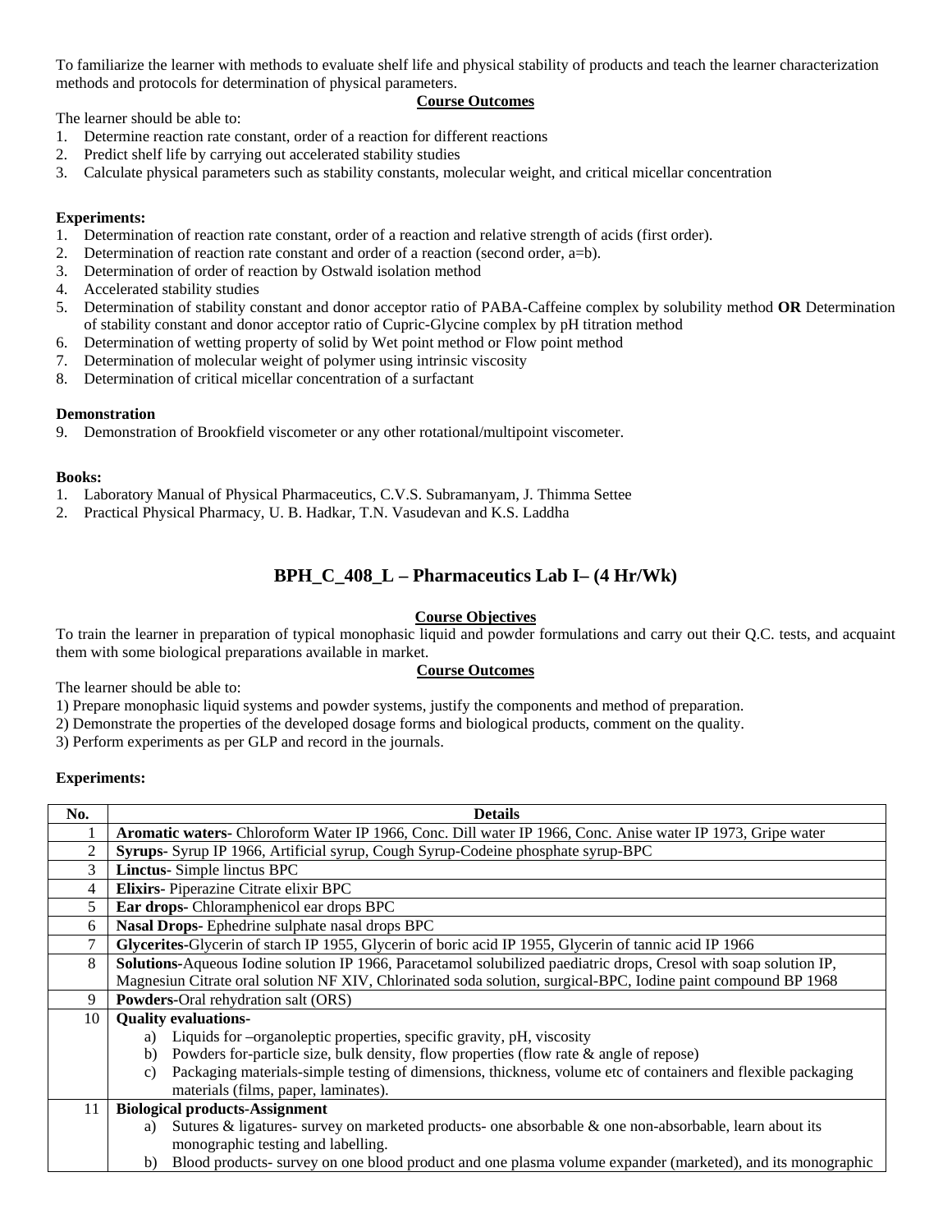To familiarize the learner with methods to evaluate shelf life and physical stability of products and teach the learner characterization methods and protocols for determination of physical parameters.

**Course Outcomes**

The learner should be able to:

1. Determine reaction rate constant, order of a reaction for different reactions
2. Predict shelf life by carrying out accelerated stability studies
3. Calculate physical parameters such as stability constants, molecular weight, and critical micellar concentration

**Experiments:**

1. Determination of reaction rate constant, order of a reaction and relative strength of acids (first order).
2. Determination of reaction rate constant and order of a reaction (second order, a=b).
3. Determination of order of reaction by Ostwald isolation method
4. Accelerated stability studies
5. Determination of stability constant and donor acceptor ratio of PABA-Caffeine complex by solubility method **OR** Determination of stability constant and donor acceptor ratio of Cupric-Glycine complex by pH titration method
6. Determination of wetting property of solid by Wet point method or Flow point method
7. Determination of molecular weight of polymer using intrinsic viscosity
8. Determination of critical micellar concentration of a surfactant

**Demonstration**

9. Demonstration of Brookfield viscometer or any other rotational/multipoint viscometer.

**Books:**

1. Laboratory Manual of Physical Pharmaceutics, C.V.S. Subramanyam, J. Thimma Settee
2. Practical Physical Pharmacy, U. B. Hadkar, T.N. Vasudevan and K.S. Laddha

## BPH_C_408_L – Pharmaceutics Lab I– (4 Hr/Wk)

**Course Objectives**

To train the learner in preparation of typical monophasic liquid and powder formulations and carry out their Q.C. tests, and acquaint them with some biological preparations available in market.

**Course Outcomes**

The learner should be able to:

1) Prepare monophasic liquid systems and powder systems, justify the components and method of preparation.
2) Demonstrate the properties of the developed dosage forms and biological products, comment on the quality.
3) Perform experiments as per GLP and record in the journals.

**Experiments:**

| No. | Details |
|---|---|
| 1 | **Aromatic waters-** Chloroform Water IP 1966, Conc. Dill water IP 1966, Conc. Anise water IP 1973, Gripe water |
| 2 | **Syrups-** Syrup IP 1966, Artificial syrup, Cough Syrup-Codeine phosphate syrup-BPC |
| 3 | **Linctus-** Simple linctus BPC |
| 4 | **Elixirs-** Piperazine Citrate elixir BPC |
| 5 | **Ear drops-** Chloramphenicol ear drops BPC |
| 6 | **Nasal Drops-** Ephedrine sulphate nasal drops BPC |
| 7 | **Glycerites-**Glycerin of starch IP 1955, Glycerin of boric acid IP 1955, Glycerin of tannic acid IP 1966 |
| 8 | **Solutions-**Aqueous Iodine solution IP 1966, Paracetamol solubilized paediatric drops, Cresol with soap solution IP, Magnesiun Citrate oral solution NF XIV, Chlorinated soda solution, surgical-BPC, Iodine paint compound BP 1968 |
| 9 | **Powders-**Oral rehydration salt (ORS) |
| 10 | **Quality evaluations-**<br>a) Liquids for –organoleptic properties, specific gravity, pH, viscosity<br>b) Powders for-particle size, bulk density, flow properties (flow rate & angle of repose)<br>c) Packaging materials-simple testing of dimensions, thickness, volume etc of containers and flexible packaging materials (films, paper, laminates). |
| 11 | **Biological products-Assignment**<br>a) Sutures & ligatures- survey on marketed products- one absorbable & one non-absorbable, learn about its monographic testing and labelling.<br>b) Blood products- survey on one blood product and one plasma volume expander (marketed), and its monographic |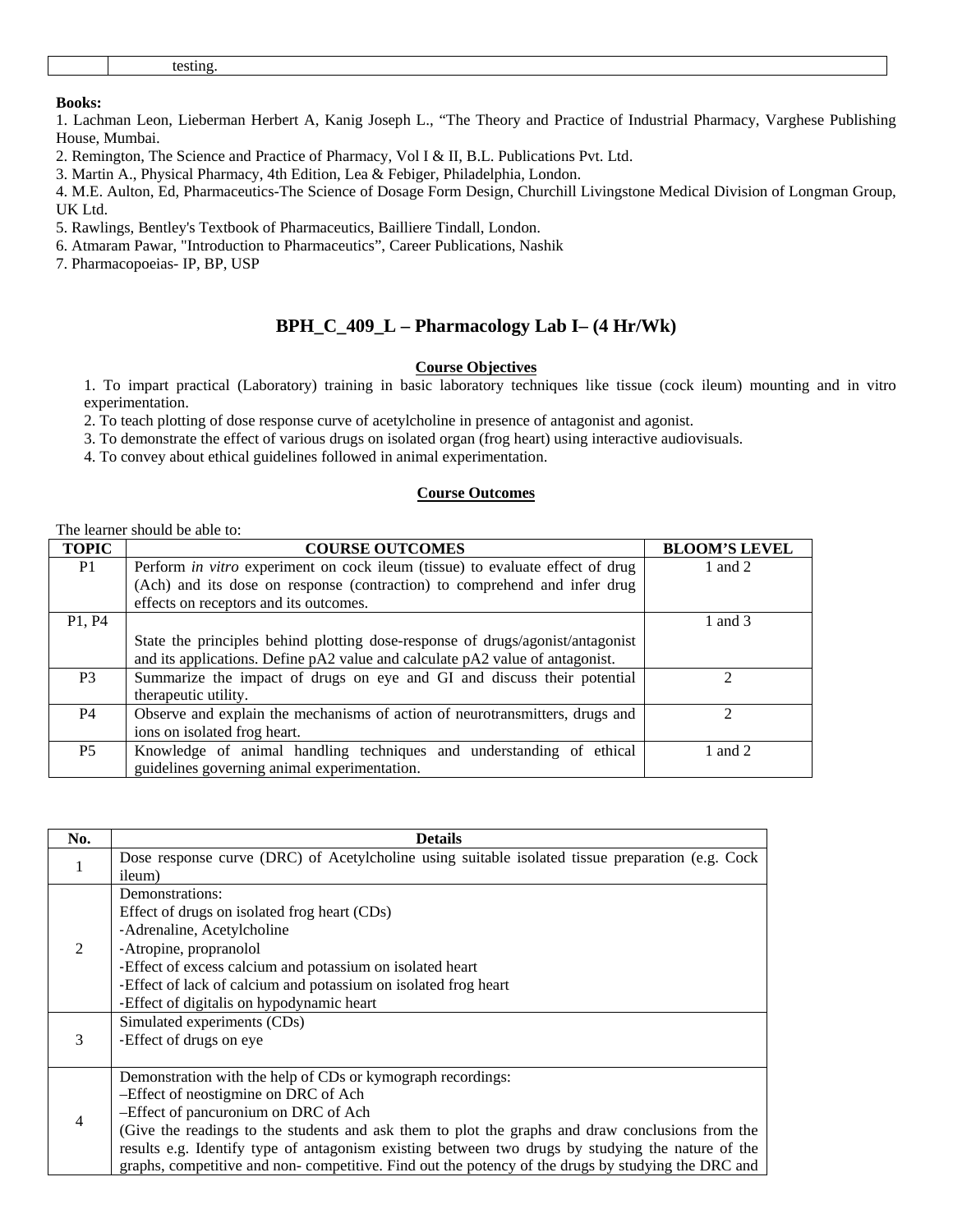| | testing. |
|---|---|

**Books:**

1. Lachman Leon, Lieberman Herbert A, Kanig Joseph L., "The Theory and Practice of Industrial Pharmacy, Varghese Publishing House, Mumbai.
2. Remington, The Science and Practice of Pharmacy, Vol I & II, B.L. Publications Pvt. Ltd.
3. Martin A., Physical Pharmacy, 4th Edition, Lea & Febiger, Philadelphia, London.
4. M.E. Aulton, Ed, Pharmaceutics-The Science of Dosage Form Design, Churchill Livingstone Medical Division of Longman Group, UK Ltd.
5. Rawlings, Bentley's Textbook of Pharmaceutics, Bailliere Tindall, London.
6. Atmaram Pawar, "Introduction to Pharmaceutics", Career Publications, Nashik
7. Pharmacopoeias- IP, BP, USP

## BPH_C_409_L – Pharmacology Lab I– (4 Hr/Wk)

### Course Objectives

1. To impart practical (Laboratory) training in basic laboratory techniques like tissue (cock ileum) mounting and in vitro experimentation.
2. To teach plotting of dose response curve of acetylcholine in presence of antagonist and agonist.
3. To demonstrate the effect of various drugs on isolated organ (frog heart) using interactive audiovisuals.
4. To convey about ethical guidelines followed in animal experimentation.

### Course Outcomes

The learner should be able to:

| TOPIC | COURSE OUTCOMES | BLOOM'S LEVEL |
|---|---|---|
| P1 | Perform *in vitro* experiment on cock ileum (tissue) to evaluate effect of drug (Ach) and its dose on response (contraction) to comprehend and infer drug effects on receptors and its outcomes. | 1 and 2 |
| P1, P4 | State the principles behind plotting dose-response of drugs/agonist/antagonist and its applications. Define pA2 value and calculate pA2 value of antagonist. | 1 and 3 |
| P3 | Summarize the impact of drugs on eye and GI and discuss their potential therapeutic utility. | 2 |
| P4 | Observe and explain the mechanisms of action of neurotransmitters, drugs and ions on isolated frog heart. | 2 |
| P5 | Knowledge of animal handling techniques and understanding of ethical guidelines governing animal experimentation. | 1 and 2 |

| No. | Details |
|---|---|
| 1 | Dose response curve (DRC) of Acetylcholine using suitable isolated tissue preparation (e.g. Cock ileum) |
| 2 | Demonstrations:<br>Effect of drugs on isolated frog heart (CDs)<br>-Adrenaline, Acetylcholine<br>-Atropine, propranolol<br>-Effect of excess calcium and potassium on isolated heart<br>-Effect of lack of calcium and potassium on isolated frog heart<br>-Effect of digitalis on hypodynamic heart |
| 3 | Simulated experiments (CDs)<br>-Effect of drugs on eye |
| 4 | Demonstration with the help of CDs or kymograph recordings:<br>–Effect of neostigmine on DRC of Ach<br>–Effect of pancuronium on DRC of Ach<br>(Give the readings to the students and ask them to plot the graphs and draw conclusions from the results e.g. Identify type of antagonism existing between two drugs by studying the nature of the graphs, competitive and non- competitive. Find out the potency of the drugs by studying the DRC and |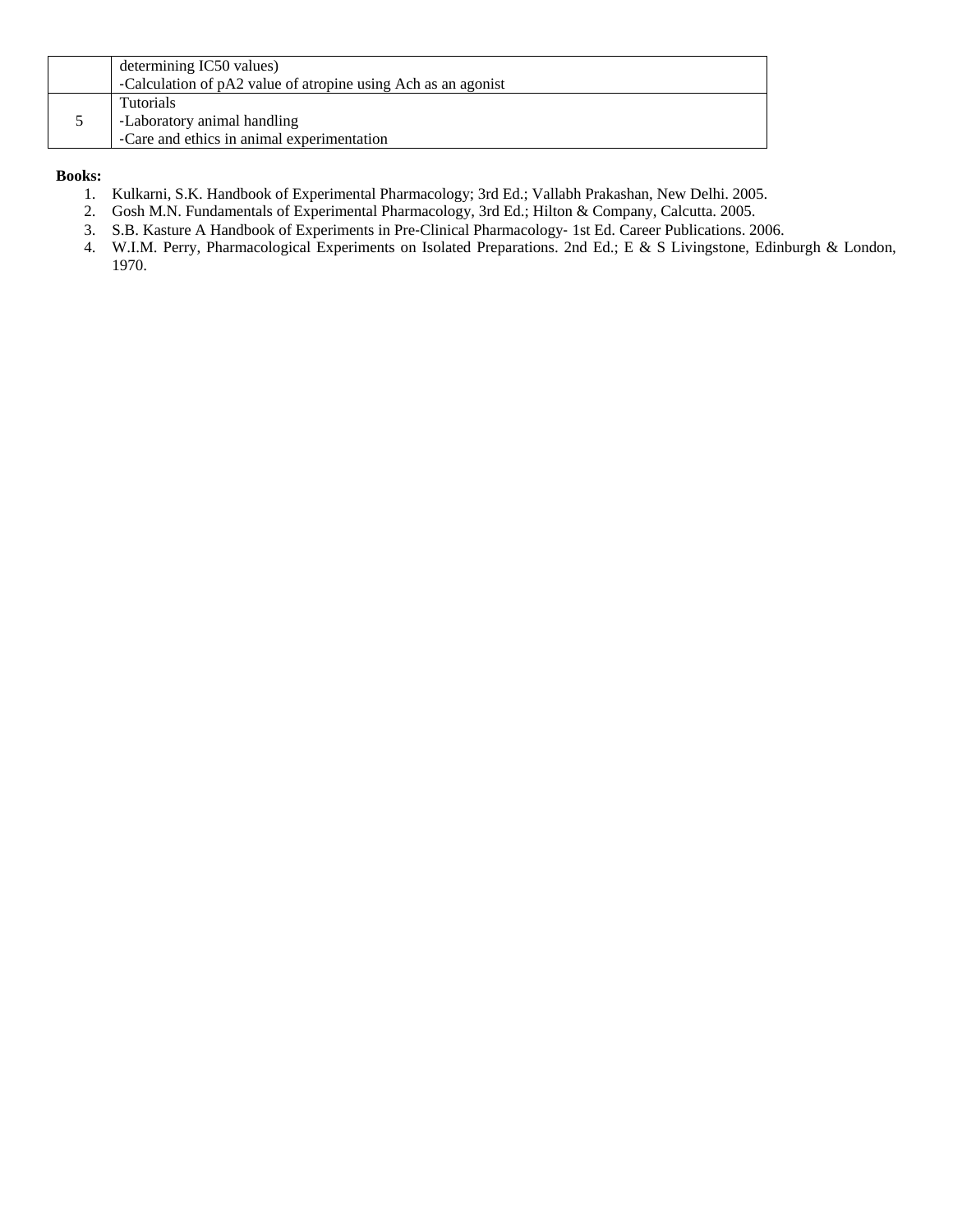| | |
|---|---|
| | determining IC50 values)<br>-Calculation of pA2 value of atropine using Ach as an agonist |
| 5 | Tutorials<br>-Laboratory animal handling<br>-Care and ethics in animal experimentation |

**Books:**

1. Kulkarni, S.K. Handbook of Experimental Pharmacology; 3rd Ed.; Vallabh Prakashan, New Delhi. 2005.
2. Gosh M.N. Fundamentals of Experimental Pharmacology, 3rd Ed.; Hilton & Company, Calcutta. 2005.
3. S.B. Kasture A Handbook of Experiments in Pre-Clinical Pharmacology- 1st Ed. Career Publications. 2006.
4. W.I.M. Perry, Pharmacological Experiments on Isolated Preparations. 2nd Ed.; E & S Livingstone, Edinburgh & London, 1970.